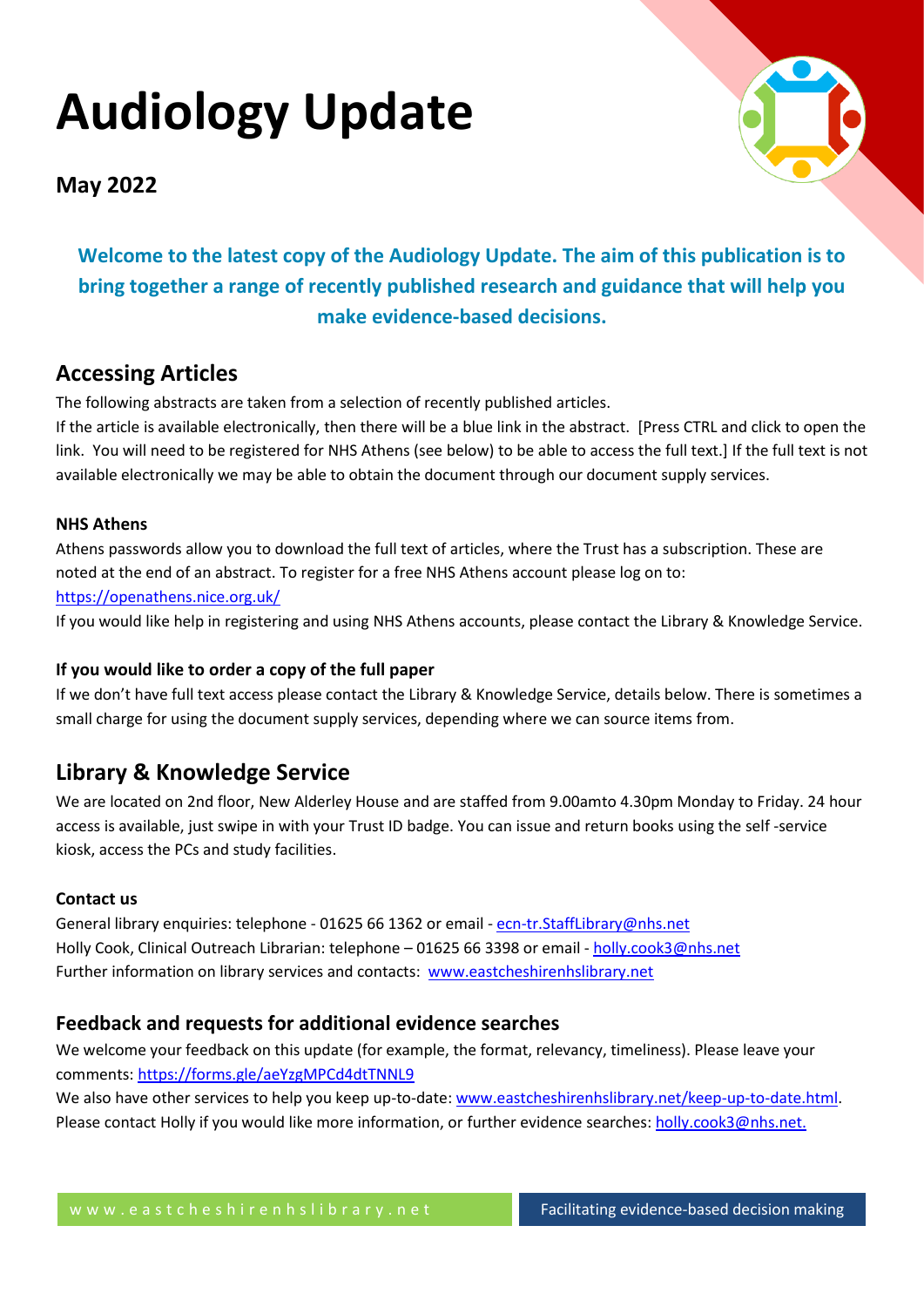# Audiology Update

## May 2022

**Welcome to the latest copy of the Audiology Update. The aim of this publication is to bring together a range of recently published research and guidance that will help you make evidence-based decisions.**

## Accessing Articles

The following abstracts are taken from a selection of recently published articles.

If the article is available electronically, then there will be a blue link in the abstract. [Press CTRL and click to open the link. You will need to be registered for NHS Athens (see below) to be able to access the full text.] If the full text is not available electronically we may be able to obtain the document through our document supply services.

### NHS Athens

Athens passwords allow you to download the full text of articles, where the Trust has a subscription. These are noted at the end of an abstract. To register for a free NHS Athens account please log on to: https://openathens.nice.org.uk/

If you would like help in registering and using NHS Athens accounts, please contact the Library & Knowledge Service.

### If you would like to order a copy of the full paper

If we don't have full text access please contact the Library & Knowledge Service, details below. There is sometimes a small charge for using the document supply services, depending where we can source items from.

## Library & Knowledge Service

We are located on 2nd floor, New Alderley House and are staffed from 9.00amto 4.30pm Monday to Friday. 24 hour access is available, just swipe in with your Trust ID badge. You can issue and return books using the self -service kiosk, access the PCs and study facilities.

### Contact us

General library enquiries: telephone - 01625 66 1362 or email - ecn-tr.StaffLibrary@nhs.net

Holly Cook, Clinical Outreach Librarian: telephone – 01625 66 3398 or email - holly.cook3@nhs.net

Further information on library services and contacts: www.eastcheshirenhslibrary.net

## Feedback and requests for additional evidence searches

We welcome your feedback on this update (for example, the format, relevancy, timeliness). Please leave your comments: https://forms.gle/aeYzgMPCd4dtTNNL9

We also have other services to help you keep up-to-date: www.eastcheshirenhslibrary.net/keep-up-to-date.html.

Please contact Holly if you would like more information, or further evidence searches: holly.cook3@nhs.net.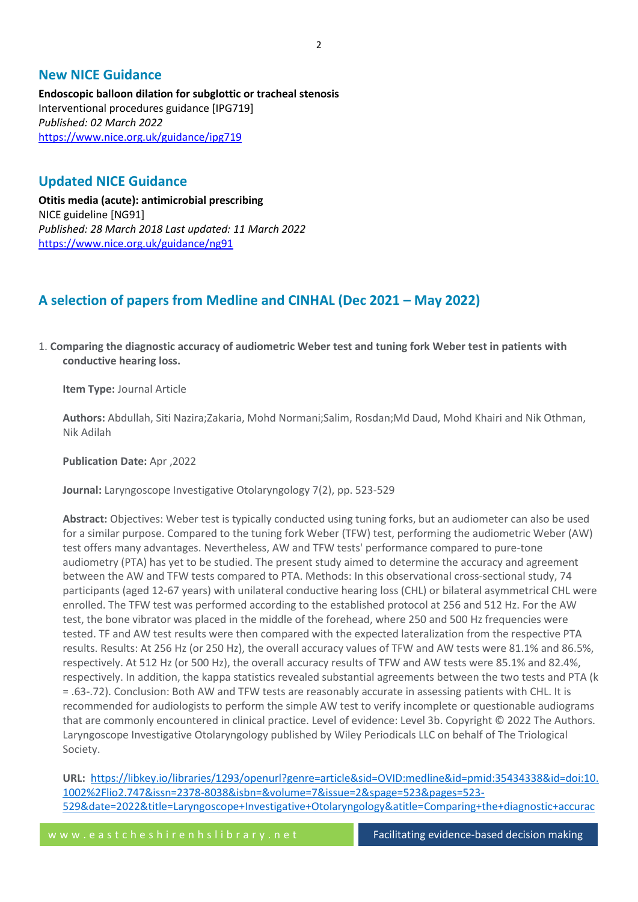## New NICE Guidance

**Endoscopic balloon dilation for subglottic or tracheal stenosis**
Interventional procedures guidance [IPG719]
*Published: 02 March 2022*
https://www.nice.org.uk/guidance/ipg719

## Updated NICE Guidance

**Otitis media (acute): antimicrobial prescribing**
NICE guideline [NG91]
*Published: 28 March 2018 Last updated: 11 March 2022*
https://www.nice.org.uk/guidance/ng91

## A selection of papers from Medline and CINHAL (Dec 2021 – May 2022)

1. **Comparing the diagnostic accuracy of audiometric Weber test and tuning fork Weber test in patients with conductive hearing loss.**

   **Item Type:** Journal Article

   **Authors:** Abdullah, Siti Nazira;Zakaria, Mohd Normani;Salim, Rosdan;Md Daud, Mohd Khairi and Nik Othman, Nik Adilah

   **Publication Date:** Apr ,2022

   **Journal:** Laryngoscope Investigative Otolaryngology 7(2), pp. 523-529

   **Abstract:** Objectives: Weber test is typically conducted using tuning forks, but an audiometer can also be used for a similar purpose. Compared to the tuning fork Weber (TFW) test, performing the audiometric Weber (AW) test offers many advantages. Nevertheless, AW and TFW tests' performance compared to pure-tone audiometry (PTA) has yet to be studied. The present study aimed to determine the accuracy and agreement between the AW and TFW tests compared to PTA. Methods: In this observational cross-sectional study, 74 participants (aged 12-67 years) with unilateral conductive hearing loss (CHL) or bilateral asymmetrical CHL were enrolled. The TFW test was performed according to the established protocol at 256 and 512 Hz. For the AW test, the bone vibrator was placed in the middle of the forehead, where 250 and 500 Hz frequencies were tested. TF and AW test results were then compared with the expected lateralization from the respective PTA results. Results: At 256 Hz (or 250 Hz), the overall accuracy values of TFW and AW tests were 81.1% and 86.5%, respectively. At 512 Hz (or 500 Hz), the overall accuracy results of TFW and AW tests were 85.1% and 82.4%, respectively. In addition, the kappa statistics revealed substantial agreements between the two tests and PTA (k = .63-.72). Conclusion: Both AW and TFW tests are reasonably accurate in assessing patients with CHL. It is recommended for audiologists to perform the simple AW test to verify incomplete or questionable audiograms that are commonly encountered in clinical practice. Level of evidence: Level 3b. Copyright © 2022 The Authors. Laryngoscope Investigative Otolaryngology published by Wiley Periodicals LLC on behalf of The Triological Society.

   **URL:** https://libkey.io/libraries/1293/openurl?genre=article&sid=OVID:medline&id=pmid:35434338&id=doi:10.1002%2Flio2.747&issn=2378-8038&isbn=&volume=7&issue=2&spage=523&pages=523-529&date=2022&title=Laryngoscope+Investigative+Otolaryngology&atitle=Comparing+the+diagnostic+accurac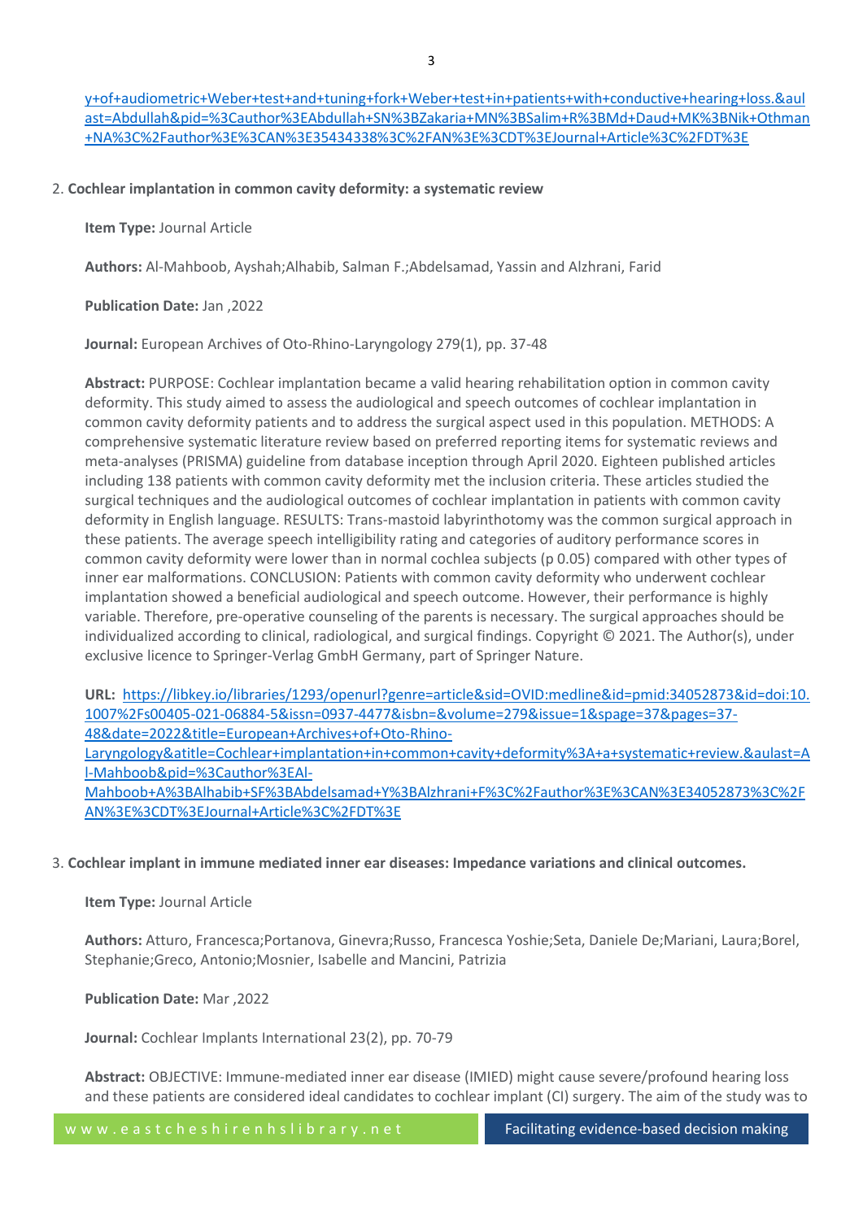y+of+audiometric+Weber+test+and+tuning+fork+Weber+test+in+patients+with+conductive+hearing+loss.&aulast=Abdullah&pid=%3Cauthor%3EAbdullah+SN%3BZakaria+MN%3BSalim+R%3BMd+Daud+MK%3BNik+Othman+NA%3C%2Fauthor%3E%3CAN%3E35434338%3C%2FAN%3E%3CDT%3EJournal+Article%3C%2FDT%3E

2. **Cochlear implantation in common cavity deformity: a systematic review**

   **Item Type:** Journal Article

   **Authors:** Al-Mahboob, Ayshah;Alhabib, Salman F.;Abdelsamad, Yassin and Alzhrani, Farid

   **Publication Date:** Jan ,2022

   **Journal:** European Archives of Oto-Rhino-Laryngology 279(1), pp. 37-48

   **Abstract:** PURPOSE: Cochlear implantation became a valid hearing rehabilitation option in common cavity deformity. This study aimed to assess the audiological and speech outcomes of cochlear implantation in common cavity deformity patients and to address the surgical aspect used in this population. METHODS: A comprehensive systematic literature review based on preferred reporting items for systematic reviews and meta-analyses (PRISMA) guideline from database inception through April 2020. Eighteen published articles including 138 patients with common cavity deformity met the inclusion criteria. These articles studied the surgical techniques and the audiological outcomes of cochlear implantation in patients with common cavity deformity in English language. RESULTS: Trans-mastoid labyrinthotomy was the common surgical approach in these patients. The average speech intelligibility rating and categories of auditory performance scores in common cavity deformity were lower than in normal cochlea subjects (p 0.05) compared with other types of inner ear malformations. CONCLUSION: Patients with common cavity deformity who underwent cochlear implantation showed a beneficial audiological and speech outcome. However, their performance is highly variable. Therefore, pre-operative counseling of the parents is necessary. The surgical approaches should be individualized according to clinical, radiological, and surgical findings. Copyright © 2021. The Author(s), under exclusive licence to Springer-Verlag GmbH Germany, part of Springer Nature.

   **URL:** https://libkey.io/libraries/1293/openurl?genre=article&sid=OVID:medline&id=pmid:34052873&id=doi:10.1007%2Fs00405-021-06884-5&issn=0937-4477&isbn=&volume=279&issue=1&spage=37&pages=37-48&date=2022&title=European+Archives+of+Oto-Rhino-Laryngology&atitle=Cochlear+implantation+in+common+cavity+deformity%3A+a+systematic+review.&aulast=Al-Mahboob&pid=%3Cauthor%3EAl-Mahboob+A%3BAlhabib+SF%3BAbdelsamad+Y%3BAlzhrani+F%3C%2Fauthor%3E%3CAN%3E34052873%3C%2FAN%3E%3CDT%3EJournal+Article%3C%2FDT%3E

3. **Cochlear implant in immune mediated inner ear diseases: Impedance variations and clinical outcomes.**

   **Item Type:** Journal Article

   **Authors:** Atturo, Francesca;Portanova, Ginevra;Russo, Francesca Yoshie;Seta, Daniele De;Mariani, Laura;Borel, Stephanie;Greco, Antonio;Mosnier, Isabelle and Mancini, Patrizia

   **Publication Date:** Mar ,2022

   **Journal:** Cochlear Implants International 23(2), pp. 70-79

   **Abstract:** OBJECTIVE: Immune-mediated inner ear disease (IMIED) might cause severe/profound hearing loss and these patients are considered ideal candidates to cochlear implant (CI) surgery. The aim of the study was to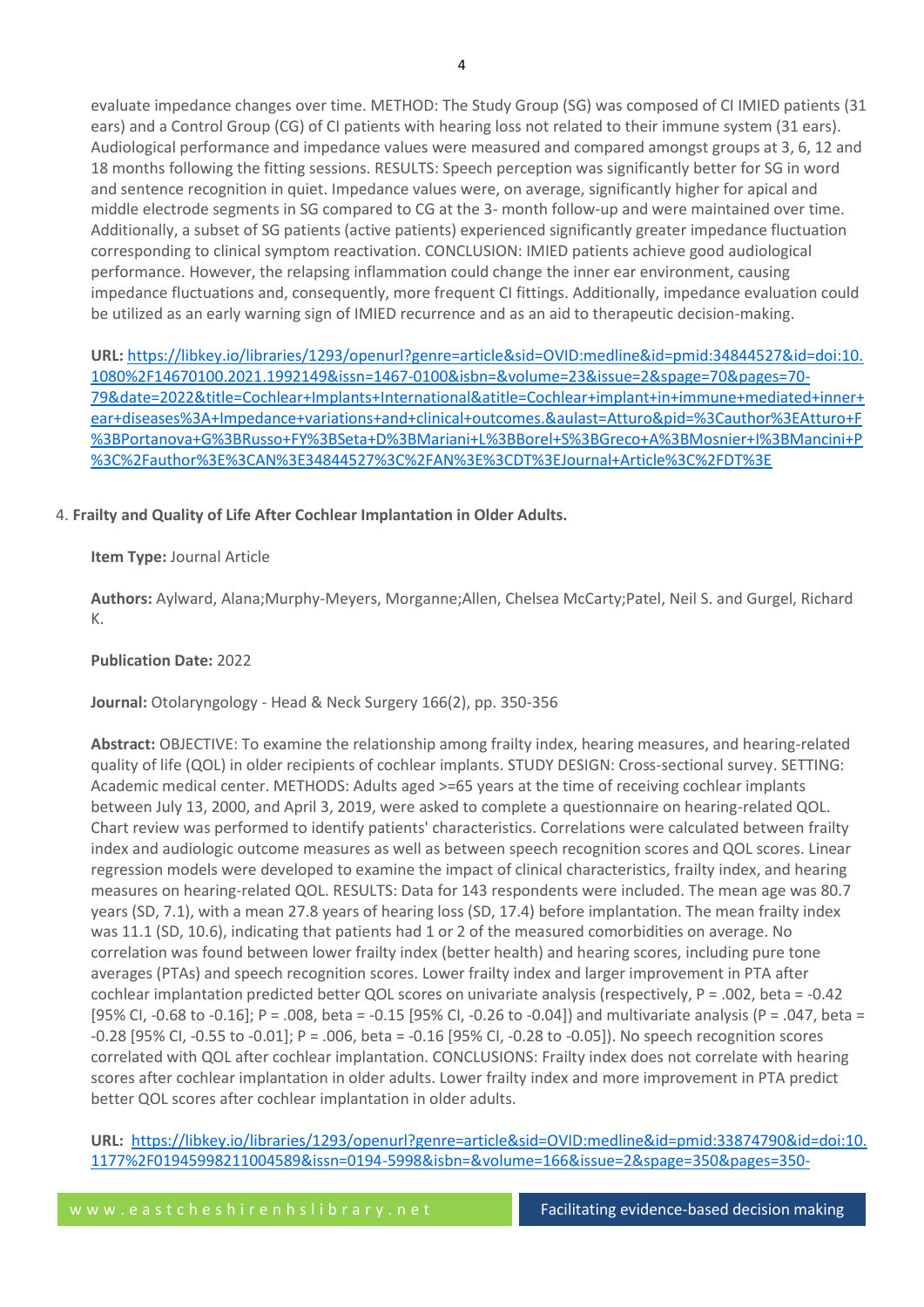evaluate impedance changes over time. METHOD: The Study Group (SG) was composed of CI IMIED patients (31 ears) and a Control Group (CG) of CI patients with hearing loss not related to their immune system (31 ears). Audiological performance and impedance values were measured and compared amongst groups at 3, 6, 12 and 18 months following the fitting sessions. RESULTS: Speech perception was significantly better for SG in word and sentence recognition in quiet. Impedance values were, on average, significantly higher for apical and middle electrode segments in SG compared to CG at the 3- month follow-up and were maintained over time. Additionally, a subset of SG patients (active patients) experienced significantly greater impedance fluctuation corresponding to clinical symptom reactivation. CONCLUSION: IMIED patients achieve good audiological performance. However, the relapsing inflammation could change the inner ear environment, causing impedance fluctuations and, consequently, more frequent CI fittings. Additionally, impedance evaluation could be utilized as an early warning sign of IMIED recurrence and as an aid to therapeutic decision-making.

**URL:** https://libkey.io/libraries/1293/openurl?genre=article&sid=OVID:medline&id=pmid:34844527&id=doi:10.1080%2F14670100.2021.1992149&issn=1467-0100&isbn=&volume=23&issue=2&spage=70&pages=70-79&date=2022&title=Cochlear+Implants+International&atitle=Cochlear+implant+in+immune+mediated+inner+ear+diseases%3A+Impedance+variations+and+clinical+outcomes.&aulast=Atturo&pid=%3Cauthor%3EAtturo+F%3BPortanova+G%3BRusso+FY%3BSeta+D%3BMariani+L%3BBorel+S%3BGreco+A%3BMosnier+I%3BMancini+P%3C%2Fauthor%3E%3CAN%3E34844527%3C%2FAN%3E%3CDT%3EJournal+Article%3C%2FDT%3E

4. **Frailty and Quality of Life After Cochlear Implantation in Older Adults.**

**Item Type:** Journal Article

**Authors:** Aylward, Alana;Murphy-Meyers, Morganne;Allen, Chelsea McCarty;Patel, Neil S. and Gurgel, Richard K.

**Publication Date:** 2022

**Journal:** Otolaryngology - Head & Neck Surgery 166(2), pp. 350-356

**Abstract:** OBJECTIVE: To examine the relationship among frailty index, hearing measures, and hearing-related quality of life (QOL) in older recipients of cochlear implants. STUDY DESIGN: Cross-sectional survey. SETTING: Academic medical center. METHODS: Adults aged >=65 years at the time of receiving cochlear implants between July 13, 2000, and April 3, 2019, were asked to complete a questionnaire on hearing-related QOL. Chart review was performed to identify patients' characteristics. Correlations were calculated between frailty index and audiologic outcome measures as well as between speech recognition scores and QOL scores. Linear regression models were developed to examine the impact of clinical characteristics, frailty index, and hearing measures on hearing-related QOL. RESULTS: Data for 143 respondents were included. The mean age was 80.7 years (SD, 7.1), with a mean 27.8 years of hearing loss (SD, 17.4) before implantation. The mean frailty index was 11.1 (SD, 10.6), indicating that patients had 1 or 2 of the measured comorbidities on average. No correlation was found between lower frailty index (better health) and hearing scores, including pure tone averages (PTAs) and speech recognition scores. Lower frailty index and larger improvement in PTA after cochlear implantation predicted better QOL scores on univariate analysis (respectively, P = .002, beta = -0.42 [95% CI, -0.68 to -0.16]; P = .008, beta = -0.15 [95% CI, -0.26 to -0.04]) and multivariate analysis (P = .047, beta = -0.28 [95% CI, -0.55 to -0.01]; P = .006, beta = -0.16 [95% CI, -0.28 to -0.05]). No speech recognition scores correlated with QOL after cochlear implantation. CONCLUSIONS: Frailty index does not correlate with hearing scores after cochlear implantation in older adults. Lower frailty index and more improvement in PTA predict better QOL scores after cochlear implantation in older adults.

**URL:** https://libkey.io/libraries/1293/openurl?genre=article&sid=OVID:medline&id=pmid:33874790&id=doi:10.1177%2F01945998211004589&issn=0194-5998&isbn=&volume=166&issue=2&spage=350&pages=350-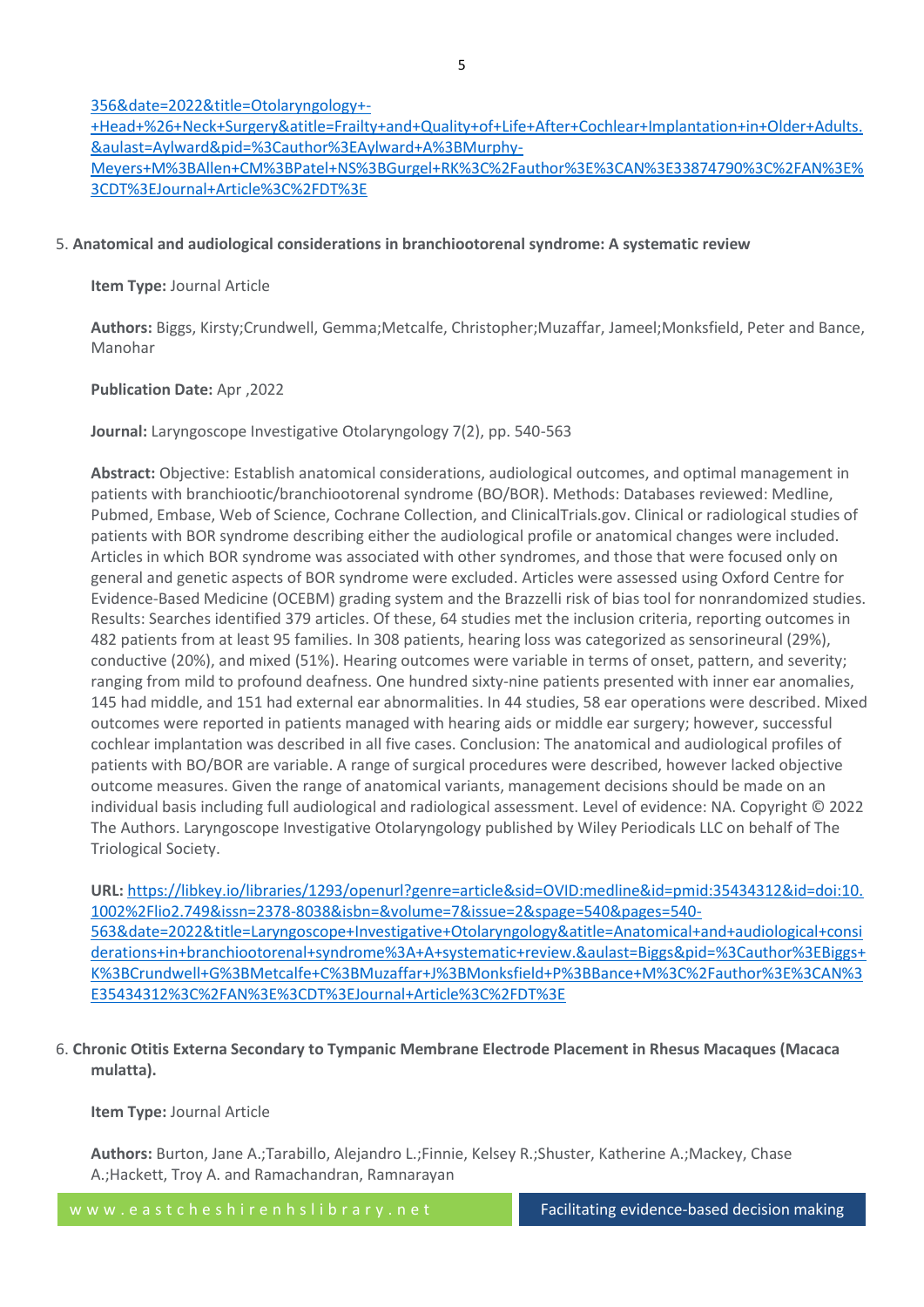356&date=2022&title=Otolaryngology+-+Head+%26+Neck+Surgery&atitle=Frailty+and+Quality+of+Life+After+Cochlear+Implantation+in+Older+Adults.&aulast=Aylward&pid=%3Cauthor%3EAylward+A%3BMurphy-Meyers+M%3BAllen+CM%3BPatel+NS%3BGurgel+RK%3C%2Fauthor%3E%3CAN%3E33874790%3C%2FAN%3E%3CDT%3EJournal+Article%3C%2FDT%3E

5. **Anatomical and audiological considerations in branchiootorenal syndrome: A systematic review**

   **Item Type:** Journal Article

   **Authors:** Biggs, Kirsty;Crundwell, Gemma;Metcalfe, Christopher;Muzaffar, Jameel;Monksfield, Peter and Bance, Manohar

   **Publication Date:** Apr ,2022

   **Journal:** Laryngoscope Investigative Otolaryngology 7(2), pp. 540-563

   **Abstract:** Objective: Establish anatomical considerations, audiological outcomes, and optimal management in patients with branchiootic/branchiootorenal syndrome (BO/BOR). Methods: Databases reviewed: Medline, Pubmed, Embase, Web of Science, Cochrane Collection, and ClinicalTrials.gov. Clinical or radiological studies of patients with BOR syndrome describing either the audiological profile or anatomical changes were included. Articles in which BOR syndrome was associated with other syndromes, and those that were focused only on general and genetic aspects of BOR syndrome were excluded. Articles were assessed using Oxford Centre for Evidence-Based Medicine (OCEBM) grading system and the Brazzelli risk of bias tool for nonrandomized studies. Results: Searches identified 379 articles. Of these, 64 studies met the inclusion criteria, reporting outcomes in 482 patients from at least 95 families. In 308 patients, hearing loss was categorized as sensorineural (29%), conductive (20%), and mixed (51%). Hearing outcomes were variable in terms of onset, pattern, and severity; ranging from mild to profound deafness. One hundred sixty-nine patients presented with inner ear anomalies, 145 had middle, and 151 had external ear abnormalities. In 44 studies, 58 ear operations were described. Mixed outcomes were reported in patients managed with hearing aids or middle ear surgery; however, successful cochlear implantation was described in all five cases. Conclusion: The anatomical and audiological profiles of patients with BO/BOR are variable. A range of surgical procedures were described, however lacked objective outcome measures. Given the range of anatomical variants, management decisions should be made on an individual basis including full audiological and radiological assessment. Level of evidence: NA. Copyright © 2022 The Authors. Laryngoscope Investigative Otolaryngology published by Wiley Periodicals LLC on behalf of The Triological Society.

   **URL:** https://libkey.io/libraries/1293/openurl?genre=article&sid=OVID:medline&id=pmid:35434312&id=doi:10.1002%2Flio2.749&issn=2378-8038&isbn=&volume=7&issue=2&spage=540&pages=540-563&date=2022&title=Laryngoscope+Investigative+Otolaryngology&atitle=Anatomical+and+audiological+considerations+in+branchiootorenal+syndrome%3A+A+systematic+review.&aulast=Biggs&pid=%3Cauthor%3EBiggs+K%3BCrundwell+G%3BMetcalfe+C%3BMuzaffar+J%3BMonksfield+P%3BBance+M%3C%2Fauthor%3E%3CAN%3E35434312%3C%2FAN%3E%3CDT%3EJournal+Article%3C%2FDT%3E

6. **Chronic Otitis Externa Secondary to Tympanic Membrane Electrode Placement in Rhesus Macaques (Macaca mulatta).**

   **Item Type:** Journal Article

   **Authors:** Burton, Jane A.;Tarabillo, Alejandro L.;Finnie, Kelsey R.;Shuster, Katherine A.;Mackey, Chase A.;Hackett, Troy A. and Ramachandran, Ramnarayan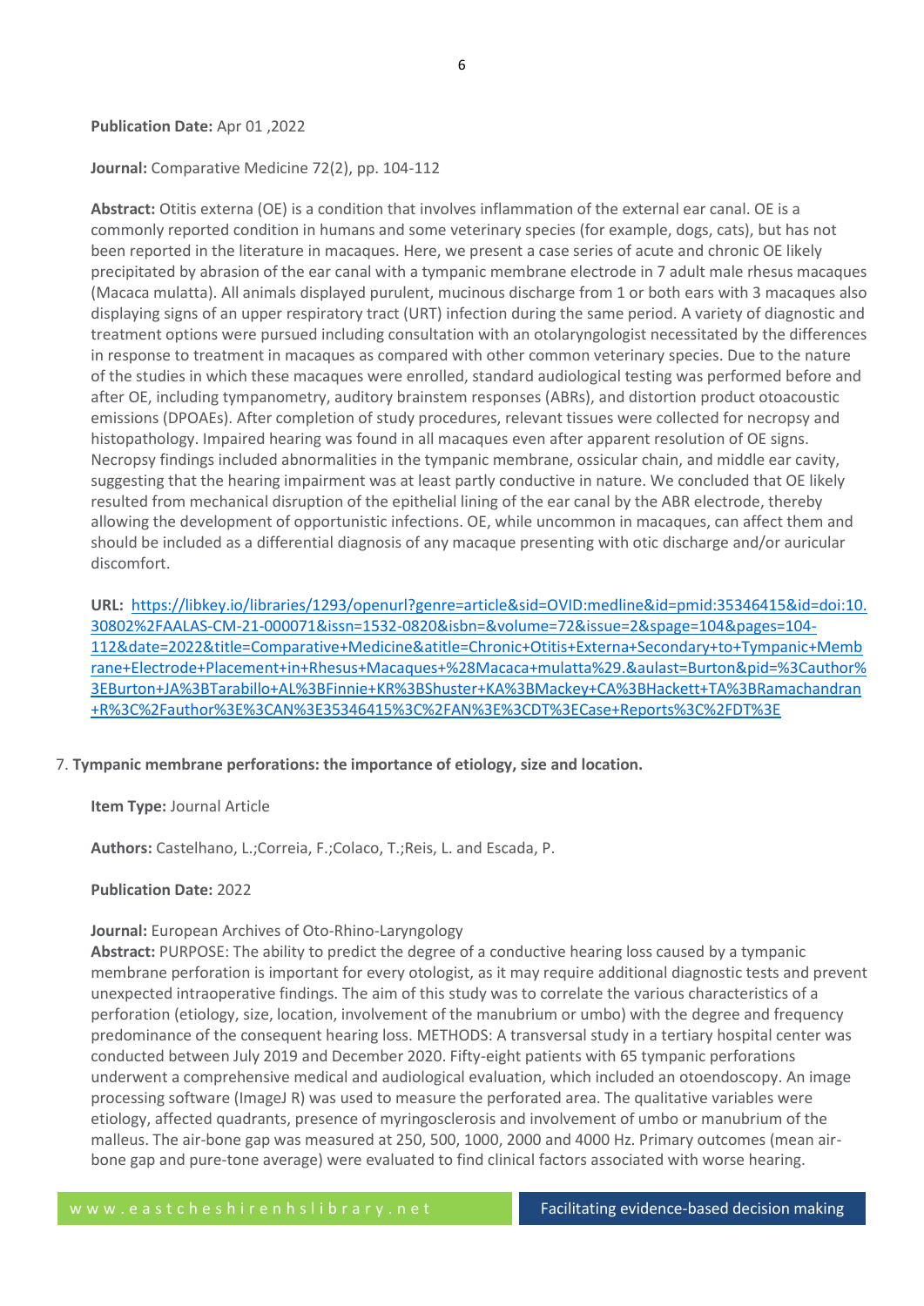**Publication Date:** Apr 01 ,2022

**Journal:** Comparative Medicine 72(2), pp. 104-112

**Abstract:** Otitis externa (OE) is a condition that involves inflammation of the external ear canal. OE is a commonly reported condition in humans and some veterinary species (for example, dogs, cats), but has not been reported in the literature in macaques. Here, we present a case series of acute and chronic OE likely precipitated by abrasion of the ear canal with a tympanic membrane electrode in 7 adult male rhesus macaques (Macaca mulatta). All animals displayed purulent, mucinous discharge from 1 or both ears with 3 macaques also displaying signs of an upper respiratory tract (URT) infection during the same period. A variety of diagnostic and treatment options were pursued including consultation with an otolaryngologist necessitated by the differences in response to treatment in macaques as compared with other common veterinary species. Due to the nature of the studies in which these macaques were enrolled, standard audiological testing was performed before and after OE, including tympanometry, auditory brainstem responses (ABRs), and distortion product otoacoustic emissions (DPOAEs). After completion of study procedures, relevant tissues were collected for necropsy and histopathology. Impaired hearing was found in all macaques even after apparent resolution of OE signs. Necropsy findings included abnormalities in the tympanic membrane, ossicular chain, and middle ear cavity, suggesting that the hearing impairment was at least partly conductive in nature. We concluded that OE likely resulted from mechanical disruption of the epithelial lining of the ear canal by the ABR electrode, thereby allowing the development of opportunistic infections. OE, while uncommon in macaques, can affect them and should be included as a differential diagnosis of any macaque presenting with otic discharge and/or auricular discomfort.

**URL:** https://libkey.io/libraries/1293/openurl?genre=article&sid=OVID:medline&id=pmid:35346415&id=doi:10.30802%2FAALAS-CM-21-000071&issn=1532-0820&isbn=&volume=72&issue=2&spage=104&pages=104-112&date=2022&title=Comparative+Medicine&atitle=Chronic+Otitis+Externa+Secondary+to+Tympanic+Membrane+Electrode+Placement+in+Rhesus+Macaques+%28Macaca+mulatta%29.&aulast=Burton&pid=%3Cauthor%3EBurton+JA%3BTarabillo+AL%3BFinnie+KR%3BShuster+KA%3BMackey+CA%3BHackett+TA%3BRamachandran+R%3C%2Fauthor%3E%3CAN%3E35346415%3C%2FAN%3E%3CDT%3ECase+Reports%3C%2FDT%3E

7. **Tympanic membrane perforations: the importance of etiology, size and location.**

**Item Type:** Journal Article

**Authors:** Castelhano, L.;Correia, F.;Colaco, T.;Reis, L. and Escada, P.

**Publication Date:** 2022

**Journal:** European Archives of Oto-Rhino-Laryngology

**Abstract:** PURPOSE: The ability to predict the degree of a conductive hearing loss caused by a tympanic membrane perforation is important for every otologist, as it may require additional diagnostic tests and prevent unexpected intraoperative findings. The aim of this study was to correlate the various characteristics of a perforation (etiology, size, location, involvement of the manubrium or umbo) with the degree and frequency predominance of the consequent hearing loss. METHODS: A transversal study in a tertiary hospital center was conducted between July 2019 and December 2020. Fifty-eight patients with 65 tympanic perforations underwent a comprehensive medical and audiological evaluation, which included an otoendoscopy. An image processing software (ImageJ R) was used to measure the perforated area. The qualitative variables were etiology, affected quadrants, presence of myringosclerosis and involvement of umbo or manubrium of the malleus. The air-bone gap was measured at 250, 500, 1000, 2000 and 4000 Hz. Primary outcomes (mean air-bone gap and pure-tone average) were evaluated to find clinical factors associated with worse hearing.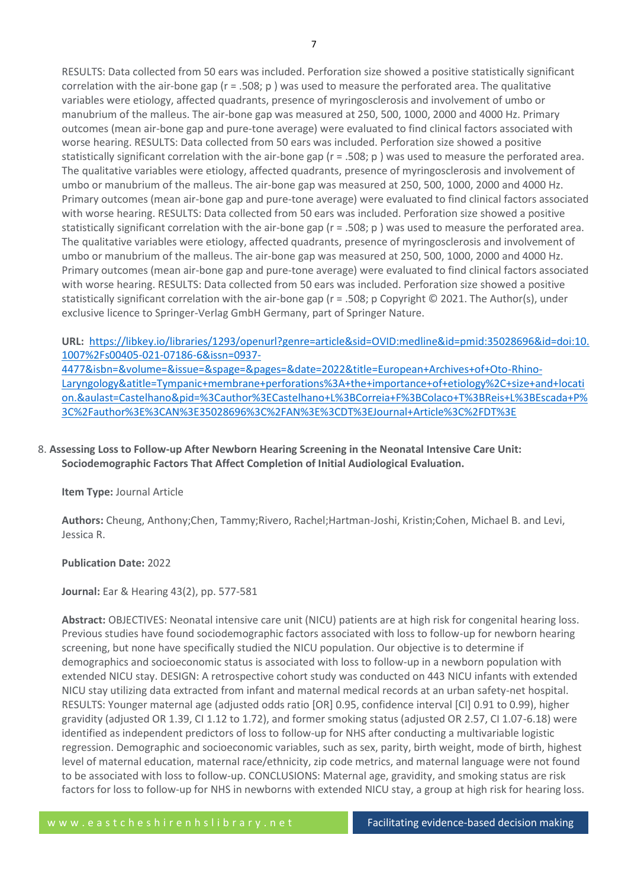RESULTS: Data collected from 50 ears was included. Perforation size showed a positive statistically significant correlation with the air-bone gap (r = .508; p ) was used to measure the perforated area. The qualitative variables were etiology, affected quadrants, presence of myringosclerosis and involvement of umbo or manubrium of the malleus. The air-bone gap was measured at 250, 500, 1000, 2000 and 4000 Hz. Primary outcomes (mean air-bone gap and pure-tone average) were evaluated to find clinical factors associated with worse hearing. RESULTS: Data collected from 50 ears was included. Perforation size showed a positive statistically significant correlation with the air-bone gap (r = .508; p ) was used to measure the perforated area. The qualitative variables were etiology, affected quadrants, presence of myringosclerosis and involvement of umbo or manubrium of the malleus. The air-bone gap was measured at 250, 500, 1000, 2000 and 4000 Hz. Primary outcomes (mean air-bone gap and pure-tone average) were evaluated to find clinical factors associated with worse hearing. RESULTS: Data collected from 50 ears was included. Perforation size showed a positive statistically significant correlation with the air-bone gap (r = .508; p ) was used to measure the perforated area. The qualitative variables were etiology, affected quadrants, presence of myringosclerosis and involvement of umbo or manubrium of the malleus. The air-bone gap was measured at 250, 500, 1000, 2000 and 4000 Hz. Primary outcomes (mean air-bone gap and pure-tone average) were evaluated to find clinical factors associated with worse hearing. RESULTS: Data collected from 50 ears was included. Perforation size showed a positive statistically significant correlation with the air-bone gap (r = .508; p Copyright © 2021. The Author(s), under exclusive licence to Springer-Verlag GmbH Germany, part of Springer Nature.

**URL:** https://libkey.io/libraries/1293/openurl?genre=article&sid=OVID:medline&id=pmid:35028696&id=doi:10.1007%2Fs00405-021-07186-6&issn=0937-4477&isbn=&volume=&issue=&spage=&pages=&date=2022&title=European+Archives+of+Oto-Rhino-Laryngology&atitle=Tympanic+membrane+perforations%3A+the+importance+of+etiology%2C+size+and+location.&aulast=Castelhano&pid=%3Cauthor%3ECastelhano+L%3BCorreia+F%3BColaco+T%3BReis+L%3BEscada+P%3C%2Fauthor%3E%3CAN%3E35028696%3C%2FAN%3E%3CDT%3EJournal+Article%3C%2FDT%3E

8. **Assessing Loss to Follow-up After Newborn Hearing Screening in the Neonatal Intensive Care Unit: Sociodemographic Factors That Affect Completion of Initial Audiological Evaluation.**

**Item Type:** Journal Article

**Authors:** Cheung, Anthony;Chen, Tammy;Rivero, Rachel;Hartman-Joshi, Kristin;Cohen, Michael B. and Levi, Jessica R.

**Publication Date:** 2022

**Journal:** Ear & Hearing 43(2), pp. 577-581

**Abstract:** OBJECTIVES: Neonatal intensive care unit (NICU) patients are at high risk for congenital hearing loss. Previous studies have found sociodemographic factors associated with loss to follow-up for newborn hearing screening, but none have specifically studied the NICU population. Our objective is to determine if demographics and socioeconomic status is associated with loss to follow-up in a newborn population with extended NICU stay. DESIGN: A retrospective cohort study was conducted on 443 NICU infants with extended NICU stay utilizing data extracted from infant and maternal medical records at an urban safety-net hospital. RESULTS: Younger maternal age (adjusted odds ratio [OR] 0.95, confidence interval [CI] 0.91 to 0.99), higher gravidity (adjusted OR 1.39, CI 1.12 to 1.72), and former smoking status (adjusted OR 2.57, CI 1.07-6.18) were identified as independent predictors of loss to follow-up for NHS after conducting a multivariable logistic regression. Demographic and socioeconomic variables, such as sex, parity, birth weight, mode of birth, highest level of maternal education, maternal race/ethnicity, zip code metrics, and maternal language were not found to be associated with loss to follow-up. CONCLUSIONS: Maternal age, gravidity, and smoking status are risk factors for loss to follow-up for NHS in newborns with extended NICU stay, a group at high risk for hearing loss.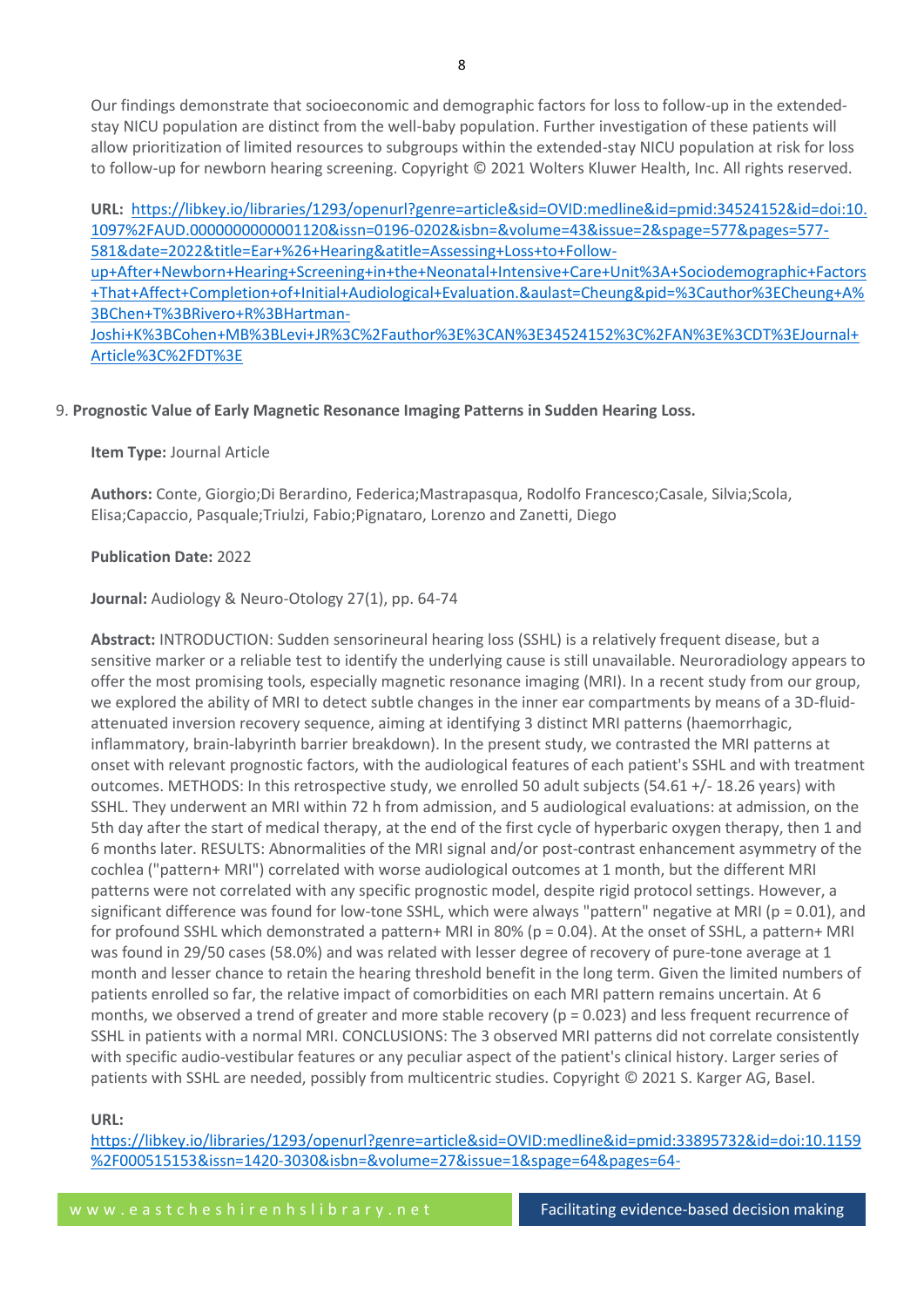Our findings demonstrate that socioeconomic and demographic factors for loss to follow-up in the extended-stay NICU population are distinct from the well-baby population. Further investigation of these patients will allow prioritization of limited resources to subgroups within the extended-stay NICU population at risk for loss to follow-up for newborn hearing screening. Copyright © 2021 Wolters Kluwer Health, Inc. All rights reserved.

**URL:** [https://libkey.io/libraries/1293/openurl?genre=article&sid=OVID:medline&id=pmid:34524152&id=doi:10.1097%2FAUD.0000000000001120&issn=0196-0202&isbn=&volume=43&issue=2&spage=577&pages=577-581&date=2022&title=Ear+%26+Hearing&atitle=Assessing+Loss+to+Follow-up+After+Newborn+Hearing+Screening+in+the+Neonatal+Intensive+Care+Unit%3A+Sociodemographic+Factors+That+Affect+Completion+of+Initial+Audiological+Evaluation.&aulast=Cheung&pid=%3Cauthor%3ECheung+A%3BChen+T%3BRivero+R%3BHartman-Joshi+K%3BCohen+MB%3BLevi+JR%3C%2Fauthor%3E%3CAN%3E34524152%3C%2FAN%3E%3CDT%3EJournal+Article%3C%2FDT%3E](https://libkey.io/libraries/1293/openurl?genre=article&sid=OVID:medline&id=pmid:34524152&id=doi:10.1097%2FAUD.0000000000001120&issn=0196-0202&isbn=&volume=43&issue=2&spage=577&pages=577-581&date=2022&title=Ear+%26+Hearing&atitle=Assessing+Loss+to+Follow-up+After+Newborn+Hearing+Screening+in+the+Neonatal+Intensive+Care+Unit%3A+Sociodemographic+Factors+That+Affect+Completion+of+Initial+Audiological+Evaluation.&aulast=Cheung&pid=%3Cauthor%3ECheung+A%3BChen+T%3BRivero+R%3BHartman-Joshi+K%3BCohen+MB%3BLevi+JR%3C%2Fauthor%3E%3CAN%3E34524152%3C%2FAN%3E%3CDT%3EJournal+Article%3C%2FDT%3E)

9. **Prognostic Value of Early Magnetic Resonance Imaging Patterns in Sudden Hearing Loss.**

**Item Type:** Journal Article

**Authors:** Conte, Giorgio;Di Berardino, Federica;Mastrapasqua, Rodolfo Francesco;Casale, Silvia;Scola, Elisa;Capaccio, Pasquale;Triulzi, Fabio;Pignataro, Lorenzo and Zanetti, Diego

**Publication Date:** 2022

**Journal:** Audiology & Neuro-Otology 27(1), pp. 64-74

**Abstract:** INTRODUCTION: Sudden sensorineural hearing loss (SSHL) is a relatively frequent disease, but a sensitive marker or a reliable test to identify the underlying cause is still unavailable. Neuroradiology appears to offer the most promising tools, especially magnetic resonance imaging (MRI). In a recent study from our group, we explored the ability of MRI to detect subtle changes in the inner ear compartments by means of a 3D-fluid-attenuated inversion recovery sequence, aiming at identifying 3 distinct MRI patterns (haemorrhagic, inflammatory, brain-labyrinth barrier breakdown). In the present study, we contrasted the MRI patterns at onset with relevant prognostic factors, with the audiological features of each patient's SSHL and with treatment outcomes. METHODS: In this retrospective study, we enrolled 50 adult subjects (54.61 +/- 18.26 years) with SSHL. They underwent an MRI within 72 h from admission, and 5 audiological evaluations: at admission, on the 5th day after the start of medical therapy, at the end of the first cycle of hyperbaric oxygen therapy, then 1 and 6 months later. RESULTS: Abnormalities of the MRI signal and/or post-contrast enhancement asymmetry of the cochlea ("pattern+ MRI") correlated with worse audiological outcomes at 1 month, but the different MRI patterns were not correlated with any specific prognostic model, despite rigid protocol settings. However, a significant difference was found for low-tone SSHL, which were always "pattern" negative at MRI ($p = 0.01$), and for profound SSHL which demonstrated a pattern+ MRI in 80% ($p = 0.04$). At the onset of SSHL, a pattern+ MRI was found in 29/50 cases (58.0%) and was related with lesser degree of recovery of pure-tone average at 1 month and lesser chance to retain the hearing threshold benefit in the long term. Given the limited numbers of patients enrolled so far, the relative impact of comorbidities on each MRI pattern remains uncertain. At 6 months, we observed a trend of greater and more stable recovery ($p = 0.023$) and less frequent recurrence of SSHL in patients with a normal MRI. CONCLUSIONS: The 3 observed MRI patterns did not correlate consistently with specific audio-vestibular features or any peculiar aspect of the patient's clinical history. Larger series of patients with SSHL are needed, possibly from multicentric studies. Copyright © 2021 S. Karger AG, Basel.

**URL:**
[https://libkey.io/libraries/1293/openurl?genre=article&sid=OVID:medline&id=pmid:33895732&id=doi:10.1159%2F000515153&issn=1420-3030&isbn=&volume=27&issue=1&spage=64&pages=64-](https://libkey.io/libraries/1293/openurl?genre=article&sid=OVID:medline&id=pmid:33895732&id=doi:10.1159%2F000515153&issn=1420-3030&isbn=&volume=27&issue=1&spage=64&pages=64-)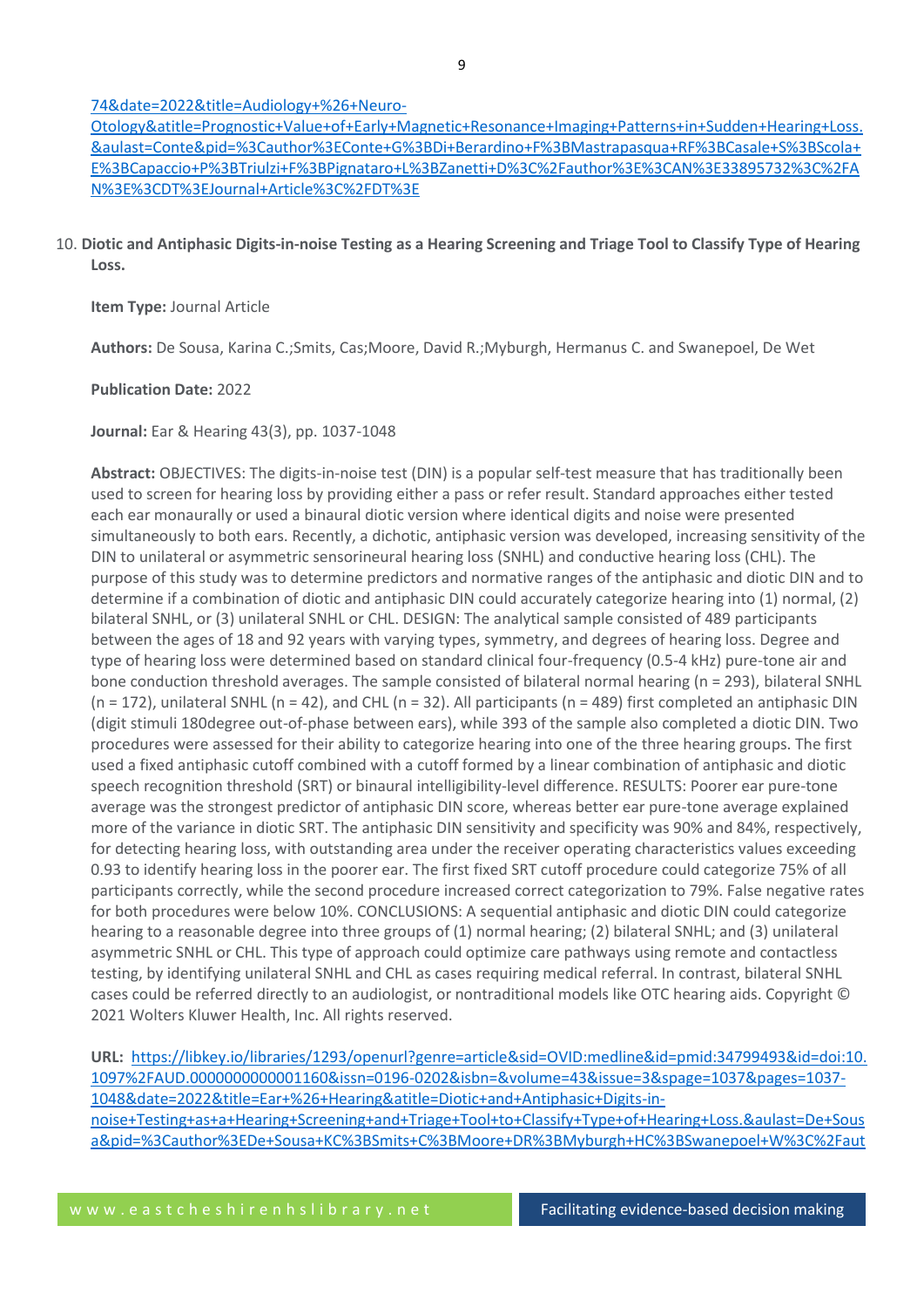[74&date=2022&title=Audiology+%26+Neuro-Otology&atitle=Prognostic+Value+of+Early+Magnetic+Resonance+Imaging+Patterns+in+Sudden+Hearing+Loss.&aulast=Conte&pid=%3Cauthor%3EConte+G%3BDi+Berardino+F%3BMastrapasqua+RF%3BCasale+S%3BScola+E%3BCapaccio+P%3BTriulzi+F%3BPignataro+L%3BZanetti+D%3C%2Fauthor%3E%3CAN%3E33895732%3C%2FAN%3E%3CDT%3EJournal+Article%3C%2FDT%3E]

10. **Diotic and Antiphasic Digits-in-noise Testing as a Hearing Screening and Triage Tool to Classify Type of Hearing Loss.**

    **Item Type:** Journal Article

    **Authors:** De Sousa, Karina C.;Smits, Cas;Moore, David R.;Myburgh, Hermanus C. and Swanepoel, De Wet

    **Publication Date:** 2022

    **Journal:** Ear & Hearing 43(3), pp. 1037-1048

    **Abstract:** OBJECTIVES: The digits-in-noise test (DIN) is a popular self-test measure that has traditionally been used to screen for hearing loss by providing either a pass or refer result. Standard approaches either tested each ear monaurally or used a binaural diotic version where identical digits and noise were presented simultaneously to both ears. Recently, a dichotic, antiphasic version was developed, increasing sensitivity of the DIN to unilateral or asymmetric sensorineural hearing loss (SNHL) and conductive hearing loss (CHL). The purpose of this study was to determine predictors and normative ranges of the antiphasic and diotic DIN and to determine if a combination of diotic and antiphasic DIN could accurately categorize hearing into (1) normal, (2) bilateral SNHL, or (3) unilateral SNHL or CHL. DESIGN: The analytical sample consisted of 489 participants between the ages of 18 and 92 years with varying types, symmetry, and degrees of hearing loss. Degree and type of hearing loss were determined based on standard clinical four-frequency (0.5-4 kHz) pure-tone air and bone conduction threshold averages. The sample consisted of bilateral normal hearing (n = 293), bilateral SNHL (n = 172), unilateral SNHL (n = 42), and CHL (n = 32). All participants (n = 489) first completed an antiphasic DIN (digit stimuli 180degree out-of-phase between ears), while 393 of the sample also completed a diotic DIN. Two procedures were assessed for their ability to categorize hearing into one of the three hearing groups. The first used a fixed antiphasic cutoff combined with a cutoff formed by a linear combination of antiphasic and diotic speech recognition threshold (SRT) or binaural intelligibility-level difference. RESULTS: Poorer ear pure-tone average was the strongest predictor of antiphasic DIN score, whereas better ear pure-tone average explained more of the variance in diotic SRT. The antiphasic DIN sensitivity and specificity was 90% and 84%, respectively, for detecting hearing loss, with outstanding area under the receiver operating characteristics values exceeding 0.93 to identify hearing loss in the poorer ear. The first fixed SRT cutoff procedure could categorize 75% of all participants correctly, while the second procedure increased correct categorization to 79%. False negative rates for both procedures were below 10%. CONCLUSIONS: A sequential antiphasic and diotic DIN could categorize hearing to a reasonable degree into three groups of (1) normal hearing; (2) bilateral SNHL; and (3) unilateral asymmetric SNHL or CHL. This type of approach could optimize care pathways using remote and contactless testing, by identifying unilateral SNHL and CHL as cases requiring medical referral. In contrast, bilateral SNHL cases could be referred directly to an audiologist, or nontraditional models like OTC hearing aids. Copyright © 2021 Wolters Kluwer Health, Inc. All rights reserved.

    **URL:** [https://libkey.io/libraries/1293/openurl?genre=article&sid=OVID:medline&id=pmid:34799493&id=doi:10.1097%2FAUD.0000000000001160&issn=0196-0202&isbn=&volume=43&issue=3&spage=1037&pages=1037-1048&date=2022&title=Ear+%26+Hearing&atitle=Diotic+and+Antiphasic+Digits-in-noise+Testing+as+a+Hearing+Screening+and+Triage+Tool+to+Classify+Type+of+Hearing+Loss.&aulast=De+Sousa&pid=%3Cauthor%3EDe+Sousa+KC%3BSmits+C%3BMoore+DR%3BMyburgh+HC%3BSwanepoel+W%3C%2Faut]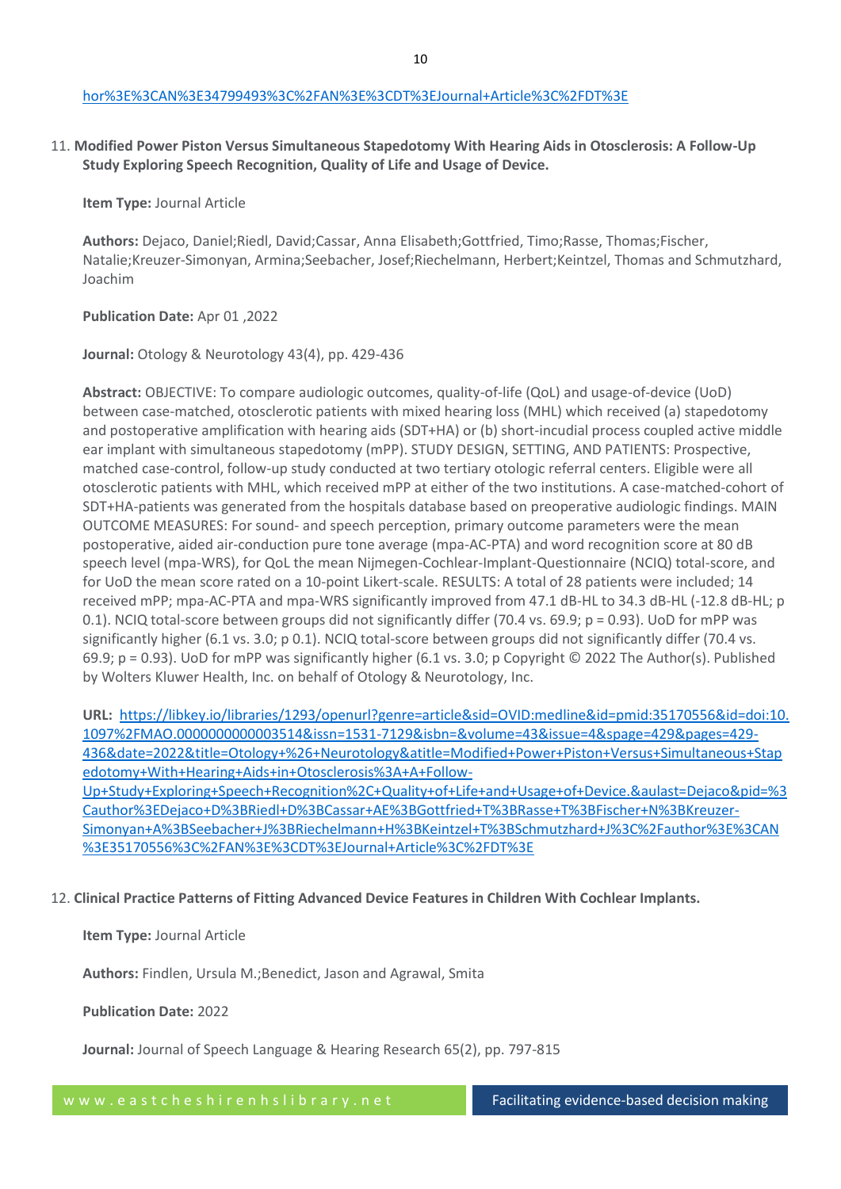hor%3E%3CAN%3E34799493%3C%2FAN%3E%3CDT%3EJournal+Article%3C%2FDT%3E

11. **Modified Power Piston Versus Simultaneous Stapedotomy With Hearing Aids in Otosclerosis: A Follow-Up Study Exploring Speech Recognition, Quality of Life and Usage of Device.**

    **Item Type:** Journal Article

    **Authors:** Dejaco, Daniel;Riedl, David;Cassar, Anna Elisabeth;Gottfried, Timo;Rasse, Thomas;Fischer, Natalie;Kreuzer-Simonyan, Armina;Seebacher, Josef;Riechelmann, Herbert;Keintzel, Thomas and Schmutzhard, Joachim

    **Publication Date:** Apr 01 ,2022

    **Journal:** Otology & Neurotology 43(4), pp. 429-436

    **Abstract:** OBJECTIVE: To compare audiologic outcomes, quality-of-life (QoL) and usage-of-device (UoD) between case-matched, otosclerotic patients with mixed hearing loss (MHL) which received (a) stapedotomy and postoperative amplification with hearing aids (SDT+HA) or (b) short-incudial process coupled active middle ear implant with simultaneous stapedotomy (mPP). STUDY DESIGN, SETTING, AND PATIENTS: Prospective, matched case-control, follow-up study conducted at two tertiary otologic referral centers. Eligible were all otosclerotic patients with MHL, which received mPP at either of the two institutions. A case-matched-cohort of SDT+HA-patients was generated from the hospitals database based on preoperative audiologic findings. MAIN OUTCOME MEASURES: For sound- and speech perception, primary outcome parameters were the mean postoperative, aided air-conduction pure tone average (mpa-AC-PTA) and word recognition score at 80 dB speech level (mpa-WRS), for QoL the mean Nijmegen-Cochlear-Implant-Questionnaire (NCIQ) total-score, and for UoD the mean score rated on a 10-point Likert-scale. RESULTS: A total of 28 patients were included; 14 received mPP; mpa-AC-PTA and mpa-WRS significantly improved from 47.1 dB-HL to 34.3 dB-HL (-12.8 dB-HL; p 0.1). NCIQ total-score between groups did not significantly differ (70.4 vs. 69.9; p = 0.93). UoD for mPP was significantly higher (6.1 vs. 3.0; p 0.1). NCIQ total-score between groups did not significantly differ (70.4 vs. 69.9; p = 0.93). UoD for mPP was significantly higher (6.1 vs. 3.0; p Copyright © 2022 The Author(s). Published by Wolters Kluwer Health, Inc. on behalf of Otology & Neurotology, Inc.

    **URL:** https://libkey.io/libraries/1293/openurl?genre=article&sid=OVID:medline&id=pmid:35170556&id=doi:10.1097%2FMAO.0000000000003514&issn=1531-7129&isbn=&volume=43&issue=4&spage=429&pages=429-436&date=2022&title=Otology+%26+Neurotology&atitle=Modified+Power+Piston+Versus+Simultaneous+Stapedotomy+With+Hearing+Aids+in+Otosclerosis%3A+A+Follow-Up+Study+Exploring+Speech+Recognition%2C+Quality+of+Life+and+Usage+of+Device.&aulast=Dejaco&pid=%3Cauthor%3EDejaco+D%3BRiedl+D%3BCassar+AE%3BGottfried+T%3BRasse+T%3BFischer+N%3BKreuzer-Simonyan+A%3BSeebacher+J%3BRiechelmann+H%3BKeintzel+T%3BSchmutzhard+J%3C%2Fauthor%3E%3CAN%3E35170556%3C%2FAN%3E%3CDT%3EJournal+Article%3C%2FDT%3E

12. **Clinical Practice Patterns of Fitting Advanced Device Features in Children With Cochlear Implants.**

    **Item Type:** Journal Article

    **Authors:** Findlen, Ursula M.;Benedict, Jason and Agrawal, Smita

    **Publication Date:** 2022

    **Journal:** Journal of Speech Language & Hearing Research 65(2), pp. 797-815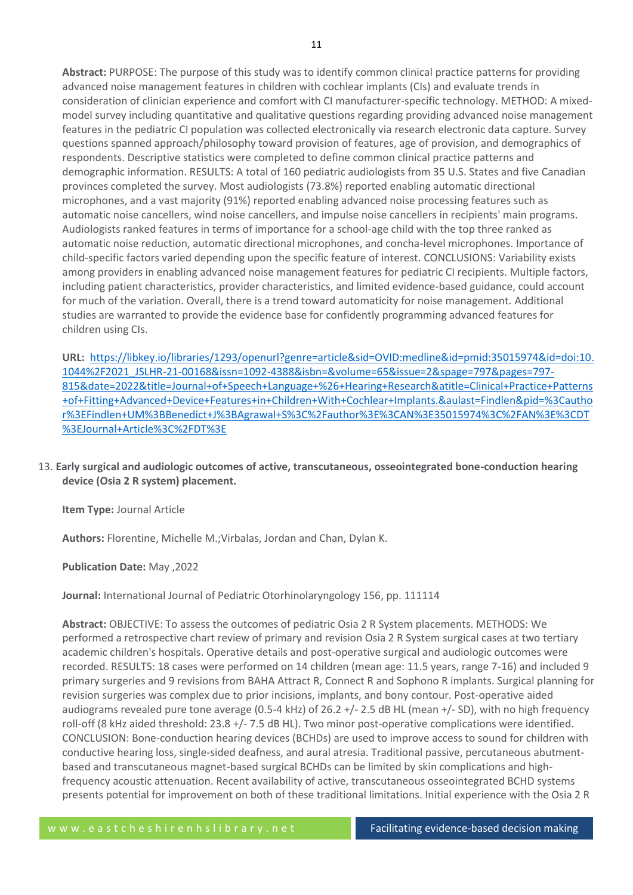**Abstract:** PURPOSE: The purpose of this study was to identify common clinical practice patterns for providing advanced noise management features in children with cochlear implants (CIs) and evaluate trends in consideration of clinician experience and comfort with CI manufacturer-specific technology. METHOD: A mixed-model survey including quantitative and qualitative questions regarding providing advanced noise management features in the pediatric CI population was collected electronically via research electronic data capture. Survey questions spanned approach/philosophy toward provision of features, age of provision, and demographics of respondents. Descriptive statistics were completed to define common clinical practice patterns and demographic information. RESULTS: A total of 160 pediatric audiologists from 35 U.S. States and five Canadian provinces completed the survey. Most audiologists (73.8%) reported enabling automatic directional microphones, and a vast majority (91%) reported enabling advanced noise processing features such as automatic noise cancellers, wind noise cancellers, and impulse noise cancellers in recipients' main programs. Audiologists ranked features in terms of importance for a school-age child with the top three ranked as automatic noise reduction, automatic directional microphones, and concha-level microphones. Importance of child-specific factors varied depending upon the specific feature of interest. CONCLUSIONS: Variability exists among providers in enabling advanced noise management features for pediatric CI recipients. Multiple factors, including patient characteristics, provider characteristics, and limited evidence-based guidance, could account for much of the variation. Overall, there is a trend toward automaticity for noise management. Additional studies are warranted to provide the evidence base for confidently programming advanced features for children using CIs.

**URL:** https://libkey.io/libraries/1293/openurl?genre=article&sid=OVID:medline&id=pmid:35015974&id=doi:10.1044%2F2021_JSLHR-21-00168&issn=1092-4388&isbn=&volume=65&issue=2&spage=797&pages=797-815&date=2022&title=Journal+of+Speech+Language+%26+Hearing+Research&atitle=Clinical+Practice+Patterns+of+Fitting+Advanced+Device+Features+in+Children+With+Cochlear+Implants.&aulast=Findlen&pid=%3Cauthor%3EFindlen+UM%3BBenedict+J%3BAgrawal+S%3C%2Fauthor%3E%3CAN%3E35015974%3C%2FAN%3E%3CDT%3EJournal+Article%3C%2FDT%3E

13. **Early surgical and audiologic outcomes of active, transcutaneous, osseointegrated bone-conduction hearing device (Osia 2 R system) placement.**

**Item Type:** Journal Article

**Authors:** Florentine, Michelle M.;Virbalas, Jordan and Chan, Dylan K.

**Publication Date:** May ,2022

**Journal:** International Journal of Pediatric Otorhinolaryngology 156, pp. 111114

**Abstract:** OBJECTIVE: To assess the outcomes of pediatric Osia 2 R System placements. METHODS: We performed a retrospective chart review of primary and revision Osia 2 R System surgical cases at two tertiary academic children's hospitals. Operative details and post-operative surgical and audiologic outcomes were recorded. RESULTS: 18 cases were performed on 14 children (mean age: 11.5 years, range 7-16) and included 9 primary surgeries and 9 revisions from BAHA Attract R, Connect R and Sophono R implants. Surgical planning for revision surgeries was complex due to prior incisions, implants, and bony contour. Post-operative aided audiograms revealed pure tone average (0.5-4 kHz) of 26.2 +/- 2.5 dB HL (mean +/- SD), with no high frequency roll-off (8 kHz aided threshold: 23.8 +/- 7.5 dB HL). Two minor post-operative complications were identified. CONCLUSION: Bone-conduction hearing devices (BCHDs) are used to improve access to sound for children with conductive hearing loss, single-sided deafness, and aural atresia. Traditional passive, percutaneous abutment-based and transcutaneous magnet-based surgical BCHDs can be limited by skin complications and high-frequency acoustic attenuation. Recent availability of active, transcutaneous osseointegrated BCHD systems presents potential for improvement on both of these traditional limitations. Initial experience with the Osia 2 R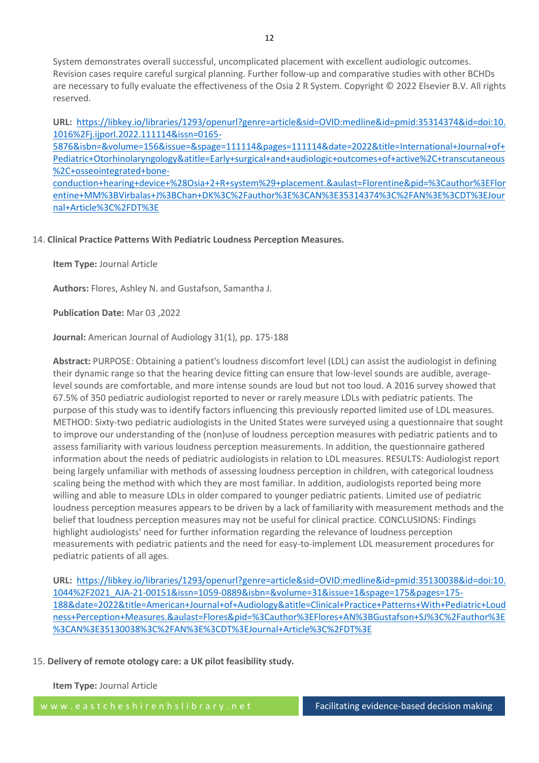System demonstrates overall successful, uncomplicated placement with excellent audiologic outcomes. Revision cases require careful surgical planning. Further follow-up and comparative studies with other BCHDs are necessary to fully evaluate the effectiveness of the Osia 2 R System. Copyright © 2022 Elsevier B.V. All rights reserved.

**URL:** https://libkey.io/libraries/1293/openurl?genre=article&sid=OVID:medline&id=pmid:35314374&id=doi:10.1016%2Fj.ijporl.2022.111114&issn=0165-5876&isbn=&volume=156&issue=&spage=111114&pages=111114&date=2022&title=International+Journal+of+Pediatric+Otorhinolaryngology&atitle=Early+surgical+and+audiologic+outcomes+of+active%2C+transcutaneous%2C+osseointegrated+bone-conduction+hearing+device+%28Osia+2+R+system%29+placement.&aulast=Florentine&pid=%3Cauthor%3EFlorentine+MM%3BVirbalas+J%3BChan+DK%3C%2Fauthor%3E%3CAN%3E35314374%3C%2FAN%3E%3CDT%3EJournal+Article%3C%2FDT%3E

14. **Clinical Practice Patterns With Pediatric Loudness Perception Measures.**

**Item Type:** Journal Article

**Authors:** Flores, Ashley N. and Gustafson, Samantha J.

**Publication Date:** Mar 03 ,2022

**Journal:** American Journal of Audiology 31(1), pp. 175-188

**Abstract:** PURPOSE: Obtaining a patient's loudness discomfort level (LDL) can assist the audiologist in defining their dynamic range so that the hearing device fitting can ensure that low-level sounds are audible, average-level sounds are comfortable, and more intense sounds are loud but not too loud. A 2016 survey showed that 67.5% of 350 pediatric audiologist reported to never or rarely measure LDLs with pediatric patients. The purpose of this study was to identify factors influencing this previously reported limited use of LDL measures. METHOD: Sixty-two pediatric audiologists in the United States were surveyed using a questionnaire that sought to improve our understanding of the (non)use of loudness perception measures with pediatric patients and to assess familiarity with various loudness perception measurements. In addition, the questionnaire gathered information about the needs of pediatric audiologists in relation to LDL measures. RESULTS: Audiologist report being largely unfamiliar with methods of assessing loudness perception in children, with categorical loudness scaling being the method with which they are most familiar. In addition, audiologists reported being more willing and able to measure LDLs in older compared to younger pediatric patients. Limited use of pediatric loudness perception measures appears to be driven by a lack of familiarity with measurement methods and the belief that loudness perception measures may not be useful for clinical practice. CONCLUSIONS: Findings highlight audiologists' need for further information regarding the relevance of loudness perception measurements with pediatric patients and the need for easy-to-implement LDL measurement procedures for pediatric patients of all ages.

**URL:** https://libkey.io/libraries/1293/openurl?genre=article&sid=OVID:medline&id=pmid:35130038&id=doi:10.1044%2F2021_AJA-21-00151&issn=1059-0889&isbn=&volume=31&issue=1&spage=175&pages=175-188&date=2022&title=American+Journal+of+Audiology&atitle=Clinical+Practice+Patterns+With+Pediatric+Loudness+Perception+Measures.&aulast=Flores&pid=%3Cauthor%3EFlores+AN%3BGustafson+SJ%3C%2Fauthor%3E%3CAN%3E35130038%3C%2FAN%3E%3CDT%3EJournal+Article%3C%2FDT%3E

15. **Delivery of remote otology care: a UK pilot feasibility study.**

**Item Type:** Journal Article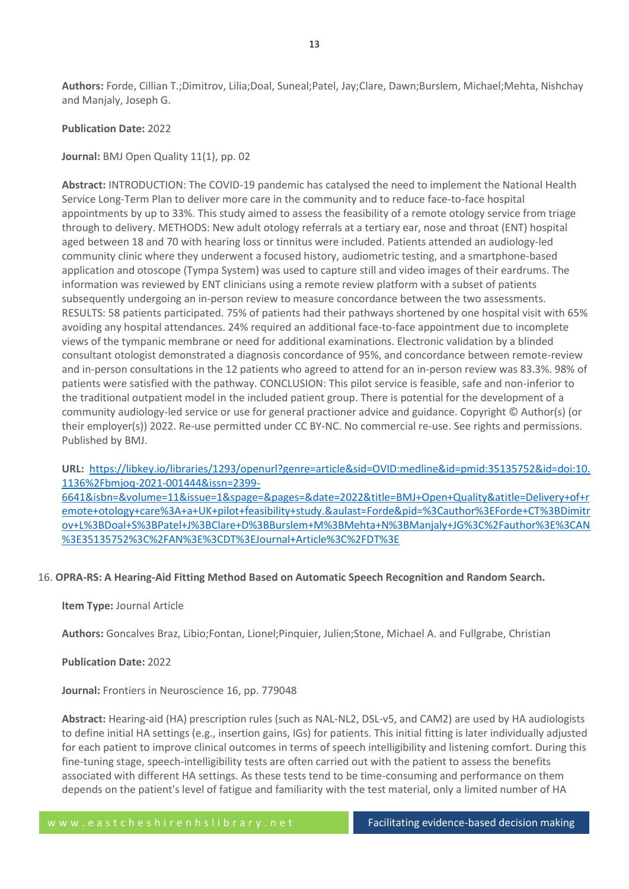**Authors:** Forde, Cillian T.;Dimitrov, Lilia;Doal, Suneal;Patel, Jay;Clare, Dawn;Burslem, Michael;Mehta, Nishchay and Manjaly, Joseph G.

**Publication Date:** 2022

**Journal:** BMJ Open Quality 11(1), pp. 02

**Abstract:** INTRODUCTION: The COVID-19 pandemic has catalysed the need to implement the National Health Service Long-Term Plan to deliver more care in the community and to reduce face-to-face hospital appointments by up to 33%. This study aimed to assess the feasibility of a remote otology service from triage through to delivery. METHODS: New adult otology referrals at a tertiary ear, nose and throat (ENT) hospital aged between 18 and 70 with hearing loss or tinnitus were included. Patients attended an audiology-led community clinic where they underwent a focused history, audiometric testing, and a smartphone-based application and otoscope (Tympa System) was used to capture still and video images of their eardrums. The information was reviewed by ENT clinicians using a remote review platform with a subset of patients subsequently undergoing an in-person review to measure concordance between the two assessments. RESULTS: 58 patients participated. 75% of patients had their pathways shortened by one hospital visit with 65% avoiding any hospital attendances. 24% required an additional face-to-face appointment due to incomplete views of the tympanic membrane or need for additional examinations. Electronic validation by a blinded consultant otologist demonstrated a diagnosis concordance of 95%, and concordance between remote-review and in-person consultations in the 12 patients who agreed to attend for an in-person review was 83.3%. 98% of patients were satisfied with the pathway. CONCLUSION: This pilot service is feasible, safe and non-inferior to the traditional outpatient model in the included patient group. There is potential for the development of a community audiology-led service or use for general practioner advice and guidance. Copyright © Author(s) (or their employer(s)) 2022. Re-use permitted under CC BY-NC. No commercial re-use. See rights and permissions. Published by BMJ.

**URL:** https://libkey.io/libraries/1293/openurl?genre=article&sid=OVID:medline&id=pmid:35135752&id=doi:10.1136%2Fbmjoq-2021-001444&issn=2399-6641&isbn=&volume=11&issue=1&spage=&pages=&date=2022&title=BMJ+Open+Quality&atitle=Delivery+of+remote+otology+care%3A+a+UK+pilot+feasibility+study.&aulast=Forde&pid=%3Cauthor%3EForde+CT%3BDimitrov+L%3BDoal+S%3BPatel+J%3BClare+D%3BBurslem+M%3BMehta+N%3BManjaly+JG%3C%2Fauthor%3E%3CAN%3E35135752%3C%2FAN%3E%3CDT%3EJournal+Article%3C%2FDT%3E

16. **OPRA-RS: A Hearing-Aid Fitting Method Based on Automatic Speech Recognition and Random Search.**

**Item Type:** Journal Article

**Authors:** Goncalves Braz, Libio;Fontan, Lionel;Pinquier, Julien;Stone, Michael A. and Fullgrabe, Christian

**Publication Date:** 2022

**Journal:** Frontiers in Neuroscience 16, pp. 779048

**Abstract:** Hearing-aid (HA) prescription rules (such as NAL-NL2, DSL-v5, and CAM2) are used by HA audiologists to define initial HA settings (e.g., insertion gains, IGs) for patients. This initial fitting is later individually adjusted for each patient to improve clinical outcomes in terms of speech intelligibility and listening comfort. During this fine-tuning stage, speech-intelligibility tests are often carried out with the patient to assess the benefits associated with different HA settings. As these tests tend to be time-consuming and performance on them depends on the patient's level of fatigue and familiarity with the test material, only a limited number of HA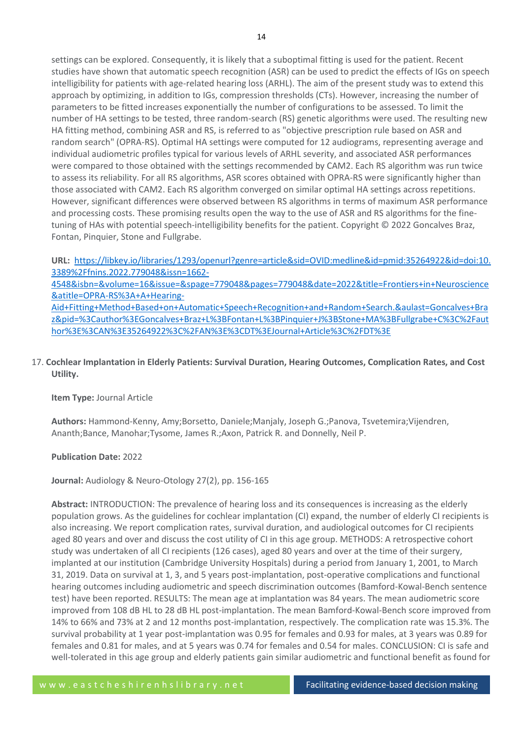settings can be explored. Consequently, it is likely that a suboptimal fitting is used for the patient. Recent studies have shown that automatic speech recognition (ASR) can be used to predict the effects of IGs on speech intelligibility for patients with age-related hearing loss (ARHL). The aim of the present study was to extend this approach by optimizing, in addition to IGs, compression thresholds (CTs). However, increasing the number of parameters to be fitted increases exponentially the number of configurations to be assessed. To limit the number of HA settings to be tested, three random-search (RS) genetic algorithms were used. The resulting new HA fitting method, combining ASR and RS, is referred to as "objective prescription rule based on ASR and random search" (OPRA-RS). Optimal HA settings were computed for 12 audiograms, representing average and individual audiometric profiles typical for various levels of ARHL severity, and associated ASR performances were compared to those obtained with the settings recommended by CAM2. Each RS algorithm was run twice to assess its reliability. For all RS algorithms, ASR scores obtained with OPRA-RS were significantly higher than those associated with CAM2. Each RS algorithm converged on similar optimal HA settings across repetitions. However, significant differences were observed between RS algorithms in terms of maximum ASR performance and processing costs. These promising results open the way to the use of ASR and RS algorithms for the fine-tuning of HAs with potential speech-intelligibility benefits for the patient. Copyright © 2022 Goncalves Braz, Fontan, Pinquier, Stone and Fullgrabe.

**URL:** https://libkey.io/libraries/1293/openurl?genre=article&sid=OVID:medline&id=pmid:35264922&id=doi:10.3389%2Ffnins.2022.779048&issn=1662-4548&isbn=&volume=16&issue=&spage=779048&pages=779048&date=2022&title=Frontiers+in+Neuroscience&atitle=OPRA-RS%3A+A+Hearing-Aid+Fitting+Method+Based+on+Automatic+Speech+Recognition+and+Random+Search.&aulast=Goncalves+Braz&pid=%3Cauthor%3EGoncalves+Braz+L%3BFontan+L%3BPinquier+J%3BStone+MA%3BFullgrabe+C%3C%2Fauthor%3E%3CAN%3E35264922%3C%2FAN%3E%3CDT%3EJournal+Article%3C%2FDT%3E

17. **Cochlear Implantation in Elderly Patients: Survival Duration, Hearing Outcomes, Complication Rates, and Cost Utility.**

    **Item Type:** Journal Article

    **Authors:** Hammond-Kenny, Amy;Borsetto, Daniele;Manjaly, Joseph G.;Panova, Tsvetemira;Vijendren, Ananth;Bance, Manohar;Tysome, James R.;Axon, Patrick R. and Donnelly, Neil P.

    **Publication Date:** 2022

    **Journal:** Audiology & Neuro-Otology 27(2), pp. 156-165

    **Abstract:** INTRODUCTION: The prevalence of hearing loss and its consequences is increasing as the elderly population grows. As the guidelines for cochlear implantation (CI) expand, the number of elderly CI recipients is also increasing. We report complication rates, survival duration, and audiological outcomes for CI recipients aged 80 years and over and discuss the cost utility of CI in this age group. METHODS: A retrospective cohort study was undertaken of all CI recipients (126 cases), aged 80 years and over at the time of their surgery, implanted at our institution (Cambridge University Hospitals) during a period from January 1, 2001, to March 31, 2019. Data on survival at 1, 3, and 5 years post-implantation, post-operative complications and functional hearing outcomes including audiometric and speech discrimination outcomes (Bamford-Kowal-Bench sentence test) have been reported. RESULTS: The mean age at implantation was 84 years. The mean audiometric score improved from 108 dB HL to 28 dB HL post-implantation. The mean Bamford-Kowal-Bench score improved from 14% to 66% and 73% at 2 and 12 months post-implantation, respectively. The complication rate was 15.3%. The survival probability at 1 year post-implantation was 0.95 for females and 0.93 for males, at 3 years was 0.89 for females and 0.81 for males, and at 5 years was 0.74 for females and 0.54 for males. CONCLUSION: CI is safe and well-tolerated in this age group and elderly patients gain similar audiometric and functional benefit as found for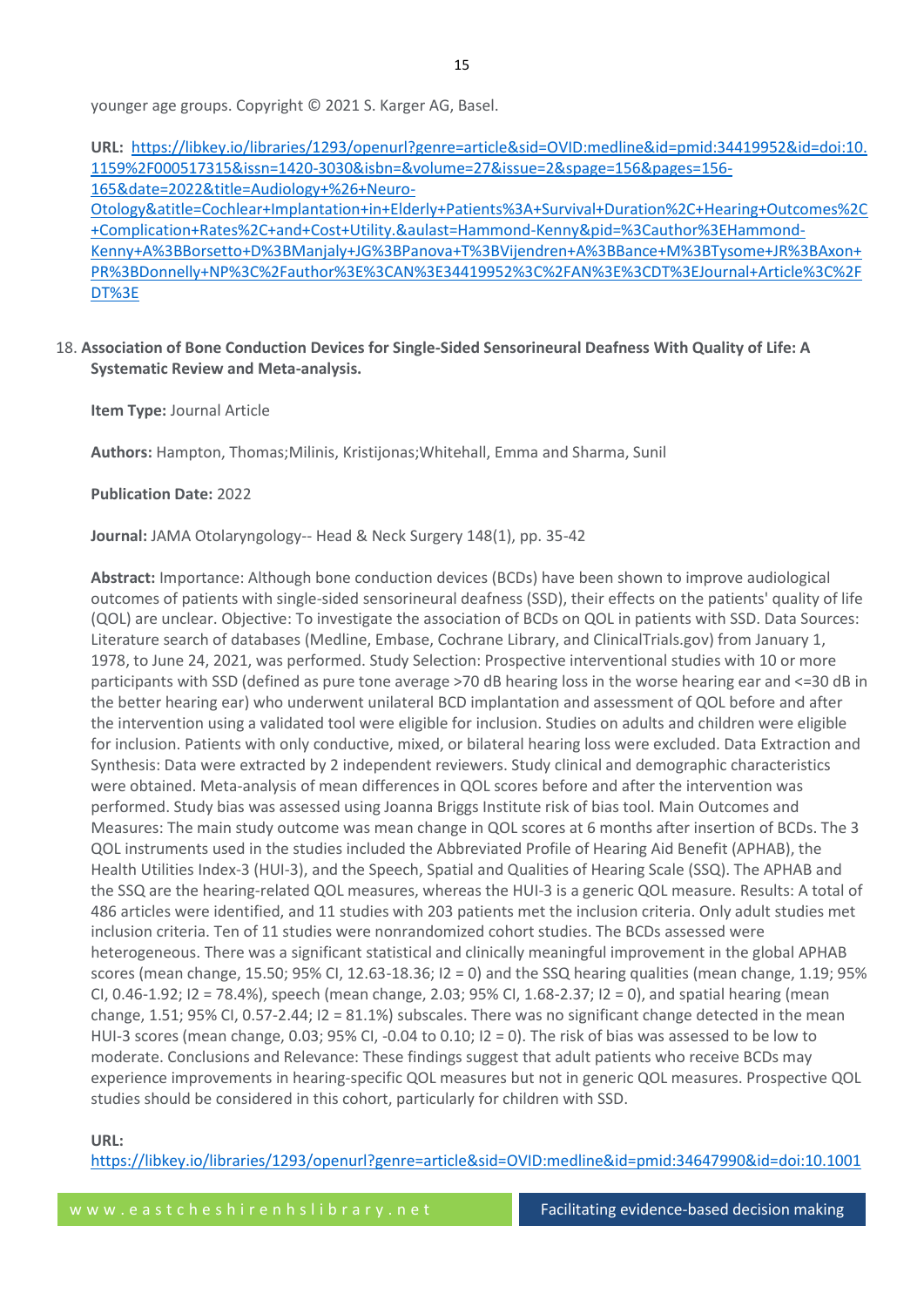younger age groups. Copyright © 2021 S. Karger AG, Basel.

**URL:** https://libkey.io/libraries/1293/openurl?genre=article&sid=OVID:medline&id=pmid:34419952&id=doi:10.1159%2F000517315&issn=1420-3030&isbn=&volume=27&issue=2&spage=156&pages=156-165&date=2022&title=Audiology+%26+Neuro-Otology&atitle=Cochlear+Implantation+in+Elderly+Patients%3A+Survival+Duration%2C+Hearing+Outcomes%2C+Complication+Rates%2C+and+Cost+Utility.&aulast=Hammond-Kenny&pid=%3Cauthor%3EHammond-Kenny+A%3BBorsetto+D%3BManjaly+JG%3BPanova+T%3BVijendren+A%3BBance+M%3BTysome+JR%3BAxon+PR%3BDonnelly+NP%3C%2Fauthor%3E%3CAN%3E34419952%3C%2FAN%3E%3CDT%3EJournal+Article%3C%2FDT%3E

18. **Association of Bone Conduction Devices for Single-Sided Sensorineural Deafness With Quality of Life: A Systematic Review and Meta-analysis.**

**Item Type:** Journal Article

**Authors:** Hampton, Thomas;Milinis, Kristijonas;Whitehall, Emma and Sharma, Sunil

**Publication Date:** 2022

**Journal:** JAMA Otolaryngology-- Head & Neck Surgery 148(1), pp. 35-42

**Abstract:** Importance: Although bone conduction devices (BCDs) have been shown to improve audiological outcomes of patients with single-sided sensorineural deafness (SSD), their effects on the patients' quality of life (QOL) are unclear. Objective: To investigate the association of BCDs on QOL in patients with SSD. Data Sources: Literature search of databases (Medline, Embase, Cochrane Library, and ClinicalTrials.gov) from January 1, 1978, to June 24, 2021, was performed. Study Selection: Prospective interventional studies with 10 or more participants with SSD (defined as pure tone average >70 dB hearing loss in the worse hearing ear and <=30 dB in the better hearing ear) who underwent unilateral BCD implantation and assessment of QOL before and after the intervention using a validated tool were eligible for inclusion. Studies on adults and children were eligible for inclusion. Patients with only conductive, mixed, or bilateral hearing loss were excluded. Data Extraction and Synthesis: Data were extracted by 2 independent reviewers. Study clinical and demographic characteristics were obtained. Meta-analysis of mean differences in QOL scores before and after the intervention was performed. Study bias was assessed using Joanna Briggs Institute risk of bias tool. Main Outcomes and Measures: The main study outcome was mean change in QOL scores at 6 months after insertion of BCDs. The 3 QOL instruments used in the studies included the Abbreviated Profile of Hearing Aid Benefit (APHAB), the Health Utilities Index-3 (HUI-3), and the Speech, Spatial and Qualities of Hearing Scale (SSQ). The APHAB and the SSQ are the hearing-related QOL measures, whereas the HUI-3 is a generic QOL measure. Results: A total of 486 articles were identified, and 11 studies with 203 patients met the inclusion criteria. Only adult studies met inclusion criteria. Ten of 11 studies were nonrandomized cohort studies. The BCDs assessed were heterogeneous. There was a significant statistical and clinically meaningful improvement in the global APHAB scores (mean change, 15.50; 95% CI, 12.63-18.36; I2 = 0) and the SSQ hearing qualities (mean change, 1.19; 95% CI, 0.46-1.92; I2 = 78.4%), speech (mean change, 2.03; 95% CI, 1.68-2.37; I2 = 0), and spatial hearing (mean change, 1.51; 95% CI, 0.57-2.44; I2 = 81.1%) subscales. There was no significant change detected in the mean HUI-3 scores (mean change, 0.03; 95% CI, -0.04 to 0.10; I2 = 0). The risk of bias was assessed to be low to moderate. Conclusions and Relevance: These findings suggest that adult patients who receive BCDs may experience improvements in hearing-specific QOL measures but not in generic QOL measures. Prospective QOL studies should be considered in this cohort, particularly for children with SSD.

**URL:**
https://libkey.io/libraries/1293/openurl?genre=article&sid=OVID:medline&id=pmid:34647990&id=doi:10.1001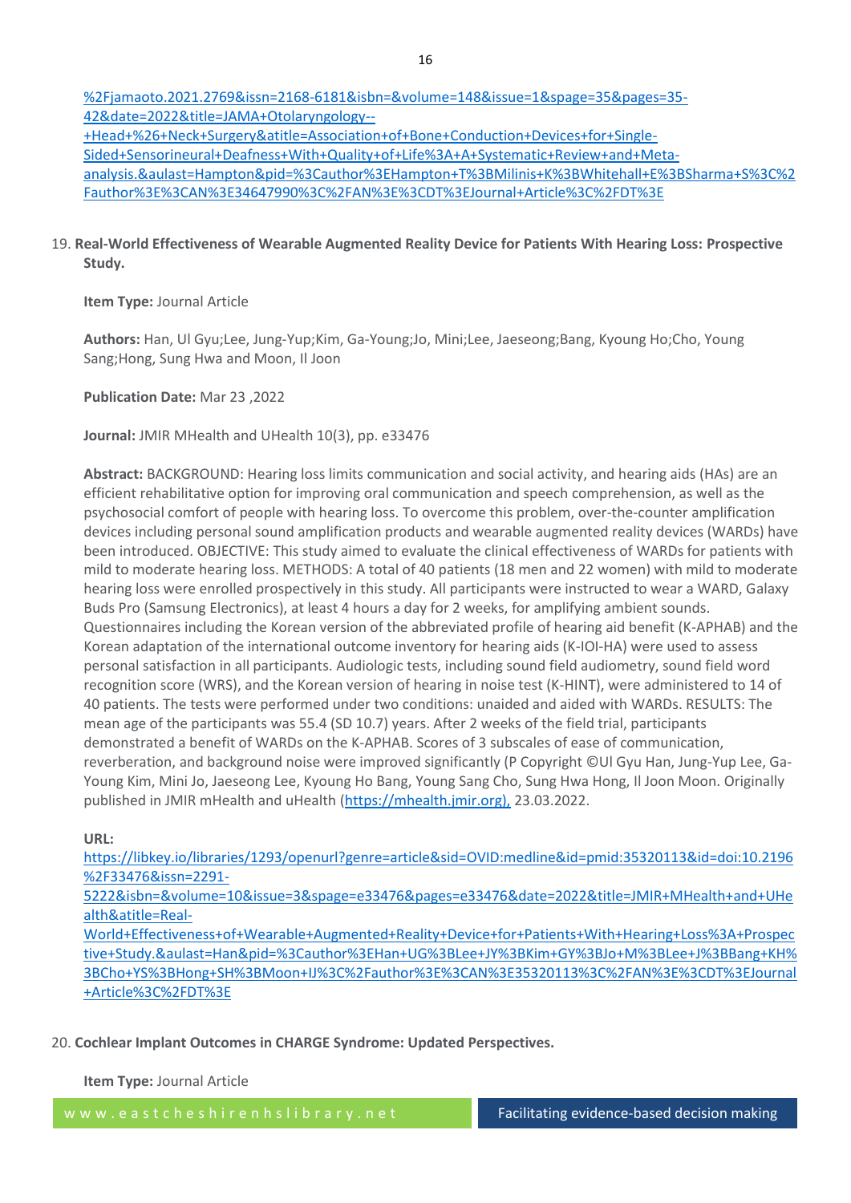%2Fjamaoto.2021.2769&issn=2168-6181&isbn=&volume=148&issue=1&spage=35&pages=35-42&date=2022&title=JAMA+Otolaryngology--+Head+%26+Neck+Surgery&atitle=Association+of+Bone+Conduction+Devices+for+Single-Sided+Sensorineural+Deafness+With+Quality+of+Life%3A+A+Systematic+Review+and+Meta-analysis.&aulast=Hampton&pid=%3Cauthor%3EHampton+T%3BMilinis+K%3BWhitehall+E%3BSharma+S%3C%2Fauthor%3E%3CAN%3E34647990%3C%2FAN%3E%3CDT%3EJournal+Article%3C%2FDT%3E

19. **Real-World Effectiveness of Wearable Augmented Reality Device for Patients With Hearing Loss: Prospective Study.**

    **Item Type:** Journal Article

    **Authors:** Han, Ul Gyu;Lee, Jung-Yup;Kim, Ga-Young;Jo, Mini;Lee, Jaeseong;Bang, Kyoung Ho;Cho, Young Sang;Hong, Sung Hwa and Moon, Il Joon

    **Publication Date:** Mar 23 ,2022

    **Journal:** JMIR MHealth and UHealth 10(3), pp. e33476

    **Abstract:** BACKGROUND: Hearing loss limits communication and social activity, and hearing aids (HAs) are an efficient rehabilitative option for improving oral communication and speech comprehension, as well as the psychosocial comfort of people with hearing loss. To overcome this problem, over-the-counter amplification devices including personal sound amplification products and wearable augmented reality devices (WARDs) have been introduced. OBJECTIVE: This study aimed to evaluate the clinical effectiveness of WARDs for patients with mild to moderate hearing loss. METHODS: A total of 40 patients (18 men and 22 women) with mild to moderate hearing loss were enrolled prospectively in this study. All participants were instructed to wear a WARD, Galaxy Buds Pro (Samsung Electronics), at least 4 hours a day for 2 weeks, for amplifying ambient sounds. Questionnaires including the Korean version of the abbreviated profile of hearing aid benefit (K-APHAB) and the Korean adaptation of the international outcome inventory for hearing aids (K-IOI-HA) were used to assess personal satisfaction in all participants. Audiologic tests, including sound field audiometry, sound field word recognition score (WRS), and the Korean version of hearing in noise test (K-HINT), were administered to 14 of 40 patients. The tests were performed under two conditions: unaided and aided with WARDs. RESULTS: The mean age of the participants was 55.4 (SD 10.7) years. After 2 weeks of the field trial, participants demonstrated a benefit of WARDs on the K-APHAB. Scores of 3 subscales of ease of communication, reverberation, and background noise were improved significantly (P Copyright ©Ul Gyu Han, Jung-Yup Lee, Ga-Young Kim, Mini Jo, Jaeseong Lee, Kyoung Ho Bang, Young Sang Cho, Sung Hwa Hong, Il Joon Moon. Originally published in JMIR mHealth and uHealth (https://mhealth.jmir.org), 23.03.2022.

    **URL:** https://libkey.io/libraries/1293/openurl?genre=article&sid=OVID:medline&id=pmid:35320113&id=doi:10.2196%2F33476&issn=2291-5222&isbn=&volume=10&issue=3&spage=e33476&pages=e33476&date=2022&title=JMIR+MHealth+and+UHealth&atitle=Real-World+Effectiveness+of+Wearable+Augmented+Reality+Device+for+Patients+With+Hearing+Loss%3A+Prospective+Study.&aulast=Han&pid=%3Cauthor%3EHan+UG%3BLee+JY%3BKim+GY%3BJo+M%3BLee+J%3BBang+KH%3BCho+YS%3BHong+SH%3BMoon+IJ%3C%2Fauthor%3E%3CAN%3E35320113%3C%2FAN%3E%3CDT%3EJournal+Article%3C%2FDT%3E

20. **Cochlear Implant Outcomes in CHARGE Syndrome: Updated Perspectives.**

    **Item Type:** Journal Article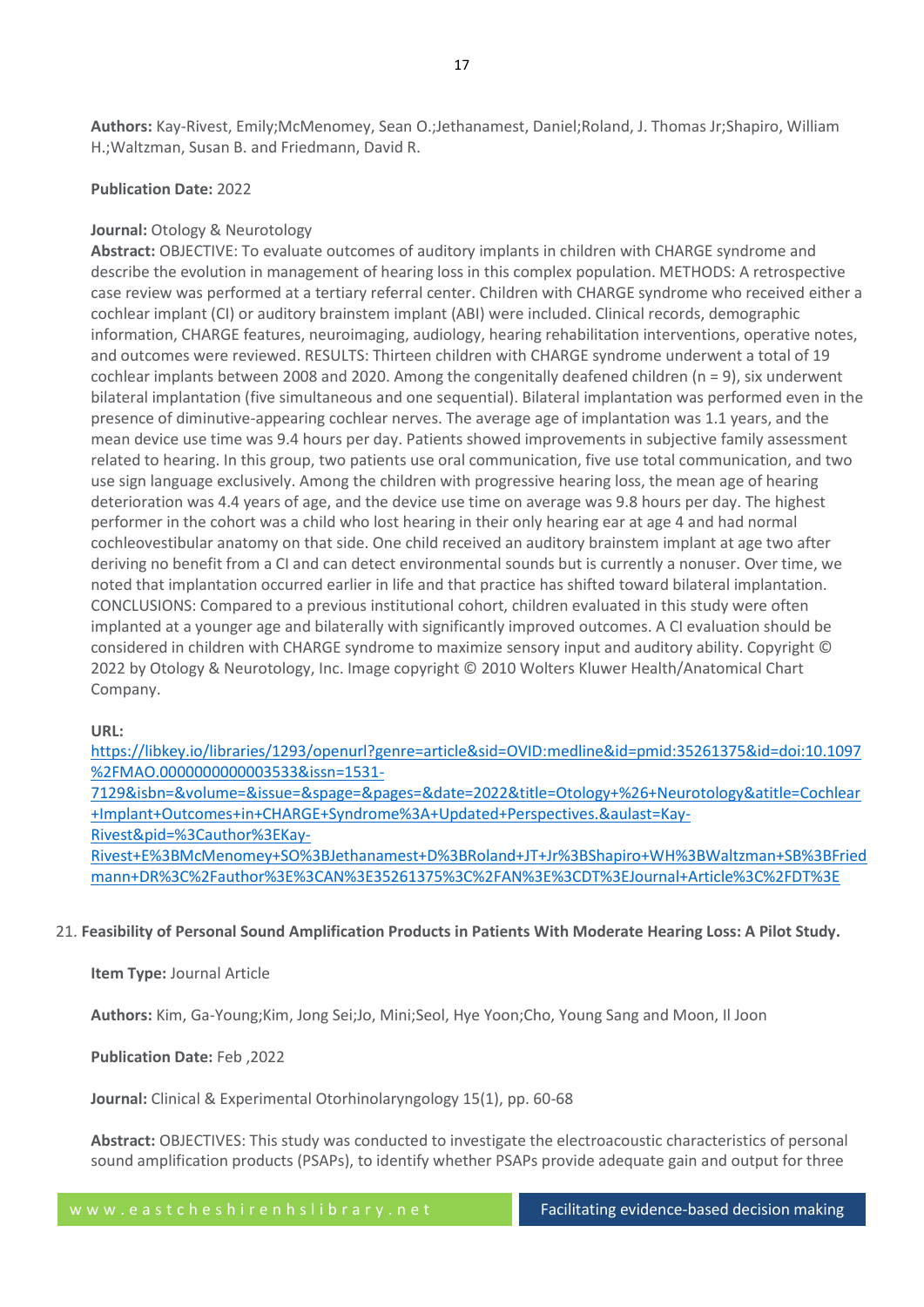**Authors:** Kay-Rivest, Emily;McMenomey, Sean O.;Jethanamest, Daniel;Roland, J. Thomas Jr;Shapiro, William H.;Waltzman, Susan B. and Friedmann, David R.

**Publication Date:** 2022

**Journal:** Otology & Neurotology

**Abstract:** OBJECTIVE: To evaluate outcomes of auditory implants in children with CHARGE syndrome and describe the evolution in management of hearing loss in this complex population. METHODS: A retrospective case review was performed at a tertiary referral center. Children with CHARGE syndrome who received either a cochlear implant (CI) or auditory brainstem implant (ABI) were included. Clinical records, demographic information, CHARGE features, neuroimaging, audiology, hearing rehabilitation interventions, operative notes, and outcomes were reviewed. RESULTS: Thirteen children with CHARGE syndrome underwent a total of 19 cochlear implants between 2008 and 2020. Among the congenitally deafened children (n = 9), six underwent bilateral implantation (five simultaneous and one sequential). Bilateral implantation was performed even in the presence of diminutive-appearing cochlear nerves. The average age of implantation was 1.1 years, and the mean device use time was 9.4 hours per day. Patients showed improvements in subjective family assessment related to hearing. In this group, two patients use oral communication, five use total communication, and two use sign language exclusively. Among the children with progressive hearing loss, the mean age of hearing deterioration was 4.4 years of age, and the device use time on average was 9.8 hours per day. The highest performer in the cohort was a child who lost hearing in their only hearing ear at age 4 and had normal cochleovestibular anatomy on that side. One child received an auditory brainstem implant at age two after deriving no benefit from a CI and can detect environmental sounds but is currently a nonuser. Over time, we noted that implantation occurred earlier in life and that practice has shifted toward bilateral implantation. CONCLUSIONS: Compared to a previous institutional cohort, children evaluated in this study were often implanted at a younger age and bilaterally with significantly improved outcomes. A CI evaluation should be considered in children with CHARGE syndrome to maximize sensory input and auditory ability. Copyright © 2022 by Otology & Neurotology, Inc. Image copyright © 2010 Wolters Kluwer Health/Anatomical Chart Company.

**URL:**
https://libkey.io/libraries/1293/openurl?genre=article&sid=OVID:medline&id=pmid:35261375&id=doi:10.1097%2FMAO.0000000000003533&issn=1531-7129&isbn=&volume=&issue=&spage=&pages=&date=2022&title=Otology+%26+Neurotology&atitle=Cochlear+Implant+Outcomes+in+CHARGE+Syndrome%3A+Updated+Perspectives.&aulast=Kay-Rivest&pid=%3Cauthor%3EKay-Rivest+E%3BMcMenomey+SO%3BJethanamest+D%3BRoland+JT+Jr%3BShapiro+WH%3BWaltzman+SB%3BFriedmann+DR%3C%2Fauthor%3E%3CAN%3E35261375%3C%2FAN%3E%3CDT%3EJournal+Article%3C%2FDT%3E

21. **Feasibility of Personal Sound Amplification Products in Patients With Moderate Hearing Loss: A Pilot Study.**

**Item Type:** Journal Article

**Authors:** Kim, Ga-Young;Kim, Jong Sei;Jo, Mini;Seol, Hye Yoon;Cho, Young Sang and Moon, Il Joon

**Publication Date:** Feb ,2022

**Journal:** Clinical & Experimental Otorhinolaryngology 15(1), pp. 60-68

**Abstract:** OBJECTIVES: This study was conducted to investigate the electroacoustic characteristics of personal sound amplification products (PSAPs), to identify whether PSAPs provide adequate gain and output for three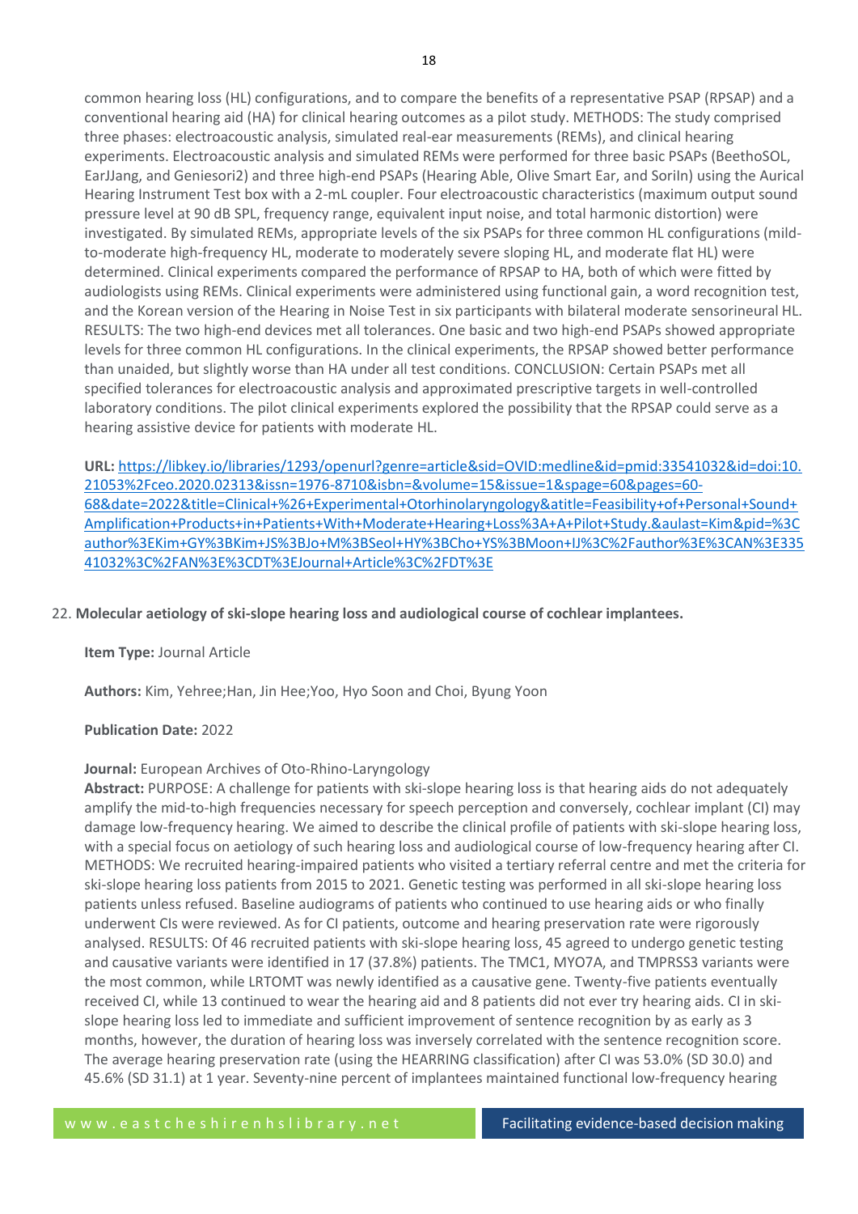common hearing loss (HL) configurations, and to compare the benefits of a representative PSAP (RPSAP) and a conventional hearing aid (HA) for clinical hearing outcomes as a pilot study. METHODS: The study comprised three phases: electroacoustic analysis, simulated real-ear measurements (REMs), and clinical hearing experiments. Electroacoustic analysis and simulated REMs were performed for three basic PSAPs (BeethoSOL, EarJJang, and Geniesori2) and three high-end PSAPs (Hearing Able, Olive Smart Ear, and SoriIn) using the Aurical Hearing Instrument Test box with a 2-mL coupler. Four electroacoustic characteristics (maximum output sound pressure level at 90 dB SPL, frequency range, equivalent input noise, and total harmonic distortion) were investigated. By simulated REMs, appropriate levels of the six PSAPs for three common HL configurations (mild-to-moderate high-frequency HL, moderate to moderately severe sloping HL, and moderate flat HL) were determined. Clinical experiments compared the performance of RPSAP to HA, both of which were fitted by audiologists using REMs. Clinical experiments were administered using functional gain, a word recognition test, and the Korean version of the Hearing in Noise Test in six participants with bilateral moderate sensorineural HL. RESULTS: The two high-end devices met all tolerances. One basic and two high-end PSAPs showed appropriate levels for three common HL configurations. In the clinical experiments, the RPSAP showed better performance than unaided, but slightly worse than HA under all test conditions. CONCLUSION: Certain PSAPs met all specified tolerances for electroacoustic analysis and approximated prescriptive targets in well-controlled laboratory conditions. The pilot clinical experiments explored the possibility that the RPSAP could serve as a hearing assistive device for patients with moderate HL.

**URL:** https://libkey.io/libraries/1293/openurl?genre=article&sid=OVID:medline&id=pmid:33541032&id=doi:10.21053%2Fceo.2020.02313&issn=1976-8710&isbn=&volume=15&issue=1&spage=60&pages=60-68&date=2022&title=Clinical+%26+Experimental+Otorhinolaryngology&atitle=Feasibility+of+Personal+Sound+Amplification+Products+in+Patients+With+Moderate+Hearing+Loss%3A+A+Pilot+Study.&aulast=Kim&pid=%3Cauthor%3EKim+GY%3BKim+JS%3BJo+M%3BSeol+HY%3BCho+YS%3BMoon+IJ%3C%2Fauthor%3E%3CAN%3E33541032%3C%2FAN%3E%3CDT%3EJournal+Article%3C%2FDT%3E

22. **Molecular aetiology of ski-slope hearing loss and audiological course of cochlear implantees.**

**Item Type:** Journal Article

**Authors:** Kim, Yehree;Han, Jin Hee;Yoo, Hyo Soon and Choi, Byung Yoon

**Publication Date:** 2022

**Journal:** European Archives of Oto-Rhino-Laryngology

**Abstract:** PURPOSE: A challenge for patients with ski-slope hearing loss is that hearing aids do not adequately amplify the mid-to-high frequencies necessary for speech perception and conversely, cochlear implant (CI) may damage low-frequency hearing. We aimed to describe the clinical profile of patients with ski-slope hearing loss, with a special focus on aetiology of such hearing loss and audiological course of low-frequency hearing after CI. METHODS: We recruited hearing-impaired patients who visited a tertiary referral centre and met the criteria for ski-slope hearing loss patients from 2015 to 2021. Genetic testing was performed in all ski-slope hearing loss patients unless refused. Baseline audiograms of patients who continued to use hearing aids or who finally underwent CIs were reviewed. As for CI patients, outcome and hearing preservation rate were rigorously analysed. RESULTS: Of 46 recruited patients with ski-slope hearing loss, 45 agreed to undergo genetic testing and causative variants were identified in 17 (37.8%) patients. The TMC1, MYO7A, and TMPRSS3 variants were the most common, while LRTOMT was newly identified as a causative gene. Twenty-five patients eventually received CI, while 13 continued to wear the hearing aid and 8 patients did not ever try hearing aids. CI in ski-slope hearing loss led to immediate and sufficient improvement of sentence recognition by as early as 3 months, however, the duration of hearing loss was inversely correlated with the sentence recognition score. The average hearing preservation rate (using the HEARRING classification) after CI was 53.0% (SD 30.0) and 45.6% (SD 31.1) at 1 year. Seventy-nine percent of implantees maintained functional low-frequency hearing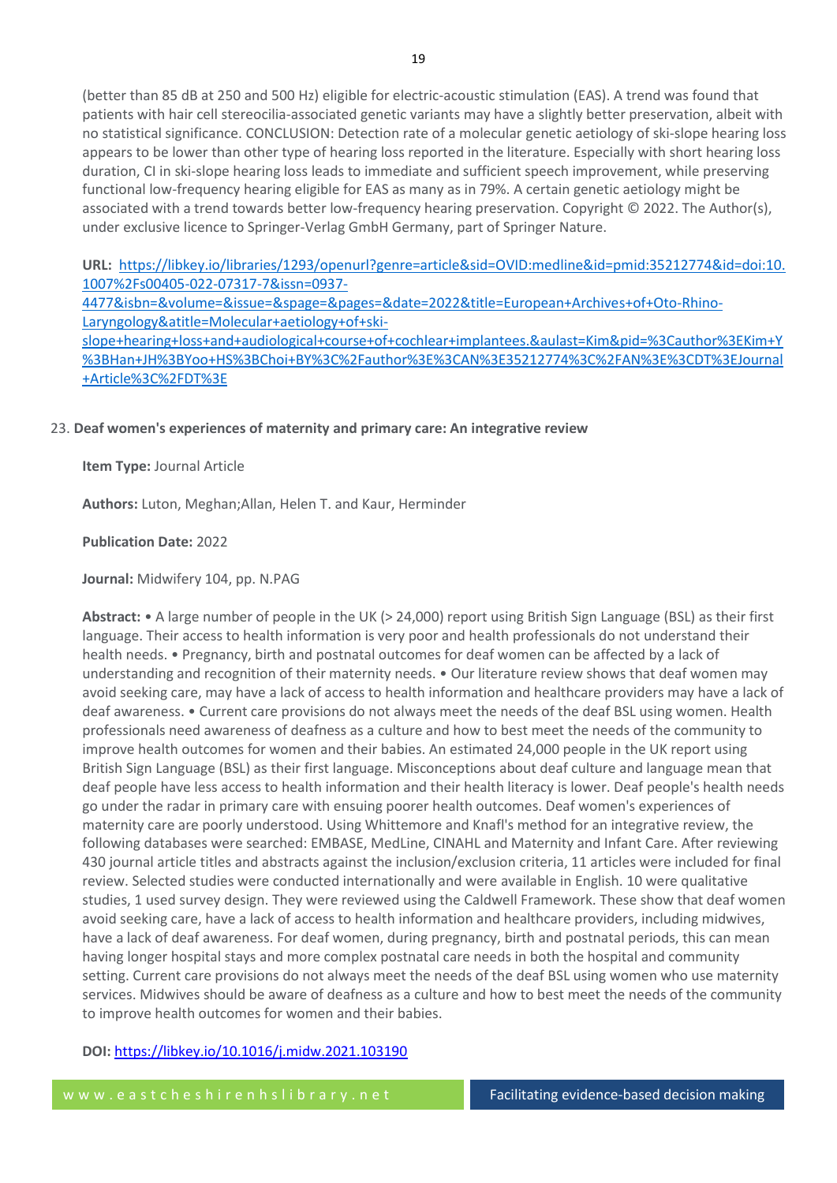(better than 85 dB at 250 and 500 Hz) eligible for electric-acoustic stimulation (EAS). A trend was found that patients with hair cell stereocilia-associated genetic variants may have a slightly better preservation, albeit with no statistical significance. CONCLUSION: Detection rate of a molecular genetic aetiology of ski-slope hearing loss appears to be lower than other type of hearing loss reported in the literature. Especially with short hearing loss duration, CI in ski-slope hearing loss leads to immediate and sufficient speech improvement, while preserving functional low-frequency hearing eligible for EAS as many as in 79%. A certain genetic aetiology might be associated with a trend towards better low-frequency hearing preservation. Copyright © 2022. The Author(s), under exclusive licence to Springer-Verlag GmbH Germany, part of Springer Nature.

**URL:** [https://libkey.io/libraries/1293/openurl?genre=article&sid=OVID:medline&id=pmid:35212774&id=doi:10.1007%2Fs00405-022-07317-7&issn=0937-4477&isbn=&volume=&issue=&spage=&pages=&date=2022&title=European+Archives+of+Oto-Rhino-Laryngology&atitle=Molecular+aetiology+of+ski-slope+hearing+loss+and+audiological+course+of+cochlear+implantees.&aulast=Kim&pid=%3Cauthor%3EKim+Y%3BHan+JH%3BYoo+HS%3BChoi+BY%3C%2Fauthor%3E%3CAN%3E35212774%3C%2FAN%3E%3CDT%3EJournal+Article%3C%2FDT%3E](https://libkey.io/libraries/1293/openurl?genre=article&sid=OVID:medline&id=pmid:35212774&id=doi:10.1007%2Fs00405-022-07317-7&issn=0937-4477&isbn=&volume=&issue=&spage=&pages=&date=2022&title=European+Archives+of+Oto-Rhino-Laryngology&atitle=Molecular+aetiology+of+ski-slope+hearing+loss+and+audiological+course+of+cochlear+implantees.&aulast=Kim&pid=%3Cauthor%3EKim+Y%3BHan+JH%3BYoo+HS%3BChoi+BY%3C%2Fauthor%3E%3CAN%3E35212774%3C%2FAN%3E%3CDT%3EJournal+Article%3C%2FDT%3E)

23. **Deaf women's experiences of maternity and primary care: An integrative review**

**Item Type:** Journal Article

**Authors:** Luton, Meghan;Allan, Helen T. and Kaur, Herminder

**Publication Date:** 2022

**Journal:** Midwifery 104, pp. N.PAG

**Abstract:** • A large number of people in the UK (> 24,000) report using British Sign Language (BSL) as their first language. Their access to health information is very poor and health professionals do not understand their health needs. • Pregnancy, birth and postnatal outcomes for deaf women can be affected by a lack of understanding and recognition of their maternity needs. • Our literature review shows that deaf women may avoid seeking care, may have a lack of access to health information and healthcare providers may have a lack of deaf awareness. • Current care provisions do not always meet the needs of the deaf BSL using women. Health professionals need awareness of deafness as a culture and how to best meet the needs of the community to improve health outcomes for women and their babies. An estimated 24,000 people in the UK report using British Sign Language (BSL) as their first language. Misconceptions about deaf culture and language mean that deaf people have less access to health information and their health literacy is lower. Deaf people's health needs go under the radar in primary care with ensuing poorer health outcomes. Deaf women's experiences of maternity care are poorly understood. Using Whittemore and Knafl's method for an integrative review, the following databases were searched: EMBASE, MedLine, CINAHL and Maternity and Infant Care. After reviewing 430 journal article titles and abstracts against the inclusion/exclusion criteria, 11 articles were included for final review. Selected studies were conducted internationally and were available in English. 10 were qualitative studies, 1 used survey design. They were reviewed using the Caldwell Framework. These show that deaf women avoid seeking care, have a lack of access to health information and healthcare providers, including midwives, have a lack of deaf awareness. For deaf women, during pregnancy, birth and postnatal periods, this can mean having longer hospital stays and more complex postnatal care needs in both the hospital and community setting. Current care provisions do not always meet the needs of the deaf BSL using women who use maternity services. Midwives should be aware of deafness as a culture and how to best meet the needs of the community to improve health outcomes for women and their babies.

**DOI:** [https://libkey.io/10.1016/j.midw.2021.103190](https://libkey.io/10.1016/j.midw.2021.103190)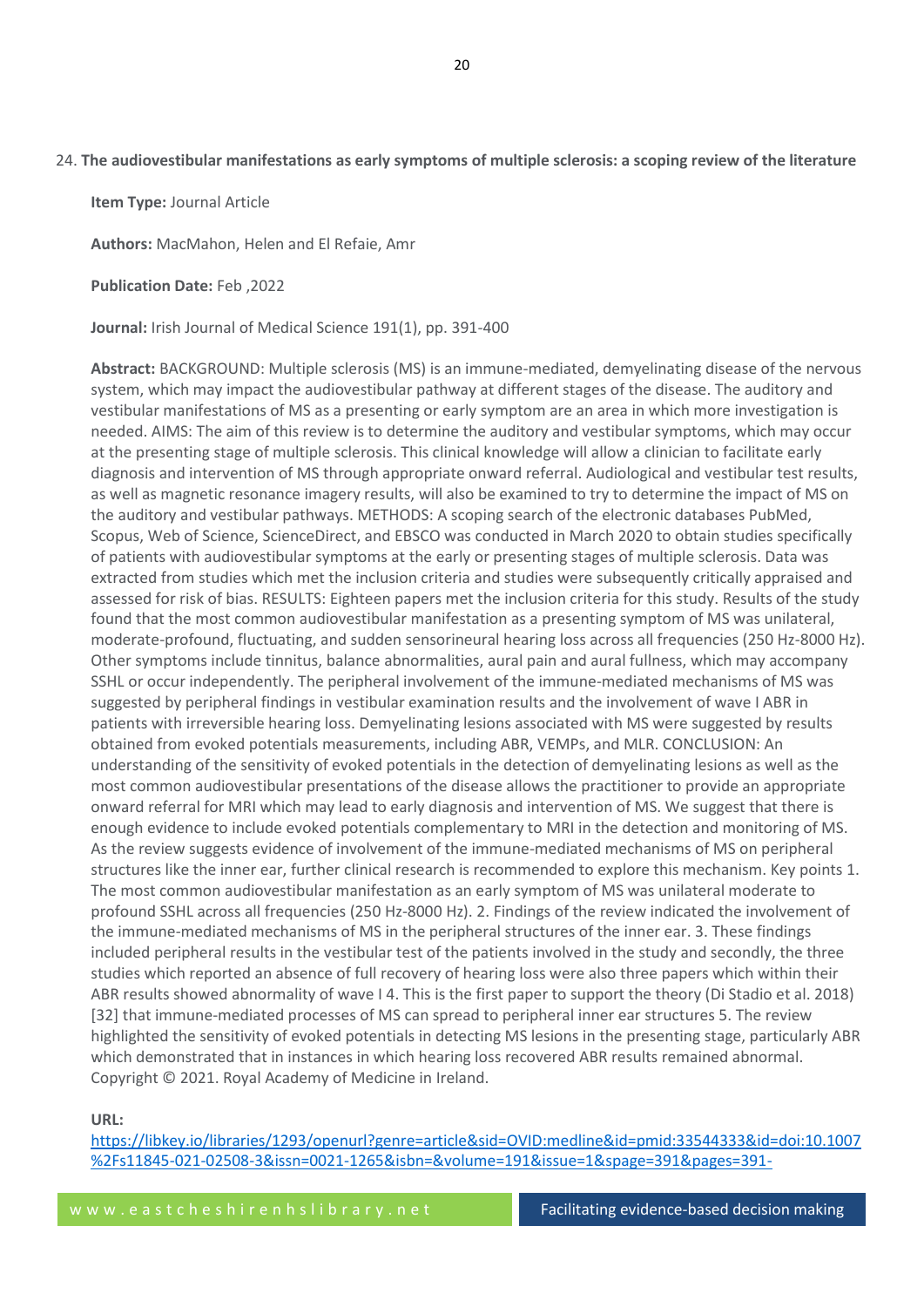24. **The audiovestibular manifestations as early symptoms of multiple sclerosis: a scoping review of the literature**

**Item Type:** Journal Article

**Authors:** MacMahon, Helen and El Refaie, Amr

**Publication Date:** Feb ,2022

**Journal:** Irish Journal of Medical Science 191(1), pp. 391-400

**Abstract:** BACKGROUND: Multiple sclerosis (MS) is an immune-mediated, demyelinating disease of the nervous system, which may impact the audiovestibular pathway at different stages of the disease. The auditory and vestibular manifestations of MS as a presenting or early symptom are an area in which more investigation is needed. AIMS: The aim of this review is to determine the auditory and vestibular symptoms, which may occur at the presenting stage of multiple sclerosis. This clinical knowledge will allow a clinician to facilitate early diagnosis and intervention of MS through appropriate onward referral. Audiological and vestibular test results, as well as magnetic resonance imagery results, will also be examined to try to determine the impact of MS on the auditory and vestibular pathways. METHODS: A scoping search of the electronic databases PubMed, Scopus, Web of Science, ScienceDirect, and EBSCO was conducted in March 2020 to obtain studies specifically of patients with audiovestibular symptoms at the early or presenting stages of multiple sclerosis. Data was extracted from studies which met the inclusion criteria and studies were subsequently critically appraised and assessed for risk of bias. RESULTS: Eighteen papers met the inclusion criteria for this study. Results of the study found that the most common audiovestibular manifestation as a presenting symptom of MS was unilateral, moderate-profound, fluctuating, and sudden sensorineural hearing loss across all frequencies (250 Hz-8000 Hz). Other symptoms include tinnitus, balance abnormalities, aural pain and aural fullness, which may accompany SSHL or occur independently. The peripheral involvement of the immune-mediated mechanisms of MS was suggested by peripheral findings in vestibular examination results and the involvement of wave I ABR in patients with irreversible hearing loss. Demyelinating lesions associated with MS were suggested by results obtained from evoked potentials measurements, including ABR, VEMPs, and MLR. CONCLUSION: An understanding of the sensitivity of evoked potentials in the detection of demyelinating lesions as well as the most common audiovestibular presentations of the disease allows the practitioner to provide an appropriate onward referral for MRI which may lead to early diagnosis and intervention of MS. We suggest that there is enough evidence to include evoked potentials complementary to MRI in the detection and monitoring of MS. As the review suggests evidence of involvement of the immune-mediated mechanisms of MS on peripheral structures like the inner ear, further clinical research is recommended to explore this mechanism. Key points 1. The most common audiovestibular manifestation as an early symptom of MS was unilateral moderate to profound SSHL across all frequencies (250 Hz-8000 Hz). 2. Findings of the review indicated the involvement of the immune-mediated mechanisms of MS in the peripheral structures of the inner ear. 3. These findings included peripheral results in the vestibular test of the patients involved in the study and secondly, the three studies which reported an absence of full recovery of hearing loss were also three papers which within their ABR results showed abnormality of wave I 4. This is the first paper to support the theory (Di Stadio et al. 2018) [32] that immune-mediated processes of MS can spread to peripheral inner ear structures 5. The review highlighted the sensitivity of evoked potentials in detecting MS lesions in the presenting stage, particularly ABR which demonstrated that in instances in which hearing loss recovered ABR results remained abnormal. Copyright © 2021. Royal Academy of Medicine in Ireland.

**URL:**
https://libkey.io/libraries/1293/openurl?genre=article&sid=OVID:medline&id=pmid:33544333&id=doi:10.1007%2Fs11845-021-02508-3&issn=0021-1265&isbn=&volume=191&issue=1&spage=391&pages=391-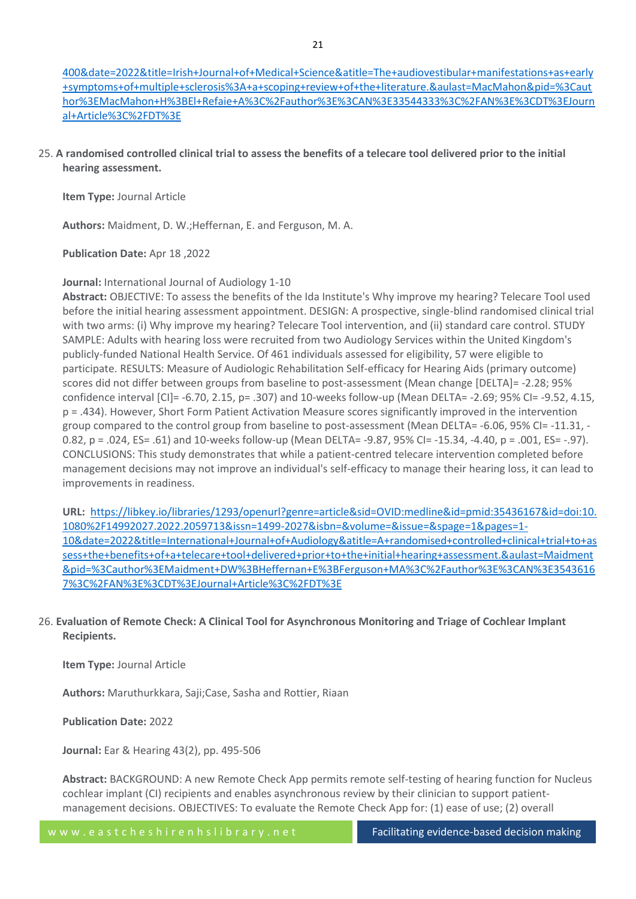400&date=2022&title=Irish+Journal+of+Medical+Science&atitle=The+audiovestibular+manifestations+as+early+symptoms+of+multiple+sclerosis%3A+a+scoping+review+of+the+literature.&aulast=MacMahon&pid=%3Cauthor%3EMacMahon+H%3BEl+Refaie+A%3C%2Fauthor%3E%3CAN%3E33544333%3C%2FAN%3E%3CDT%3EJournal+Article%3C%2FDT%3E

25. **A randomised controlled clinical trial to assess the benefits of a telecare tool delivered prior to the initial hearing assessment.**

    **Item Type:** Journal Article

    **Authors:** Maidment, D. W.;Heffernan, E. and Ferguson, M. A.

    **Publication Date:** Apr 18 ,2022

    **Journal:** International Journal of Audiology 1-10

    **Abstract:** OBJECTIVE: To assess the benefits of the Ida Institute's Why improve my hearing? Telecare Tool used before the initial hearing assessment appointment. DESIGN: A prospective, single-blind randomised clinical trial with two arms: (i) Why improve my hearing? Telecare Tool intervention, and (ii) standard care control. STUDY SAMPLE: Adults with hearing loss were recruited from two Audiology Services within the United Kingdom's publicly-funded National Health Service. Of 461 individuals assessed for eligibility, 57 were eligible to participate. RESULTS: Measure of Audiologic Rehabilitation Self-efficacy for Hearing Aids (primary outcome) scores did not differ between groups from baseline to post-assessment (Mean change [DELTA]= -2.28; 95% confidence interval [CI]= -6.70, 2.15, p= .307) and 10-weeks follow-up (Mean DELTA= -2.69; 95% CI= -9.52, 4.15, p = .434). However, Short Form Patient Activation Measure scores significantly improved in the intervention group compared to the control group from baseline to post-assessment (Mean DELTA= -6.06, 95% CI= -11.31, -0.82, p = .024, ES= .61) and 10-weeks follow-up (Mean DELTA= -9.87, 95% CI= -15.34, -4.40, p = .001, ES= -.97). CONCLUSIONS: This study demonstrates that while a patient-centred telecare intervention completed before management decisions may not improve an individual's self-efficacy to manage their hearing loss, it can lead to improvements in readiness.

    **URL:** https://libkey.io/libraries/1293/openurl?genre=article&sid=OVID:medline&id=pmid:35436167&id=doi:10.1080%2F14992027.2022.2059713&issn=1499-2027&isbn=&volume=&issue=&spage=1&pages=1-10&date=2022&title=International+Journal+of+Audiology&atitle=A+randomised+controlled+clinical+trial+to+assess+the+benefits+of+a+telecare+tool+delivered+prior+to+the+initial+hearing+assessment.&aulast=Maidment&pid=%3Cauthor%3EMaidment+DW%3BHeffernan+E%3BFerguson+MA%3C%2Fauthor%3E%3CAN%3E35436167%3C%2FAN%3E%3CDT%3EJournal+Article%3C%2FDT%3E

26. **Evaluation of Remote Check: A Clinical Tool for Asynchronous Monitoring and Triage of Cochlear Implant Recipients.**

    **Item Type:** Journal Article

    **Authors:** Maruthurkkara, Saji;Case, Sasha and Rottier, Riaan

    **Publication Date:** 2022

    **Journal:** Ear & Hearing 43(2), pp. 495-506

    **Abstract:** BACKGROUND: A new Remote Check App permits remote self-testing of hearing function for Nucleus cochlear implant (CI) recipients and enables asynchronous review by their clinician to support patient-management decisions. OBJECTIVES: To evaluate the Remote Check App for: (1) ease of use; (2) overall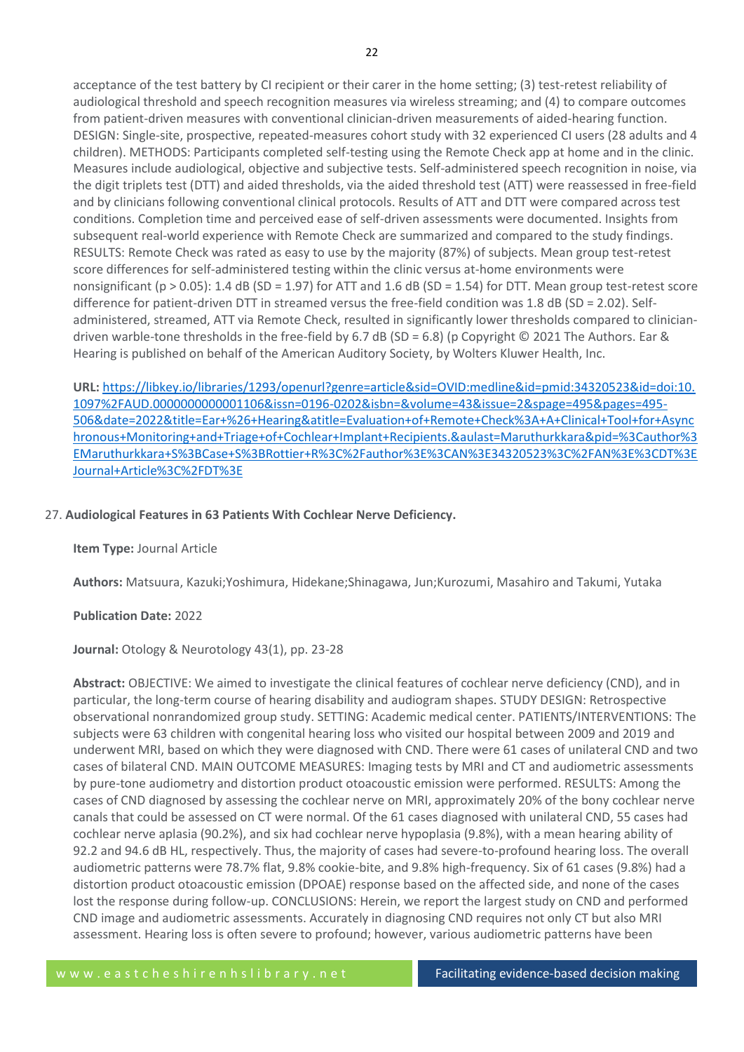acceptance of the test battery by CI recipient or their carer in the home setting; (3) test-retest reliability of audiological threshold and speech recognition measures via wireless streaming; and (4) to compare outcomes from patient-driven measures with conventional clinician-driven measurements of aided-hearing function. DESIGN: Single-site, prospective, repeated-measures cohort study with 32 experienced CI users (28 adults and 4 children). METHODS: Participants completed self-testing using the Remote Check app at home and in the clinic. Measures include audiological, objective and subjective tests. Self-administered speech recognition in noise, via the digit triplets test (DTT) and aided thresholds, via the aided threshold test (ATT) were reassessed in free-field and by clinicians following conventional clinical protocols. Results of ATT and DTT were compared across test conditions. Completion time and perceived ease of self-driven assessments were documented. Insights from subsequent real-world experience with Remote Check are summarized and compared to the study findings. RESULTS: Remote Check was rated as easy to use by the majority (87%) of subjects. Mean group test-retest score differences for self-administered testing within the clinic versus at-home environments were nonsignificant ($p > 0.05$): 1.4 dB (SD = 1.97) for ATT and 1.6 dB (SD = 1.54) for DTT. Mean group test-retest score difference for patient-driven DTT in streamed versus the free-field condition was 1.8 dB (SD = 2.02). Self-administered, streamed, ATT via Remote Check, resulted in significantly lower thresholds compared to clinician-driven warble-tone thresholds in the free-field by 6.7 dB (SD = 6.8) (p Copyright © 2021 The Authors. Ear & Hearing is published on behalf of the American Auditory Society, by Wolters Kluwer Health, Inc.

**URL:** [https://libkey.io/libraries/1293/openurl?genre=article&sid=OVID:medline&id=pmid:34320523&id=doi:10.1097%2FAUD.0000000000001106&issn=0196-0202&isbn=&volume=43&issue=2&spage=495&pages=495-506&date=2022&title=Ear+%26+Hearing&atitle=Evaluation+of+Remote+Check%3A+A+Clinical+Tool+for+Asynchronous+Monitoring+and+Triage+of+Cochlear+Implant+Recipients.&aulast=Maruthurkkara&pid=%3Cauthor%3EMaruthurkkara+S%3BCase+S%3BRottier+R%3C%2Fauthor%3E%3CAN%3E34320523%3C%2FAN%3E%3CDT%3EJournal+Article%3C%2FDT%3E](https://libkey.io/libraries/1293/openurl?genre=article&sid=OVID:medline&id=pmid:34320523&id=doi:10.1097%2FAUD.0000000000001106&issn=0196-0202&isbn=&volume=43&issue=2&spage=495&pages=495-506&date=2022&title=Ear+%26+Hearing&atitle=Evaluation+of+Remote+Check%3A+A+Clinical+Tool+for+Asynchronous+Monitoring+and+Triage+of+Cochlear+Implant+Recipients.&aulast=Maruthurkkara&pid=%3Cauthor%3EMaruthurkkara+S%3BCase+S%3BRottier+R%3C%2Fauthor%3E%3CAN%3E34320523%3C%2FAN%3E%3CDT%3EJournal+Article%3C%2FDT%3E)

27. **Audiological Features in 63 Patients With Cochlear Nerve Deficiency.**

**Item Type:** Journal Article

**Authors:** Matsuura, Kazuki;Yoshimura, Hidekane;Shinagawa, Jun;Kurozumi, Masahiro and Takumi, Yutaka

**Publication Date:** 2022

**Journal:** Otology & Neurotology 43(1), pp. 23-28

**Abstract:** OBJECTIVE: We aimed to investigate the clinical features of cochlear nerve deficiency (CND), and in particular, the long-term course of hearing disability and audiogram shapes. STUDY DESIGN: Retrospective observational nonrandomized group study. SETTING: Academic medical center. PATIENTS/INTERVENTIONS: The subjects were 63 children with congenital hearing loss who visited our hospital between 2009 and 2019 and underwent MRI, based on which they were diagnosed with CND. There were 61 cases of unilateral CND and two cases of bilateral CND. MAIN OUTCOME MEASURES: Imaging tests by MRI and CT and audiometric assessments by pure-tone audiometry and distortion product otoacoustic emission were performed. RESULTS: Among the cases of CND diagnosed by assessing the cochlear nerve on MRI, approximately 20% of the bony cochlear nerve canals that could be assessed on CT were normal. Of the 61 cases diagnosed with unilateral CND, 55 cases had cochlear nerve aplasia (90.2%), and six had cochlear nerve hypoplasia (9.8%), with a mean hearing ability of 92.2 and 94.6 dB HL, respectively. Thus, the majority of cases had severe-to-profound hearing loss. The overall audiometric patterns were 78.7% flat, 9.8% cookie-bite, and 9.8% high-frequency. Six of 61 cases (9.8%) had a distortion product otoacoustic emission (DPOAE) response based on the affected side, and none of the cases lost the response during follow-up. CONCLUSIONS: Herein, we report the largest study on CND and performed CND image and audiometric assessments. Accurately in diagnosing CND requires not only CT but also MRI assessment. Hearing loss is often severe to profound; however, various audiometric patterns have been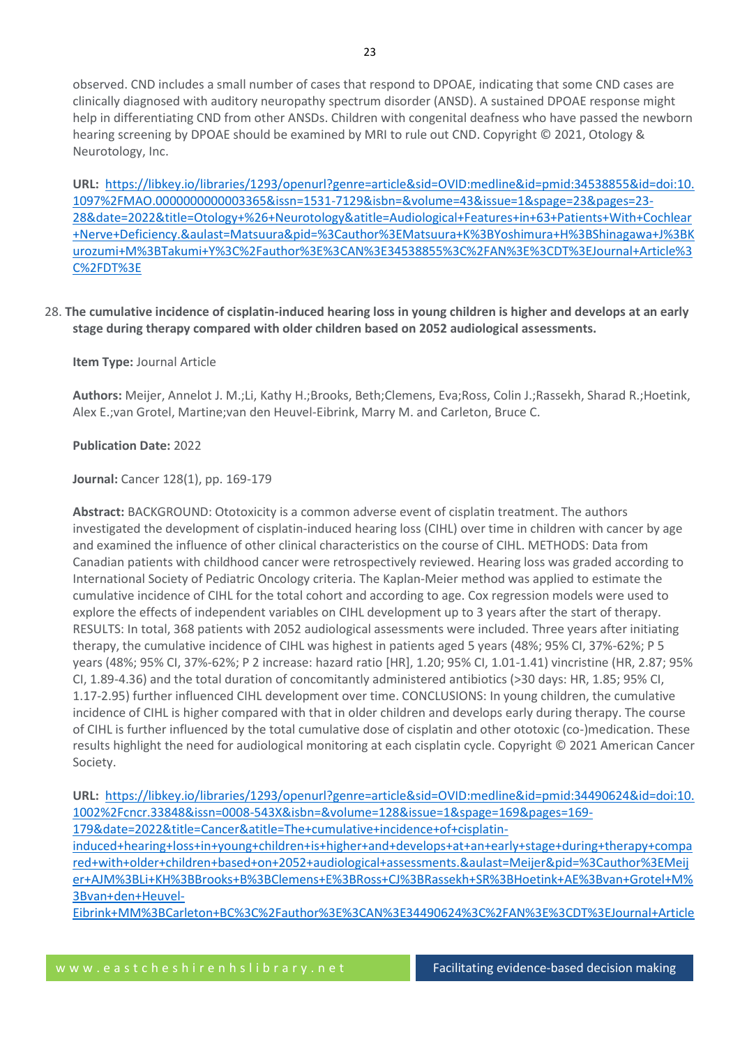observed. CND includes a small number of cases that respond to DPOAE, indicating that some CND cases are clinically diagnosed with auditory neuropathy spectrum disorder (ANSD). A sustained DPOAE response might help in differentiating CND from other ANSDs. Children with congenital deafness who have passed the newborn hearing screening by DPOAE should be examined by MRI to rule out CND. Copyright © 2021, Otology & Neurotology, Inc.

**URL:** https://libkey.io/libraries/1293/openurl?genre=article&sid=OVID:medline&id=pmid:34538855&id=doi:10.1097%2FMAO.0000000000003365&issn=1531-7129&isbn=&volume=43&issue=1&spage=23&pages=23-28&date=2022&title=Otology+%26+Neurotology&atitle=Audiological+Features+in+63+Patients+With+Cochlear+Nerve+Deficiency.&aulast=Matsuura&pid=%3Cauthor%3EMatsuura+K%3BYoshimura+H%3BShinagawa+J%3BKurozumi+M%3BTakumi+Y%3C%2Fauthor%3E%3CAN%3E34538855%3C%2FAN%3E%3CDT%3EJournal+Article%3C%2FDT%3E

28. **The cumulative incidence of cisplatin-induced hearing loss in young children is higher and develops at an early stage during therapy compared with older children based on 2052 audiological assessments.**

**Item Type:** Journal Article

**Authors:** Meijer, Annelot J. M.;Li, Kathy H.;Brooks, Beth;Clemens, Eva;Ross, Colin J.;Rassekh, Sharad R.;Hoetink, Alex E.;van Grotel, Martine;van den Heuvel-Eibrink, Marry M. and Carleton, Bruce C.

**Publication Date:** 2022

**Journal:** Cancer 128(1), pp. 169-179

**Abstract:** BACKGROUND: Ototoxicity is a common adverse event of cisplatin treatment. The authors investigated the development of cisplatin-induced hearing loss (CIHL) over time in children with cancer by age and examined the influence of other clinical characteristics on the course of CIHL. METHODS: Data from Canadian patients with childhood cancer were retrospectively reviewed. Hearing loss was graded according to International Society of Pediatric Oncology criteria. The Kaplan-Meier method was applied to estimate the cumulative incidence of CIHL for the total cohort and according to age. Cox regression models were used to explore the effects of independent variables on CIHL development up to 3 years after the start of therapy. RESULTS: In total, 368 patients with 2052 audiological assessments were included. Three years after initiating therapy, the cumulative incidence of CIHL was highest in patients aged 5 years (48%; 95% CI, 37%-62%; P 5 years (48%; 95% CI, 37%-62%; P 2 increase: hazard ratio [HR], 1.20; 95% CI, 1.01-1.41) vincristine (HR, 2.87; 95% CI, 1.89-4.36) and the total duration of concomitantly administered antibiotics (>30 days: HR, 1.85; 95% CI, 1.17-2.95) further influenced CIHL development over time. CONCLUSIONS: In young children, the cumulative incidence of CIHL is higher compared with that in older children and develops early during therapy. The course of CIHL is further influenced by the total cumulative dose of cisplatin and other ototoxic (co-)medication. These results highlight the need for audiological monitoring at each cisplatin cycle. Copyright © 2021 American Cancer Society.

**URL:** https://libkey.io/libraries/1293/openurl?genre=article&sid=OVID:medline&id=pmid:34490624&id=doi:10.1002%2Fcncr.33848&issn=0008-543X&isbn=&volume=128&issue=1&spage=169&pages=169-179&date=2022&title=Cancer&atitle=The+cumulative+incidence+of+cisplatin-induced+hearing+loss+in+young+children+is+higher+and+develops+at+an+early+stage+during+therapy+compared+with+older+children+based+on+2052+audiological+assessments.&aulast=Meijer&pid=%3Cauthor%3EMeijer+AJM%3BLi+KH%3BBrooks+B%3BClemens+E%3BRoss+CJ%3BRassekh+SR%3BHoetink+AE%3Bvan+Grotel+M%3Bvan+den+Heuvel-Eibrink+MM%3BCarleton+BC%3C%2Fauthor%3E%3CAN%3E34490624%3C%2FAN%3E%3CDT%3EJournal+Article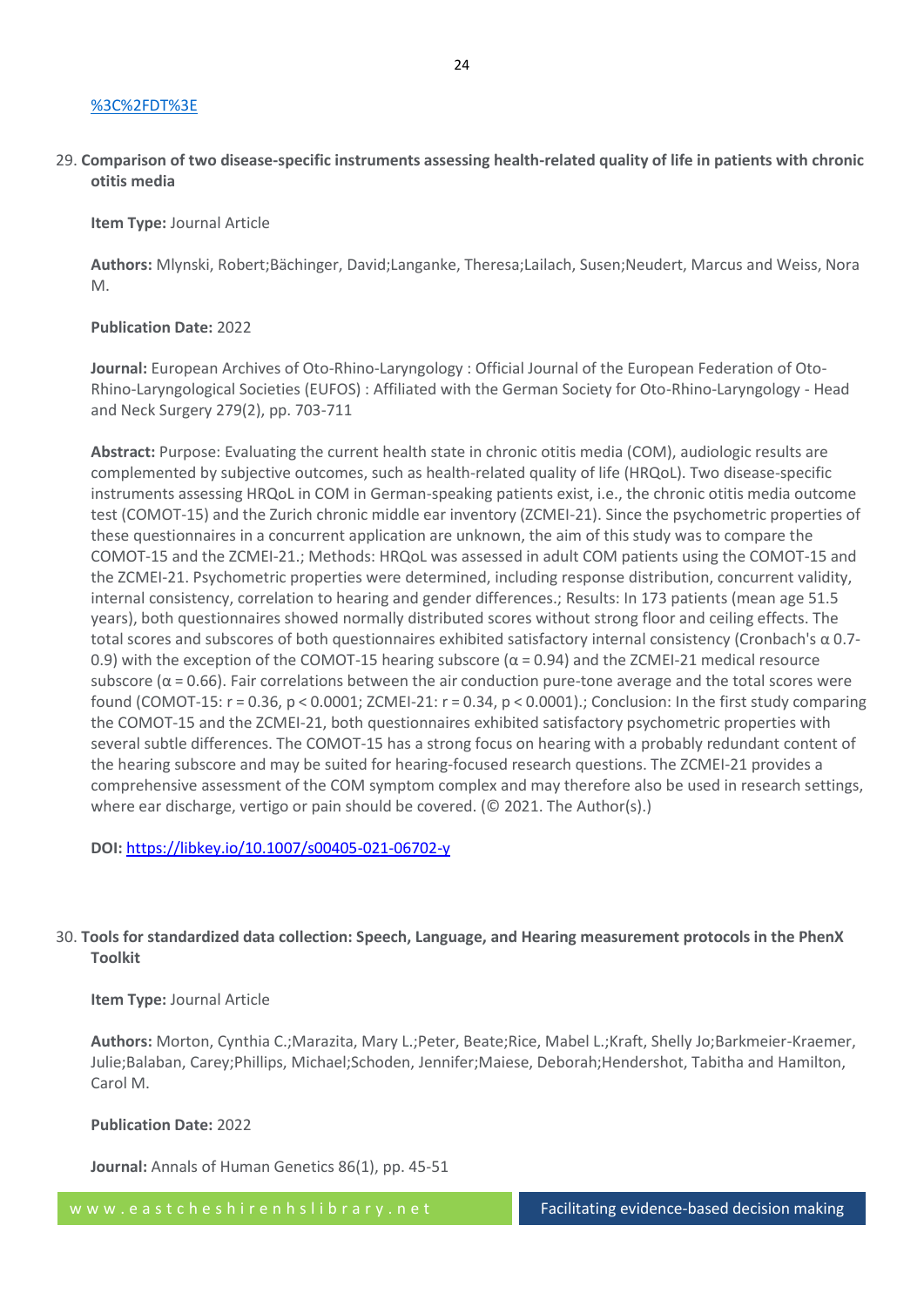%3C%2FDT%3E

29. **Comparison of two disease-specific instruments assessing health-related quality of life in patients with chronic otitis media**

    **Item Type:** Journal Article

    **Authors:** Mlynski, Robert;Bächinger, David;Langanke, Theresa;Lailach, Susen;Neudert, Marcus and Weiss, Nora M.

    **Publication Date:** 2022

    **Journal:** European Archives of Oto-Rhino-Laryngology : Official Journal of the European Federation of Oto-Rhino-Laryngological Societies (EUFOS) : Affiliated with the German Society for Oto-Rhino-Laryngology - Head and Neck Surgery 279(2), pp. 703-711

    **Abstract:** Purpose: Evaluating the current health state in chronic otitis media (COM), audiologic results are complemented by subjective outcomes, such as health-related quality of life (HRQoL). Two disease-specific instruments assessing HRQoL in COM in German-speaking patients exist, i.e., the chronic otitis media outcome test (COMOT-15) and the Zurich chronic middle ear inventory (ZCMEI-21). Since the psychometric properties of these questionnaires in a concurrent application are unknown, the aim of this study was to compare the COMOT-15 and the ZCMEI-21.; Methods: HRQoL was assessed in adult COM patients using the COMOT-15 and the ZCMEI-21. Psychometric properties were determined, including response distribution, concurrent validity, internal consistency, correlation to hearing and gender differences.; Results: In 173 patients (mean age 51.5 years), both questionnaires showed normally distributed scores without strong floor and ceiling effects. The total scores and subscores of both questionnaires exhibited satisfactory internal consistency (Cronbach's $\alpha$ 0.7-0.9) with the exception of the COMOT-15 hearing subscore ($\alpha = 0.94$) and the ZCMEI-21 medical resource subscore ($\alpha = 0.66$). Fair correlations between the air conduction pure-tone average and the total scores were found (COMOT-15: $r = 0.36$, $p < 0.0001$; ZCMEI-21: $r = 0.34$, $p < 0.0001$).; Conclusion: In the first study comparing the COMOT-15 and the ZCMEI-21, both questionnaires exhibited satisfactory psychometric properties with several subtle differences. The COMOT-15 has a strong focus on hearing with a probably redundant content of the hearing subscore and may be suited for hearing-focused research questions. The ZCMEI-21 provides a comprehensive assessment of the COM symptom complex and may therefore also be used in research settings, where ear discharge, vertigo or pain should be covered. (© 2021. The Author(s).)

    **DOI:** https://libkey.io/10.1007/s00405-021-06702-y

30. **Tools for standardized data collection: Speech, Language, and Hearing measurement protocols in the PhenX Toolkit**

    **Item Type:** Journal Article

    **Authors:** Morton, Cynthia C.;Marazita, Mary L.;Peter, Beate;Rice, Mabel L.;Kraft, Shelly Jo;Barkmeier-Kraemer, Julie;Balaban, Carey;Phillips, Michael;Schoden, Jennifer;Maiese, Deborah;Hendershot, Tabitha and Hamilton, Carol M.

    **Publication Date:** 2022

    **Journal:** Annals of Human Genetics 86(1), pp. 45-51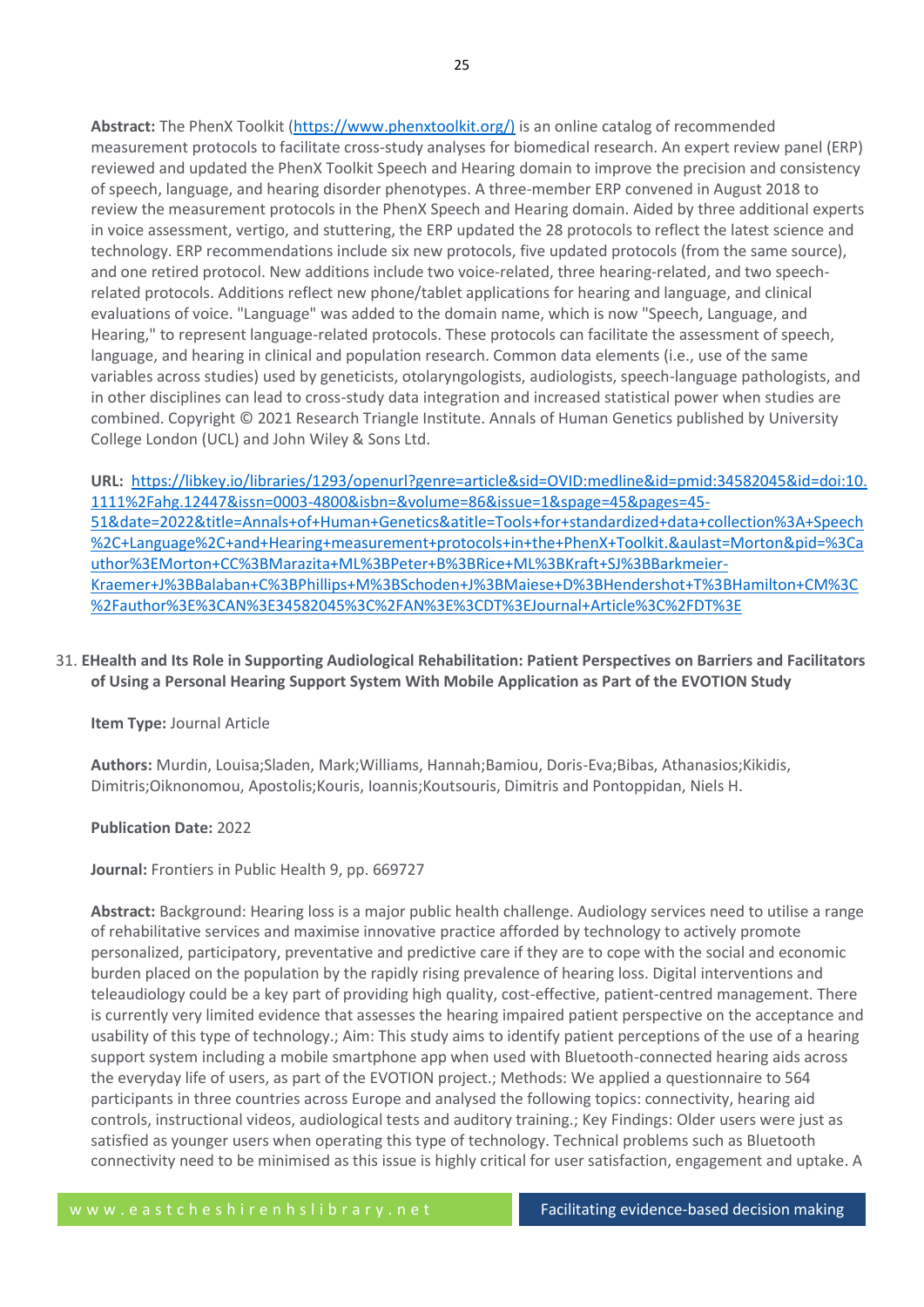**Abstract:** The PhenX Toolkit (https://www.phenxtoolkit.org/) is an online catalog of recommended measurement protocols to facilitate cross-study analyses for biomedical research. An expert review panel (ERP) reviewed and updated the PhenX Toolkit Speech and Hearing domain to improve the precision and consistency of speech, language, and hearing disorder phenotypes. A three-member ERP convened in August 2018 to review the measurement protocols in the PhenX Speech and Hearing domain. Aided by three additional experts in voice assessment, vertigo, and stuttering, the ERP updated the 28 protocols to reflect the latest science and technology. ERP recommendations include six new protocols, five updated protocols (from the same source), and one retired protocol. New additions include two voice-related, three hearing-related, and two speech-related protocols. Additions reflect new phone/tablet applications for hearing and language, and clinical evaluations of voice. "Language" was added to the domain name, which is now "Speech, Language, and Hearing," to represent language-related protocols. These protocols can facilitate the assessment of speech, language, and hearing in clinical and population research. Common data elements (i.e., use of the same variables across studies) used by geneticists, otolaryngologists, audiologists, speech-language pathologists, and in other disciplines can lead to cross-study data integration and increased statistical power when studies are combined. Copyright © 2021 Research Triangle Institute. Annals of Human Genetics published by University College London (UCL) and John Wiley & Sons Ltd.

**URL:** https://libkey.io/libraries/1293/openurl?genre=article&sid=OVID:medline&id=pmid:34582045&id=doi:10.1111%2Fahg.12447&issn=0003-4800&isbn=&volume=86&issue=1&spage=45&pages=45-51&date=2022&title=Annals+of+Human+Genetics&atitle=Tools+for+standardized+data+collection%3A+Speech%2C+Language%2C+and+Hearing+measurement+protocols+in+the+PhenX+Toolkit.&aulast=Morton&pid=%3Cauthor%3EMorton+CC%3BMarazita+ML%3BPeter+B%3BRice+ML%3BKraft+SJ%3BBarkmeier-Kraemer+J%3BBalaban+C%3BPhillips+M%3BSchoden+J%3BMaiese+D%3BHendershot+T%3BHamilton+CM%3C%2Fauthor%3E%3CAN%3E34582045%3C%2FAN%3E%3CDT%3EJournal+Article%3C%2FDT%3E

31. **EHealth and Its Role in Supporting Audiological Rehabilitation: Patient Perspectives on Barriers and Facilitators of Using a Personal Hearing Support System With Mobile Application as Part of the EVOTION Study**

    **Item Type:** Journal Article

    **Authors:** Murdin, Louisa;Sladen, Mark;Williams, Hannah;Bamiou, Doris-Eva;Bibas, Athanasios;Kikidis, Dimitris;Oiknonomou, Apostolis;Kouris, Ioannis;Koutsouris, Dimitris and Pontoppidan, Niels H.

    **Publication Date:** 2022

    **Journal:** Frontiers in Public Health 9, pp. 669727

    **Abstract:** Background: Hearing loss is a major public health challenge. Audiology services need to utilise a range of rehabilitative services and maximise innovative practice afforded by technology to actively promote personalized, participatory, preventative and predictive care if they are to cope with the social and economic burden placed on the population by the rapidly rising prevalence of hearing loss. Digital interventions and teleaudiology could be a key part of providing high quality, cost-effective, patient-centred management. There is currently very limited evidence that assesses the hearing impaired patient perspective on the acceptance and usability of this type of technology.; Aim: This study aims to identify patient perceptions of the use of a hearing support system including a mobile smartphone app when used with Bluetooth-connected hearing aids across the everyday life of users, as part of the EVOTION project.; Methods: We applied a questionnaire to 564 participants in three countries across Europe and analysed the following topics: connectivity, hearing aid controls, instructional videos, audiological tests and auditory training.; Key Findings: Older users were just as satisfied as younger users when operating this type of technology. Technical problems such as Bluetooth connectivity need to be minimised as this issue is highly critical for user satisfaction, engagement and uptake. A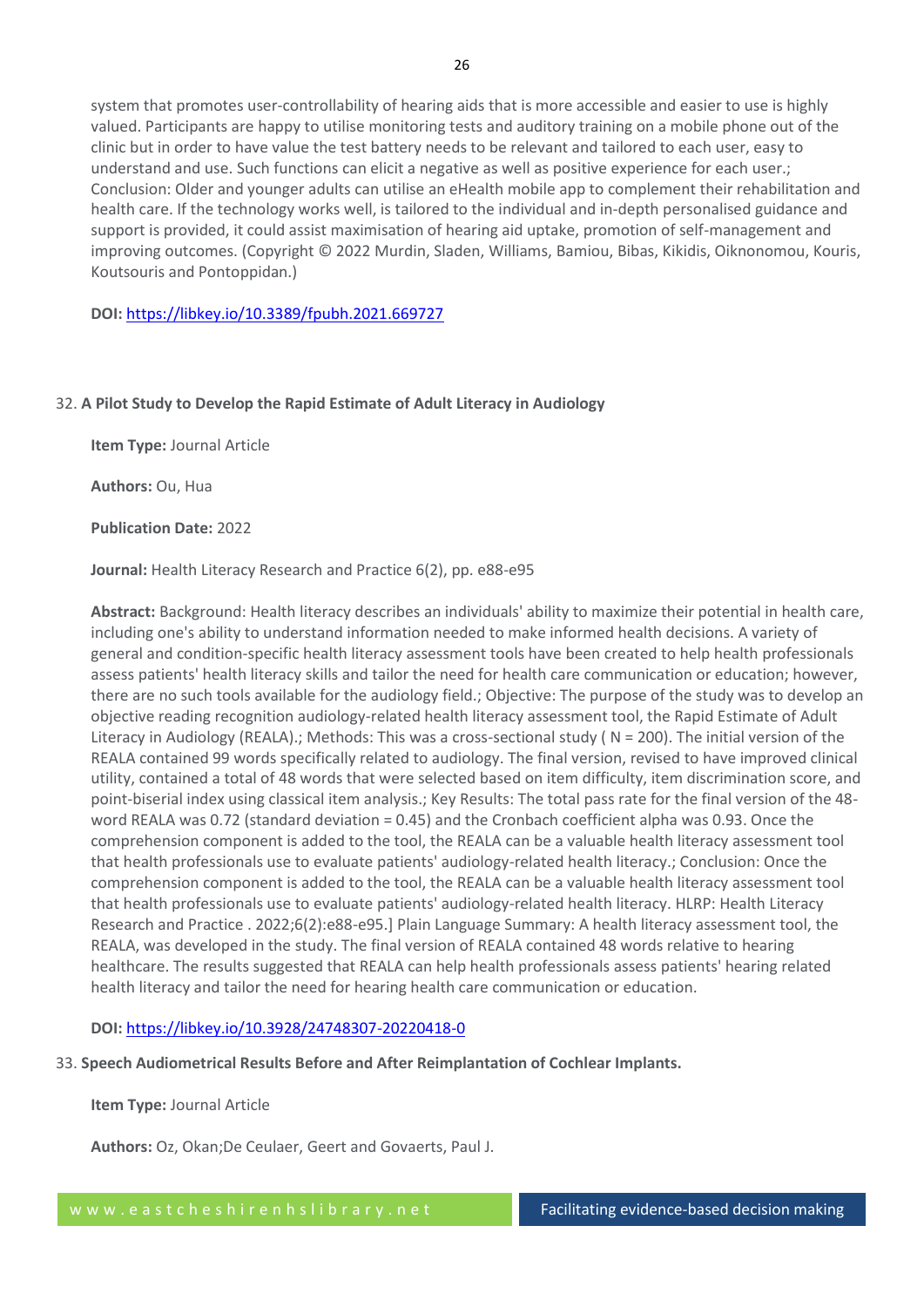system that promotes user-controllability of hearing aids that is more accessible and easier to use is highly valued. Participants are happy to utilise monitoring tests and auditory training on a mobile phone out of the clinic but in order to have value the test battery needs to be relevant and tailored to each user, easy to understand and use. Such functions can elicit a negative as well as positive experience for each user.; Conclusion: Older and younger adults can utilise an eHealth mobile app to complement their rehabilitation and health care. If the technology works well, is tailored to the individual and in-depth personalised guidance and support is provided, it could assist maximisation of hearing aid uptake, promotion of self-management and improving outcomes. (Copyright © 2022 Murdin, Sladen, Williams, Bamiou, Bibas, Kikidis, Oiknonomou, Kouris, Koutsouris and Pontoppidan.)

**DOI:** https://libkey.io/10.3389/fpubh.2021.669727

32. **A Pilot Study to Develop the Rapid Estimate of Adult Literacy in Audiology**

**Item Type:** Journal Article

**Authors:** Ou, Hua

**Publication Date:** 2022

**Journal:** Health Literacy Research and Practice 6(2), pp. e88-e95

**Abstract:** Background: Health literacy describes an individuals' ability to maximize their potential in health care, including one's ability to understand information needed to make informed health decisions. A variety of general and condition-specific health literacy assessment tools have been created to help health professionals assess patients' health literacy skills and tailor the need for health care communication or education; however, there are no such tools available for the audiology field.; Objective: The purpose of the study was to develop an objective reading recognition audiology-related health literacy assessment tool, the Rapid Estimate of Adult Literacy in Audiology (REALA).; Methods: This was a cross-sectional study ( N = 200). The initial version of the REALA contained 99 words specifically related to audiology. The final version, revised to have improved clinical utility, contained a total of 48 words that were selected based on item difficulty, item discrimination score, and point-biserial index using classical item analysis.; Key Results: The total pass rate for the final version of the 48-word REALA was 0.72 (standard deviation = 0.45) and the Cronbach coefficient alpha was 0.93. Once the comprehension component is added to the tool, the REALA can be a valuable health literacy assessment tool that health professionals use to evaluate patients' audiology-related health literacy.; Conclusion: Once the comprehension component is added to the tool, the REALA can be a valuable health literacy assessment tool that health professionals use to evaluate patients' audiology-related health literacy. HLRP: Health Literacy Research and Practice . 2022;6(2):e88-e95.] Plain Language Summary: A health literacy assessment tool, the REALA, was developed in the study. The final version of REALA contained 48 words relative to hearing healthcare. The results suggested that REALA can help health professionals assess patients' hearing related health literacy and tailor the need for hearing health care communication or education.

**DOI:** https://libkey.io/10.3928/24748307-20220418-0

33. **Speech Audiometrical Results Before and After Reimplantation of Cochlear Implants.**

**Item Type:** Journal Article

**Authors:** Oz, Okan;De Ceulaer, Geert and Govaerts, Paul J.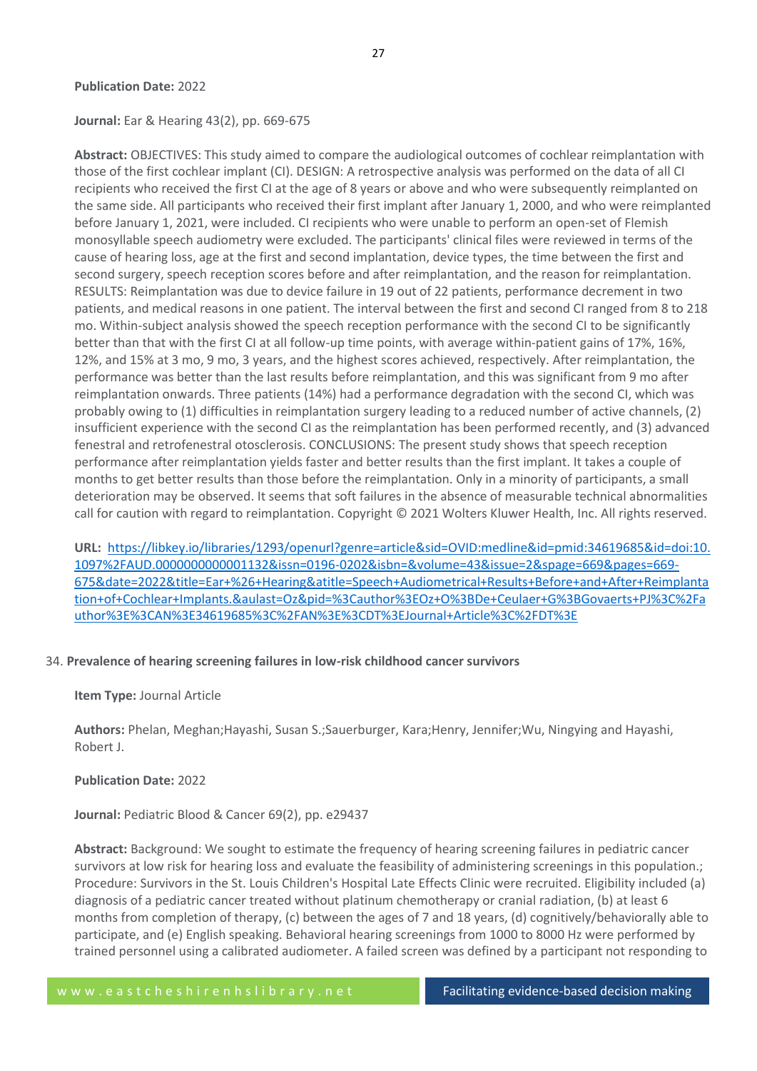**Publication Date:** 2022

**Journal:** Ear & Hearing 43(2), pp. 669-675

**Abstract:** OBJECTIVES: This study aimed to compare the audiological outcomes of cochlear reimplantation with those of the first cochlear implant (CI). DESIGN: A retrospective analysis was performed on the data of all CI recipients who received the first CI at the age of 8 years or above and who were subsequently reimplanted on the same side. All participants who received their first implant after January 1, 2000, and who were reimplanted before January 1, 2021, were included. CI recipients who were unable to perform an open-set of Flemish monosyllable speech audiometry were excluded. The participants' clinical files were reviewed in terms of the cause of hearing loss, age at the first and second implantation, device types, the time between the first and second surgery, speech reception scores before and after reimplantation, and the reason for reimplantation. RESULTS: Reimplantation was due to device failure in 19 out of 22 patients, performance decrement in two patients, and medical reasons in one patient. The interval between the first and second CI ranged from 8 to 218 mo. Within-subject analysis showed the speech reception performance with the second CI to be significantly better than that with the first CI at all follow-up time points, with average within-patient gains of 17%, 16%, 12%, and 15% at 3 mo, 9 mo, 3 years, and the highest scores achieved, respectively. After reimplantation, the performance was better than the last results before reimplantation, and this was significant from 9 mo after reimplantation onwards. Three patients (14%) had a performance degradation with the second CI, which was probably owing to (1) difficulties in reimplantation surgery leading to a reduced number of active channels, (2) insufficient experience with the second CI as the reimplantation has been performed recently, and (3) advanced fenestral and retrofenestral otosclerosis. CONCLUSIONS: The present study shows that speech reception performance after reimplantation yields faster and better results than the first implant. It takes a couple of months to get better results than those before the reimplantation. Only in a minority of participants, a small deterioration may be observed. It seems that soft failures in the absence of measurable technical abnormalities call for caution with regard to reimplantation. Copyright © 2021 Wolters Kluwer Health, Inc. All rights reserved.

**URL:** [https://libkey.io/libraries/1293/openurl?genre=article&sid=OVID:medline&id=pmid:34619685&id=doi:10.1097%2FAUD.0000000000001132&issn=0196-0202&isbn=&volume=43&issue=2&spage=669&pages=669-675&date=2022&title=Ear+%26+Hearing&atitle=Speech+Audiometrical+Results+Before+and+After+Reimplantation+of+Cochlear+Implants.&aulast=Oz&pid=%3Cauthor%3EOz+O%3BDe+Ceulaer+G%3BGovaerts+PJ%3C%2Fauthor%3E%3CAN%3E34619685%3C%2FAN%3E%3CDT%3EJournal+Article%3C%2FDT%3E](https://libkey.io/libraries/1293/openurl?genre=article&sid=OVID:medline&id=pmid:34619685&id=doi:10.1097%2FAUD.0000000000001132&issn=0196-0202&isbn=&volume=43&issue=2&spage=669&pages=669-675&date=2022&title=Ear+%26+Hearing&atitle=Speech+Audiometrical+Results+Before+and+After+Reimplantation+of+Cochlear+Implants.&aulast=Oz&pid=%3Cauthor%3EOz+O%3BDe+Ceulaer+G%3BGovaerts+PJ%3C%2Fauthor%3E%3CAN%3E34619685%3C%2FAN%3E%3CDT%3EJournal+Article%3C%2FDT%3E)

34. **Prevalence of hearing screening failures in low-risk childhood cancer survivors**

**Item Type:** Journal Article

**Authors:** Phelan, Meghan;Hayashi, Susan S.;Sauerburger, Kara;Henry, Jennifer;Wu, Ningying and Hayashi, Robert J.

**Publication Date:** 2022

**Journal:** Pediatric Blood & Cancer 69(2), pp. e29437

**Abstract:** Background: We sought to estimate the frequency of hearing screening failures in pediatric cancer survivors at low risk for hearing loss and evaluate the feasibility of administering screenings in this population.; Procedure: Survivors in the St. Louis Children's Hospital Late Effects Clinic were recruited. Eligibility included (a) diagnosis of a pediatric cancer treated without platinum chemotherapy or cranial radiation, (b) at least 6 months from completion of therapy, (c) between the ages of 7 and 18 years, (d) cognitively/behaviorally able to participate, and (e) English speaking. Behavioral hearing screenings from 1000 to 8000 Hz were performed by trained personnel using a calibrated audiometer. A failed screen was defined by a participant not responding to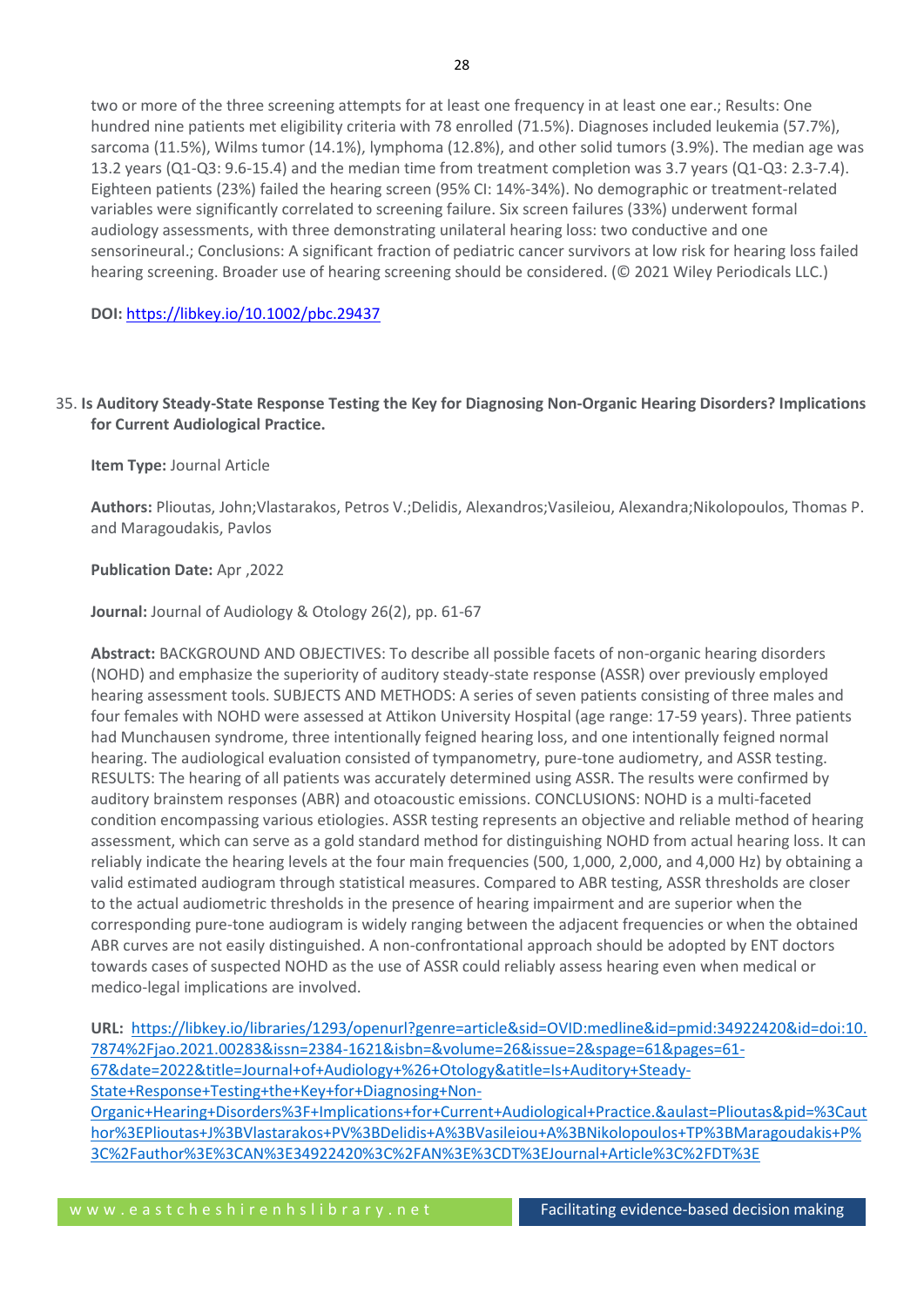two or more of the three screening attempts for at least one frequency in at least one ear.; Results: One hundred nine patients met eligibility criteria with 78 enrolled (71.5%). Diagnoses included leukemia (57.7%), sarcoma (11.5%), Wilms tumor (14.1%), lymphoma (12.8%), and other solid tumors (3.9%). The median age was 13.2 years (Q1-Q3: 9.6-15.4) and the median time from treatment completion was 3.7 years (Q1-Q3: 2.3-7.4). Eighteen patients (23%) failed the hearing screen (95% CI: 14%-34%). No demographic or treatment-related variables were significantly correlated to screening failure. Six screen failures (33%) underwent formal audiology assessments, with three demonstrating unilateral hearing loss: two conductive and one sensorineural.; Conclusions: A significant fraction of pediatric cancer survivors at low risk for hearing loss failed hearing screening. Broader use of hearing screening should be considered. (© 2021 Wiley Periodicals LLC.)

**DOI:** https://libkey.io/10.1002/pbc.29437

35. **Is Auditory Steady-State Response Testing the Key for Diagnosing Non-Organic Hearing Disorders? Implications for Current Audiological Practice.**

**Item Type:** Journal Article

**Authors:** Plioutas, John;Vlastarakos, Petros V.;Delidis, Alexandros;Vasileiou, Alexandra;Nikolopoulos, Thomas P. and Maragoudakis, Pavlos

**Publication Date:** Apr ,2022

**Journal:** Journal of Audiology & Otology 26(2), pp. 61-67

**Abstract:** BACKGROUND AND OBJECTIVES: To describe all possible facets of non-organic hearing disorders (NOHD) and emphasize the superiority of auditory steady-state response (ASSR) over previously employed hearing assessment tools. SUBJECTS AND METHODS: A series of seven patients consisting of three males and four females with NOHD were assessed at Attikon University Hospital (age range: 17-59 years). Three patients had Munchausen syndrome, three intentionally feigned hearing loss, and one intentionally feigned normal hearing. The audiological evaluation consisted of tympanometry, pure-tone audiometry, and ASSR testing. RESULTS: The hearing of all patients was accurately determined using ASSR. The results were confirmed by auditory brainstem responses (ABR) and otoacoustic emissions. CONCLUSIONS: NOHD is a multi-faceted condition encompassing various etiologies. ASSR testing represents an objective and reliable method of hearing assessment, which can serve as a gold standard method for distinguishing NOHD from actual hearing loss. It can reliably indicate the hearing levels at the four main frequencies (500, 1,000, 2,000, and 4,000 Hz) by obtaining a valid estimated audiogram through statistical measures. Compared to ABR testing, ASSR thresholds are closer to the actual audiometric thresholds in the presence of hearing impairment and are superior when the corresponding pure-tone audiogram is widely ranging between the adjacent frequencies or when the obtained ABR curves are not easily distinguished. A non-confrontational approach should be adopted by ENT doctors towards cases of suspected NOHD as the use of ASSR could reliably assess hearing even when medical or medico-legal implications are involved.

**URL:** https://libkey.io/libraries/1293/openurl?genre=article&sid=OVID:medline&id=pmid:34922420&id=doi:10.7874%2Fjao.2021.00283&issn=2384-1621&isbn=&volume=26&issue=2&spage=61&pages=61-67&date=2022&title=Journal+of+Audiology+%26+Otology&atitle=Is+Auditory+Steady-State+Response+Testing+the+Key+for+Diagnosing+Non-Organic+Hearing+Disorders%3F+Implications+for+Current+Audiological+Practice.&aulast=Plioutas&pid=%3Cauthor%3EPlioutas+J%3BVlastarakos+PV%3BDelidis+A%3BVasileiou+A%3BNikolopoulos+TP%3BMaragoudakis+P%3C%2Fauthor%3E%3CAN%3E34922420%3C%2FAN%3E%3CDT%3EJournal+Article%3C%2FDT%3E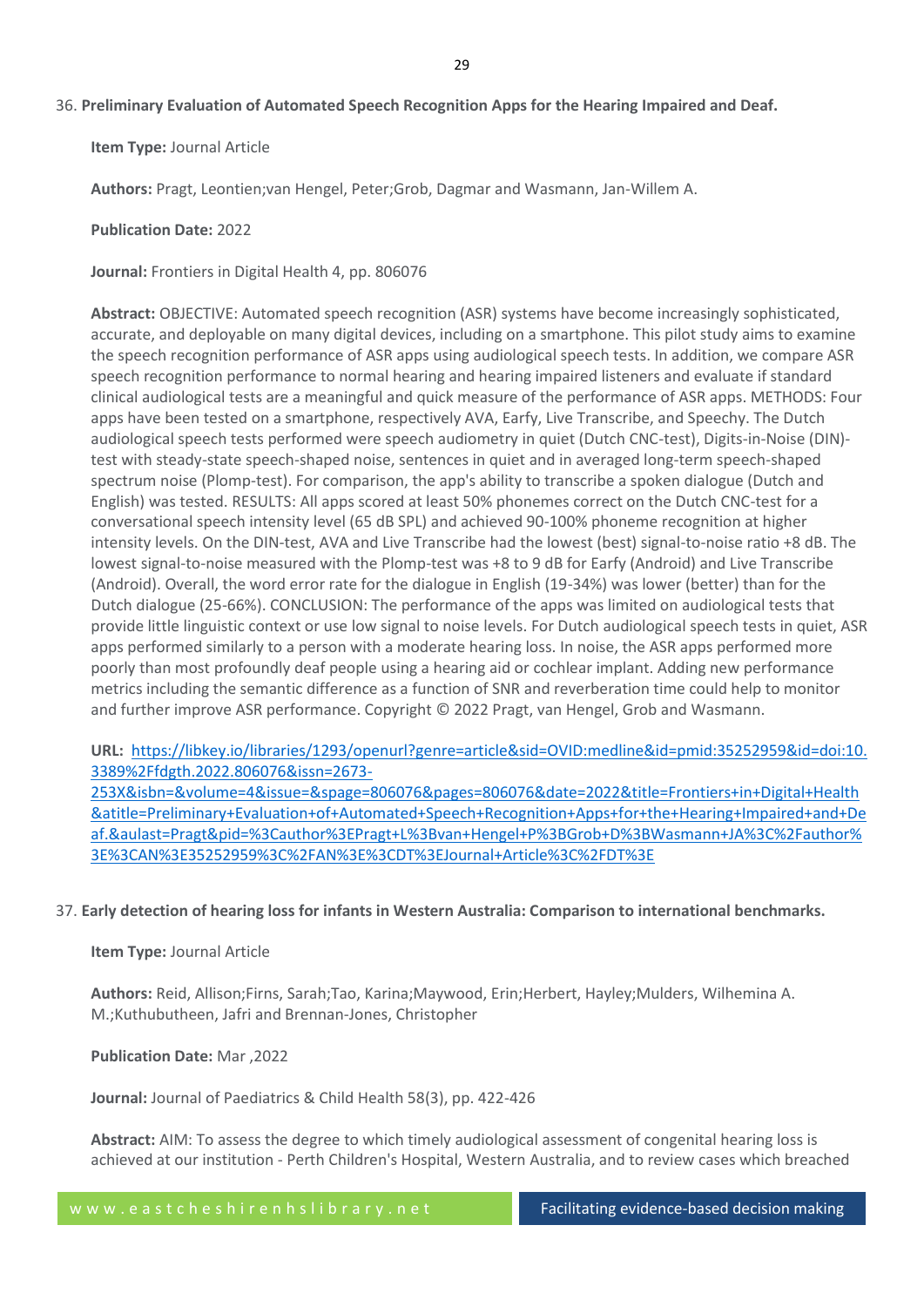36. **Preliminary Evaluation of Automated Speech Recognition Apps for the Hearing Impaired and Deaf.**

**Item Type:** Journal Article

**Authors:** Pragt, Leontien;van Hengel, Peter;Grob, Dagmar and Wasmann, Jan-Willem A.

**Publication Date:** 2022

**Journal:** Frontiers in Digital Health 4, pp. 806076

**Abstract:** OBJECTIVE: Automated speech recognition (ASR) systems have become increasingly sophisticated, accurate, and deployable on many digital devices, including on a smartphone. This pilot study aims to examine the speech recognition performance of ASR apps using audiological speech tests. In addition, we compare ASR speech recognition performance to normal hearing and hearing impaired listeners and evaluate if standard clinical audiological tests are a meaningful and quick measure of the performance of ASR apps. METHODS: Four apps have been tested on a smartphone, respectively AVA, Earfy, Live Transcribe, and Speechy. The Dutch audiological speech tests performed were speech audiometry in quiet (Dutch CNC-test), Digits-in-Noise (DIN)-test with steady-state speech-shaped noise, sentences in quiet and in averaged long-term speech-shaped spectrum noise (Plomp-test). For comparison, the app's ability to transcribe a spoken dialogue (Dutch and English) was tested. RESULTS: All apps scored at least 50% phonemes correct on the Dutch CNC-test for a conversational speech intensity level (65 dB SPL) and achieved 90-100% phoneme recognition at higher intensity levels. On the DIN-test, AVA and Live Transcribe had the lowest (best) signal-to-noise ratio +8 dB. The lowest signal-to-noise measured with the Plomp-test was +8 to 9 dB for Earfy (Android) and Live Transcribe (Android). Overall, the word error rate for the dialogue in English (19-34%) was lower (better) than for the Dutch dialogue (25-66%). CONCLUSION: The performance of the apps was limited on audiological tests that provide little linguistic context or use low signal to noise levels. For Dutch audiological speech tests in quiet, ASR apps performed similarly to a person with a moderate hearing loss. In noise, the ASR apps performed more poorly than most profoundly deaf people using a hearing aid or cochlear implant. Adding new performance metrics including the semantic difference as a function of SNR and reverberation time could help to monitor and further improve ASR performance. Copyright © 2022 Pragt, van Hengel, Grob and Wasmann.

**URL:** [https://libkey.io/libraries/1293/openurl?genre=article&sid=OVID:medline&id=pmid:35252959&id=doi:10.3389%2Ffdgth.2022.806076&issn=2673-253X&isbn=&volume=4&issue=&spage=806076&pages=806076&date=2022&title=Frontiers+in+Digital+Health&atitle=Preliminary+Evaluation+of+Automated+Speech+Recognition+Apps+for+the+Hearing+Impaired+and+Deaf.&aulast=Pragt&pid=%3Cauthor%3EPragt+L%3Bvan+Hengel+P%3BGrob+D%3BWasmann+JA%3C%2Fauthor%3E%3CAN%3E35252959%3C%2FAN%3E%3CDT%3EJournal+Article%3C%2FDT%3E](https://libkey.io/libraries/1293/openurl?genre=article&sid=OVID:medline&id=pmid:35252959&id=doi:10.3389%2Ffdgth.2022.806076&issn=2673-253X&isbn=&volume=4&issue=&spage=806076&pages=806076&date=2022&title=Frontiers+in+Digital+Health&atitle=Preliminary+Evaluation+of+Automated+Speech+Recognition+Apps+for+the+Hearing+Impaired+and+Deaf.&aulast=Pragt&pid=%3Cauthor%3EPragt+L%3Bvan+Hengel+P%3BGrob+D%3BWasmann+JA%3C%2Fauthor%3E%3CAN%3E35252959%3C%2FAN%3E%3CDT%3EJournal+Article%3C%2FDT%3E)

37. **Early detection of hearing loss for infants in Western Australia: Comparison to international benchmarks.**

**Item Type:** Journal Article

**Authors:** Reid, Allison;Firns, Sarah;Tao, Karina;Maywood, Erin;Herbert, Hayley;Mulders, Wilhemina A. M.;Kuthubutheen, Jafri and Brennan-Jones, Christopher

**Publication Date:** Mar ,2022

**Journal:** Journal of Paediatrics & Child Health 58(3), pp. 422-426

**Abstract:** AIM: To assess the degree to which timely audiological assessment of congenital hearing loss is achieved at our institution - Perth Children's Hospital, Western Australia, and to review cases which breached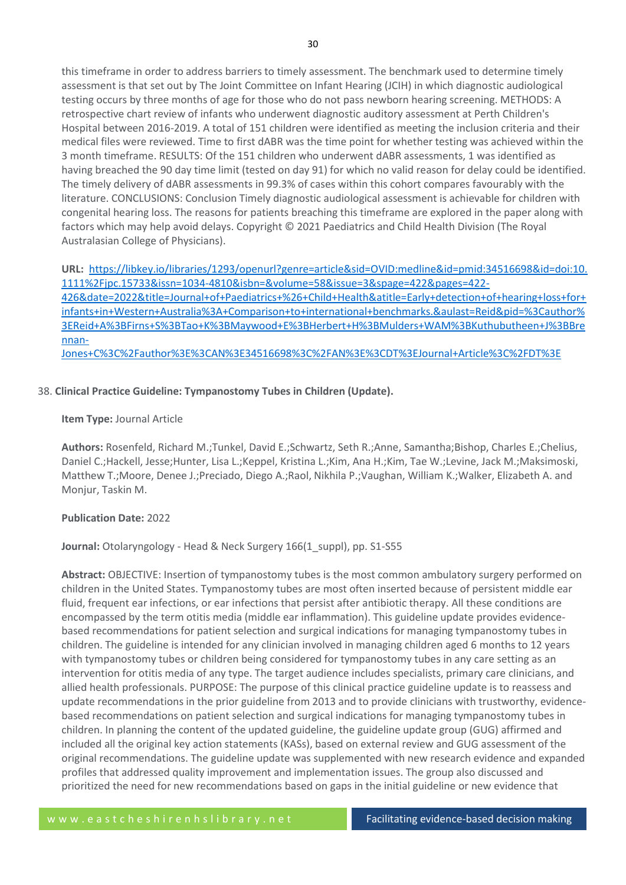this timeframe in order to address barriers to timely assessment. The benchmark used to determine timely assessment is that set out by The Joint Committee on Infant Hearing (JCIH) in which diagnostic audiological testing occurs by three months of age for those who do not pass newborn hearing screening. METHODS: A retrospective chart review of infants who underwent diagnostic auditory assessment at Perth Children's Hospital between 2016-2019. A total of 151 children were identified as meeting the inclusion criteria and their medical files were reviewed. Time to first dABR was the time point for whether testing was achieved within the 3 month timeframe. RESULTS: Of the 151 children who underwent dABR assessments, 1 was identified as having breached the 90 day time limit (tested on day 91) for which no valid reason for delay could be identified. The timely delivery of dABR assessments in 99.3% of cases within this cohort compares favourably with the literature. CONCLUSIONS: Conclusion Timely diagnostic audiological assessment is achievable for children with congenital hearing loss. The reasons for patients breaching this timeframe are explored in the paper along with factors which may help avoid delays. Copyright © 2021 Paediatrics and Child Health Division (The Royal Australasian College of Physicians).

**URL:** [https://libkey.io/libraries/1293/openurl?genre=article&sid=OVID:medline&id=pmid:34516698&id=doi:10.1111%2Fjpc.15733&issn=1034-4810&isbn=&volume=58&issue=3&spage=422&pages=422-426&date=2022&title=Journal+of+Paediatrics+%26+Child+Health&atitle=Early+detection+of+hearing+loss+for+infants+in+Western+Australia%3A+Comparison+to+international+benchmarks.&aulast=Reid&pid=%3Cauthor%3EReid+A%3BFirns+S%3BTao+K%3BMaywood+E%3BHerbert+H%3BMulders+WAM%3BKuthubutheen+J%3BBrennan-Jones+C%3C%2Fauthor%3E%3CAN%3E34516698%3C%2FAN%3E%3CDT%3EJournal+Article%3C%2FDT%3E](https://libkey.io/libraries/1293/openurl?genre=article&sid=OVID:medline&id=pmid:34516698&id=doi:10.1111%2Fjpc.15733&issn=1034-4810&isbn=&volume=58&issue=3&spage=422&pages=422-426&date=2022&title=Journal+of+Paediatrics+%26+Child+Health&atitle=Early+detection+of+hearing+loss+for+infants+in+Western+Australia%3A+Comparison+to+international+benchmarks.&aulast=Reid&pid=%3Cauthor%3EReid+A%3BFirns+S%3BTao+K%3BMaywood+E%3BHerbert+H%3BMulders+WAM%3BKuthubutheen+J%3BBrennan-Jones+C%3C%2Fauthor%3E%3CAN%3E34516698%3C%2FAN%3E%3CDT%3EJournal+Article%3C%2FDT%3E)

38. **Clinical Practice Guideline: Tympanostomy Tubes in Children (Update).**

**Item Type:** Journal Article

**Authors:** Rosenfeld, Richard M.;Tunkel, David E.;Schwartz, Seth R.;Anne, Samantha;Bishop, Charles E.;Chelius, Daniel C.;Hackell, Jesse;Hunter, Lisa L.;Keppel, Kristina L.;Kim, Ana H.;Kim, Tae W.;Levine, Jack M.;Maksimoski, Matthew T.;Moore, Denee J.;Preciado, Diego A.;Raol, Nikhila P.;Vaughan, William K.;Walker, Elizabeth A. and Monjur, Taskin M.

**Publication Date:** 2022

**Journal:** Otolaryngology - Head & Neck Surgery 166(1_suppl), pp. S1-S55

**Abstract:** OBJECTIVE: Insertion of tympanostomy tubes is the most common ambulatory surgery performed on children in the United States. Tympanostomy tubes are most often inserted because of persistent middle ear fluid, frequent ear infections, or ear infections that persist after antibiotic therapy. All these conditions are encompassed by the term otitis media (middle ear inflammation). This guideline update provides evidence-based recommendations for patient selection and surgical indications for managing tympanostomy tubes in children. The guideline is intended for any clinician involved in managing children aged 6 months to 12 years with tympanostomy tubes or children being considered for tympanostomy tubes in any care setting as an intervention for otitis media of any type. The target audience includes specialists, primary care clinicians, and allied health professionals. PURPOSE: The purpose of this clinical practice guideline update is to reassess and update recommendations in the prior guideline from 2013 and to provide clinicians with trustworthy, evidence-based recommendations on patient selection and surgical indications for managing tympanostomy tubes in children. In planning the content of the updated guideline, the guideline update group (GUG) affirmed and included all the original key action statements (KASs), based on external review and GUG assessment of the original recommendations. The guideline update was supplemented with new research evidence and expanded profiles that addressed quality improvement and implementation issues. The group also discussed and prioritized the need for new recommendations based on gaps in the initial guideline or new evidence that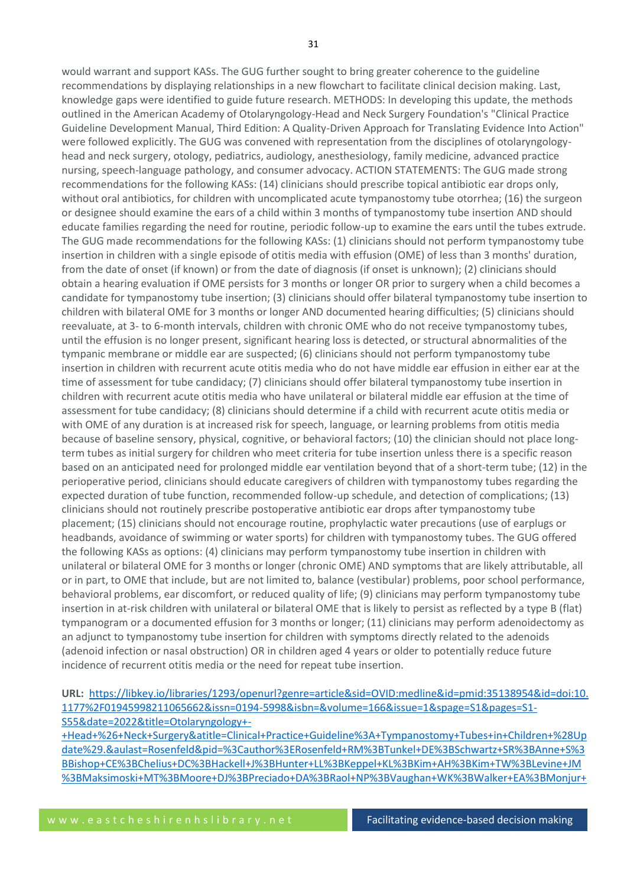would warrant and support KASs. The GUG further sought to bring greater coherence to the guideline recommendations by displaying relationships in a new flowchart to facilitate clinical decision making. Last, knowledge gaps were identified to guide future research. METHODS: In developing this update, the methods outlined in the American Academy of Otolaryngology-Head and Neck Surgery Foundation's "Clinical Practice Guideline Development Manual, Third Edition: A Quality-Driven Approach for Translating Evidence Into Action" were followed explicitly. The GUG was convened with representation from the disciplines of otolaryngology-head and neck surgery, otology, pediatrics, audiology, anesthesiology, family medicine, advanced practice nursing, speech-language pathology, and consumer advocacy. ACTION STATEMENTS: The GUG made strong recommendations for the following KASs: (14) clinicians should prescribe topical antibiotic ear drops only, without oral antibiotics, for children with uncomplicated acute tympanostomy tube otorrhea; (16) the surgeon or designee should examine the ears of a child within 3 months of tympanostomy tube insertion AND should educate families regarding the need for routine, periodic follow-up to examine the ears until the tubes extrude. The GUG made recommendations for the following KASs: (1) clinicians should not perform tympanostomy tube insertion in children with a single episode of otitis media with effusion (OME) of less than 3 months' duration, from the date of onset (if known) or from the date of diagnosis (if onset is unknown); (2) clinicians should obtain a hearing evaluation if OME persists for 3 months or longer OR prior to surgery when a child becomes a candidate for tympanostomy tube insertion; (3) clinicians should offer bilateral tympanostomy tube insertion to children with bilateral OME for 3 months or longer AND documented hearing difficulties; (5) clinicians should reevaluate, at 3- to 6-month intervals, children with chronic OME who do not receive tympanostomy tubes, until the effusion is no longer present, significant hearing loss is detected, or structural abnormalities of the tympanic membrane or middle ear are suspected; (6) clinicians should not perform tympanostomy tube insertion in children with recurrent acute otitis media who do not have middle ear effusion in either ear at the time of assessment for tube candidacy; (7) clinicians should offer bilateral tympanostomy tube insertion in children with recurrent acute otitis media who have unilateral or bilateral middle ear effusion at the time of assessment for tube candidacy; (8) clinicians should determine if a child with recurrent acute otitis media or with OME of any duration is at increased risk for speech, language, or learning problems from otitis media because of baseline sensory, physical, cognitive, or behavioral factors; (10) the clinician should not place long-term tubes as initial surgery for children who meet criteria for tube insertion unless there is a specific reason based on an anticipated need for prolonged middle ear ventilation beyond that of a short-term tube; (12) in the perioperative period, clinicians should educate caregivers of children with tympanostomy tubes regarding the expected duration of tube function, recommended follow-up schedule, and detection of complications; (13) clinicians should not routinely prescribe postoperative antibiotic ear drops after tympanostomy tube placement; (15) clinicians should not encourage routine, prophylactic water precautions (use of earplugs or headbands, avoidance of swimming or water sports) for children with tympanostomy tubes. The GUG offered the following KASs as options: (4) clinicians may perform tympanostomy tube insertion in children with unilateral or bilateral OME for 3 months or longer (chronic OME) AND symptoms that are likely attributable, all or in part, to OME that include, but are not limited to, balance (vestibular) problems, poor school performance, behavioral problems, ear discomfort, or reduced quality of life; (9) clinicians may perform tympanostomy tube insertion in at-risk children with unilateral or bilateral OME that is likely to persist as reflected by a type B (flat) tympanogram or a documented effusion for 3 months or longer; (11) clinicians may perform adenoidectomy as an adjunct to tympanostomy tube insertion for children with symptoms directly related to the adenoids (adenoid infection or nasal obstruction) OR in children aged 4 years or older to potentially reduce future incidence of recurrent otitis media or the need for repeat tube insertion.

**URL:** https://libkey.io/libraries/1293/openurl?genre=article&sid=OVID:medline&id=pmid:35138954&id=doi:10.1177%2F01945998211065662&issn=0194-5998&isbn=&volume=166&issue=1&spage=S1&pages=S1-S55&date=2022&title=Otolaryngology+-+Head+%26+Neck+Surgery&atitle=Clinical+Practice+Guideline%3A+Tympanostomy+Tubes+in+Children+%28Update%29.&aulast=Rosenfeld&pid=%3Cauthor%3ERosenfeld+RM%3BTunkel+DE%3BSchwartz+SR%3BAnne+S%3BBishop+CE%3BChelius+DC%3BHackell+J%3BHunter+LL%3BKeppel+KL%3BKim+AH%3BKim+TW%3BLevine+JM%3BMaksimoski+MT%3BMoore+DJ%3BPreciado+DA%3BRaol+NP%3BVaughan+WK%3BWalker+EA%3BMonjur+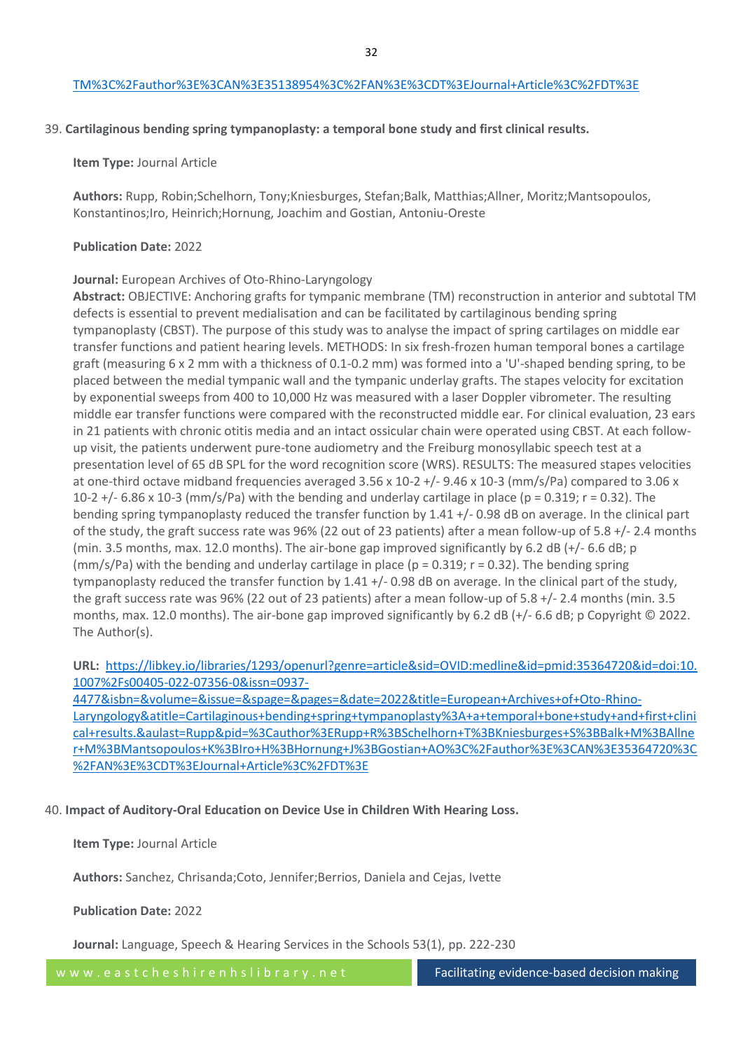TM%3C%2Fauthor%3E%3CAN%3E35138954%3C%2FAN%3E%3CDT%3EJournal+Article%3C%2FDT%3E

39. **Cartilaginous bending spring tympanoplasty: a temporal bone study and first clinical results.**

**Item Type:** Journal Article

**Authors:** Rupp, Robin;Schelhorn, Tony;Kniesburges, Stefan;Balk, Matthias;Allner, Moritz;Mantsopoulos, Konstantinos;Iro, Heinrich;Hornung, Joachim and Gostian, Antoniu-Oreste

**Publication Date:** 2022

**Journal:** European Archives of Oto-Rhino-Laryngology

**Abstract:** OBJECTIVE: Anchoring grafts for tympanic membrane (TM) reconstruction in anterior and subtotal TM defects is essential to prevent medialisation and can be facilitated by cartilaginous bending spring tympanoplasty (CBST). The purpose of this study was to analyse the impact of spring cartilages on middle ear transfer functions and patient hearing levels. METHODS: In six fresh-frozen human temporal bones a cartilage graft (measuring 6 x 2 mm with a thickness of 0.1-0.2 mm) was formed into a 'U'-shaped bending spring, to be placed between the medial tympanic wall and the tympanic underlay grafts. The stapes velocity for excitation by exponential sweeps from 400 to 10,000 Hz was measured with a laser Doppler vibrometer. The resulting middle ear transfer functions were compared with the reconstructed middle ear. For clinical evaluation, 23 ears in 21 patients with chronic otitis media and an intact ossicular chain were operated using CBST. At each follow-up visit, the patients underwent pure-tone audiometry and the Freiburg monosyllabic speech test at a presentation level of 65 dB SPL for the word recognition score (WRS). RESULTS: The measured stapes velocities at one-third octave midband frequencies averaged 3.56 x 10-2 +/- 9.46 x 10-3 (mm/s/Pa) compared to 3.06 x 10-2 +/- 6.86 x 10-3 (mm/s/Pa) with the bending and underlay cartilage in place (p = 0.319; r = 0.32). The bending spring tympanoplasty reduced the transfer function by 1.41 +/- 0.98 dB on average. In the clinical part of the study, the graft success rate was 96% (22 out of 23 patients) after a mean follow-up of 5.8 +/- 2.4 months (min. 3.5 months, max. 12.0 months). The air-bone gap improved significantly by 6.2 dB (+/- 6.6 dB; p (mm/s/Pa) with the bending and underlay cartilage in place (p = 0.319; r = 0.32). The bending spring tympanoplasty reduced the transfer function by 1.41 +/- 0.98 dB on average. In the clinical part of the study, the graft success rate was 96% (22 out of 23 patients) after a mean follow-up of 5.8 +/- 2.4 months (min. 3.5 months, max. 12.0 months). The air-bone gap improved significantly by 6.2 dB (+/- 6.6 dB; p Copyright © 2022. The Author(s).

**URL:** https://libkey.io/libraries/1293/openurl?genre=article&sid=OVID:medline&id=pmid:35364720&id=doi:10.1007%2Fs00405-022-07356-0&issn=0937-4477&isbn=&volume=&issue=&spage=&pages=&date=2022&title=European+Archives+of+Oto-Rhino-Laryngology&atitle=Cartilaginous+bending+spring+tympanoplasty%3A+a+temporal+bone+study+and+first+clinical+results.&aulast=Rupp&pid=%3Cauthor%3ERupp+R%3BSchelhorn+T%3BKniesburges+S%3BBalk+M%3BAllner+M%3BMantsopoulos+K%3BIro+H%3BHornung+J%3BGostian+AO%3C%2Fauthor%3E%3CAN%3E35364720%3C%2FAN%3E%3CDT%3EJournal+Article%3C%2FDT%3E

40. **Impact of Auditory-Oral Education on Device Use in Children With Hearing Loss.**

**Item Type:** Journal Article

**Authors:** Sanchez, Chrisanda;Coto, Jennifer;Berrios, Daniela and Cejas, Ivette

**Publication Date:** 2022

**Journal:** Language, Speech & Hearing Services in the Schools 53(1), pp. 222-230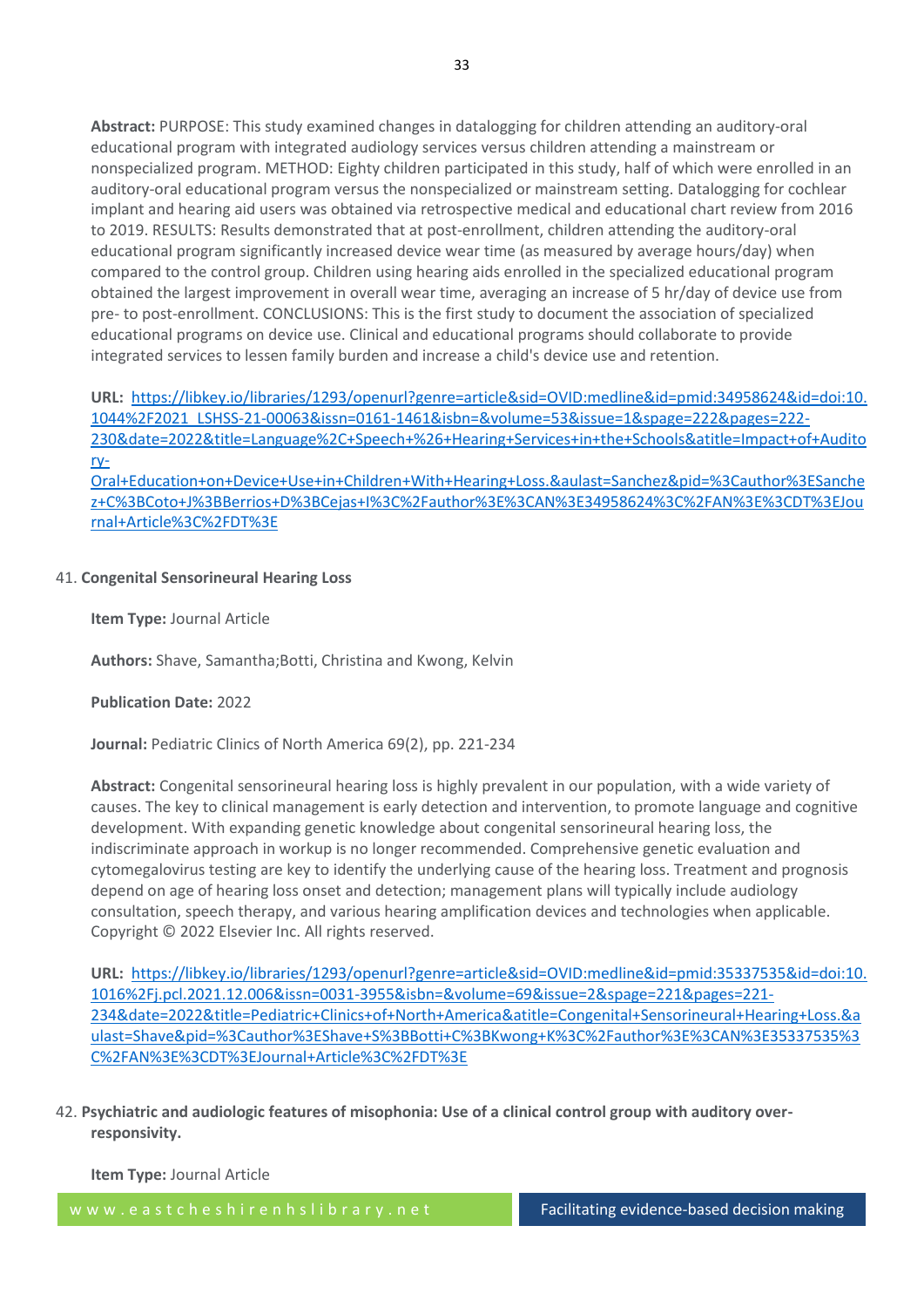**Abstract:** PURPOSE: This study examined changes in datalogging for children attending an auditory-oral educational program with integrated audiology services versus children attending a mainstream or nonspecialized program. METHOD: Eighty children participated in this study, half of which were enrolled in an auditory-oral educational program versus the nonspecialized or mainstream setting. Datalogging for cochlear implant and hearing aid users was obtained via retrospective medical and educational chart review from 2016 to 2019. RESULTS: Results demonstrated that at post-enrollment, children attending the auditory-oral educational program significantly increased device wear time (as measured by average hours/day) when compared to the control group. Children using hearing aids enrolled in the specialized educational program obtained the largest improvement in overall wear time, averaging an increase of 5 hr/day of device use from pre- to post-enrollment. CONCLUSIONS: This is the first study to document the association of specialized educational programs on device use. Clinical and educational programs should collaborate to provide integrated services to lessen family burden and increase a child's device use and retention.

**URL:** https://libkey.io/libraries/1293/openurl?genre=article&sid=OVID:medline&id=pmid:34958624&id=doi:10.1044%2F2021_LSHSS-21-00063&issn=0161-1461&isbn=&volume=53&issue=1&spage=222&pages=222-230&date=2022&title=Language%2C+Speech+%26+Hearing+Services+in+the+Schools&atitle=Impact+of+Auditory-Oral+Education+on+Device+Use+in+Children+With+Hearing+Loss.&aulast=Sanchez&pid=%3Cauthor%3ESanchez+C%3BCoto+J%3BBerrios+D%3BCejas+I%3C%2Fauthor%3E%3CAN%3E34958624%3C%2FAN%3E%3CDT%3EJournal+Article%3C%2FDT%3E

41. **Congenital Sensorineural Hearing Loss**

**Item Type:** Journal Article

**Authors:** Shave, Samantha;Botti, Christina and Kwong, Kelvin

**Publication Date:** 2022

**Journal:** Pediatric Clinics of North America 69(2), pp. 221-234

**Abstract:** Congenital sensorineural hearing loss is highly prevalent in our population, with a wide variety of causes. The key to clinical management is early detection and intervention, to promote language and cognitive development. With expanding genetic knowledge about congenital sensorineural hearing loss, the indiscriminate approach in workup is no longer recommended. Comprehensive genetic evaluation and cytomegalovirus testing are key to identify the underlying cause of the hearing loss. Treatment and prognosis depend on age of hearing loss onset and detection; management plans will typically include audiology consultation, speech therapy, and various hearing amplification devices and technologies when applicable. Copyright © 2022 Elsevier Inc. All rights reserved.

**URL:** https://libkey.io/libraries/1293/openurl?genre=article&sid=OVID:medline&id=pmid:35337535&id=doi:10.1016%2Fj.pcl.2021.12.006&issn=0031-3955&isbn=&volume=69&issue=2&spage=221&pages=221-234&date=2022&title=Pediatric+Clinics+of+North+America&atitle=Congenital+Sensorineural+Hearing+Loss.&aulast=Shave&pid=%3Cauthor%3EShave+S%3BBotti+C%3BKwong+K%3C%2Fauthor%3E%3CAN%3E35337535%3C%2FAN%3E%3CDT%3EJournal+Article%3C%2FDT%3E

42. **Psychiatric and audiologic features of misophonia: Use of a clinical control group with auditory over-responsivity.**

**Item Type:** Journal Article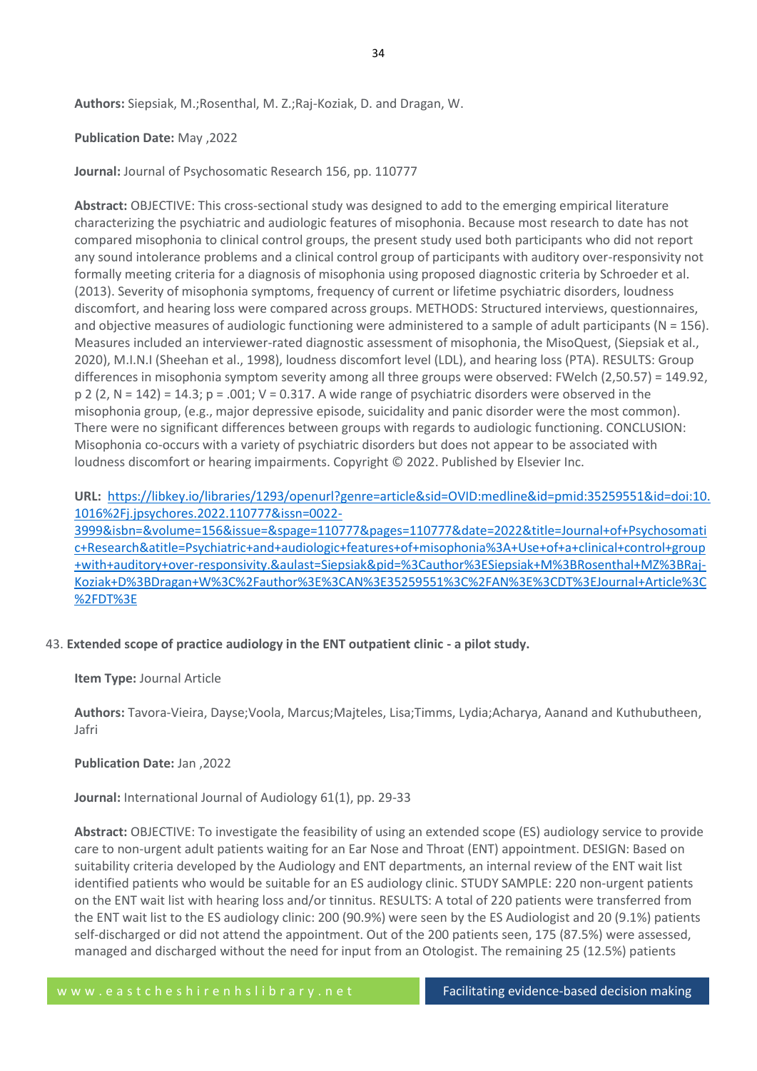**Authors:** Siepsiak, M.;Rosenthal, M. Z.;Raj-Koziak, D. and Dragan, W.

**Publication Date:** May ,2022

**Journal:** Journal of Psychosomatic Research 156, pp. 110777

**Abstract:** OBJECTIVE: This cross-sectional study was designed to add to the emerging empirical literature characterizing the psychiatric and audiologic features of misophonia. Because most research to date has not compared misophonia to clinical control groups, the present study used both participants who did not report any sound intolerance problems and a clinical control group of participants with auditory over-responsivity not formally meeting criteria for a diagnosis of misophonia using proposed diagnostic criteria by Schroeder et al. (2013). Severity of misophonia symptoms, frequency of current or lifetime psychiatric disorders, loudness discomfort, and hearing loss were compared across groups. METHODS: Structured interviews, questionnaires, and objective measures of audiologic functioning were administered to a sample of adult participants (N = 156). Measures included an interviewer-rated diagnostic assessment of misophonia, the MisoQuest, (Siepsiak et al., 2020), M.I.N.I (Sheehan et al., 1998), loudness discomfort level (LDL), and hearing loss (PTA). RESULTS: Group differences in misophonia symptom severity among all three groups were observed: FWelch (2,50.57) = 149.92, p 2 (2, N = 142) = 14.3; p = .001; V = 0.317. A wide range of psychiatric disorders were observed in the misophonia group, (e.g., major depressive episode, suicidality and panic disorder were the most common). There were no significant differences between groups with regards to audiologic functioning. CONCLUSION: Misophonia co-occurs with a variety of psychiatric disorders but does not appear to be associated with loudness discomfort or hearing impairments. Copyright © 2022. Published by Elsevier Inc.

**URL:** https://libkey.io/libraries/1293/openurl?genre=article&sid=OVID:medline&id=pmid:35259551&id=doi:10.1016%2Fj.jpsychores.2022.110777&issn=0022-3999&isbn=&volume=156&issue=&spage=110777&pages=110777&date=2022&title=Journal+of+Psychosomatic+Research&atitle=Psychiatric+and+audiologic+features+of+misophonia%3A+Use+of+a+clinical+control+group+with+auditory+over-responsivity.&aulast=Siepsiak&pid=%3Cauthor%3ESiepsiak+M%3BRosenthal+MZ%3BRaj-Koziak+D%3BDragan+W%3C%2Fauthor%3E%3CAN%3E35259551%3C%2FAN%3E%3CDT%3EJournal+Article%3C%2FDT%3E

43. **Extended scope of practice audiology in the ENT outpatient clinic - a pilot study.**

**Item Type:** Journal Article

**Authors:** Tavora-Vieira, Dayse;Voola, Marcus;Majteles, Lisa;Timms, Lydia;Acharya, Aanand and Kuthubutheen, Jafri

**Publication Date:** Jan ,2022

**Journal:** International Journal of Audiology 61(1), pp. 29-33

**Abstract:** OBJECTIVE: To investigate the feasibility of using an extended scope (ES) audiology service to provide care to non-urgent adult patients waiting for an Ear Nose and Throat (ENT) appointment. DESIGN: Based on suitability criteria developed by the Audiology and ENT departments, an internal review of the ENT wait list identified patients who would be suitable for an ES audiology clinic. STUDY SAMPLE: 220 non-urgent patients on the ENT wait list with hearing loss and/or tinnitus. RESULTS: A total of 220 patients were transferred from the ENT wait list to the ES audiology clinic: 200 (90.9%) were seen by the ES Audiologist and 20 (9.1%) patients self-discharged or did not attend the appointment. Out of the 200 patients seen, 175 (87.5%) were assessed, managed and discharged without the need for input from an Otologist. The remaining 25 (12.5%) patients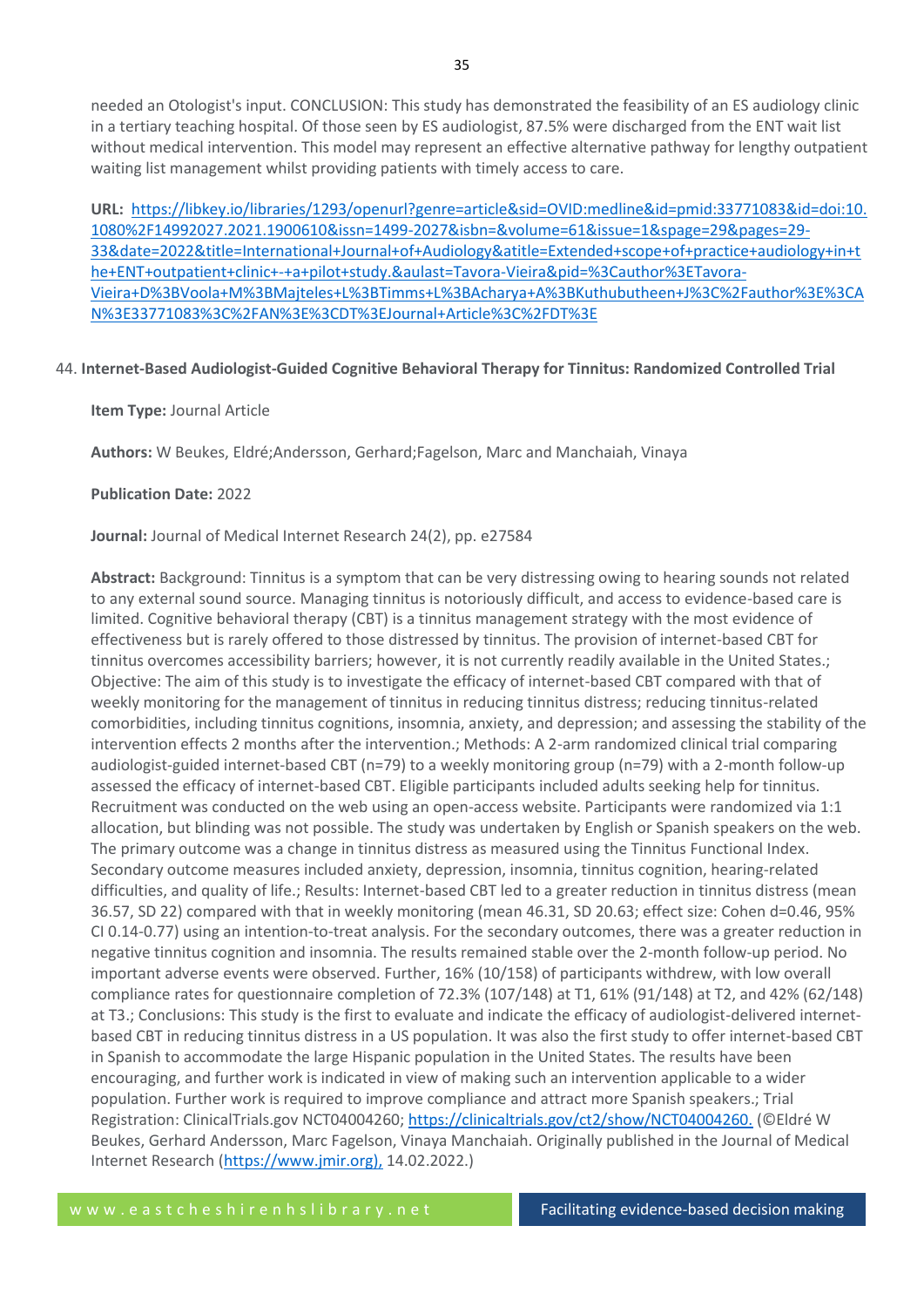needed an Otologist's input. CONCLUSION: This study has demonstrated the feasibility of an ES audiology clinic in a tertiary teaching hospital. Of those seen by ES audiologist, 87.5% were discharged from the ENT wait list without medical intervention. This model may represent an effective alternative pathway for lengthy outpatient waiting list management whilst providing patients with timely access to care.

**URL:** https://libkey.io/libraries/1293/openurl?genre=article&sid=OVID:medline&id=pmid:33771083&id=doi:10.1080%2F14992027.2021.1900610&issn=1499-2027&isbn=&volume=61&issue=1&spage=29&pages=29-33&date=2022&title=International+Journal+of+Audiology&atitle=Extended+scope+of+practice+audiology+in+the+ENT+outpatient+clinic+-+a+pilot+study.&aulast=Tavora-Vieira&pid=%3Cauthor%3ETavora-Vieira+D%3BVoola+M%3BMajteles+L%3BTimms+L%3BAcharya+A%3BKuthubutheen+J%3C%2Fauthor%3E%3CAN%3E33771083%3C%2FAN%3E%3CDT%3EJournal+Article%3C%2FDT%3E

44. **Internet-Based Audiologist-Guided Cognitive Behavioral Therapy for Tinnitus: Randomized Controlled Trial**

**Item Type:** Journal Article

**Authors:** W Beukes, Eldré;Andersson, Gerhard;Fagelson, Marc and Manchaiah, Vinaya

**Publication Date:** 2022

**Journal:** Journal of Medical Internet Research 24(2), pp. e27584

**Abstract:** Background: Tinnitus is a symptom that can be very distressing owing to hearing sounds not related to any external sound source. Managing tinnitus is notoriously difficult, and access to evidence-based care is limited. Cognitive behavioral therapy (CBT) is a tinnitus management strategy with the most evidence of effectiveness but is rarely offered to those distressed by tinnitus. The provision of internet-based CBT for tinnitus overcomes accessibility barriers; however, it is not currently readily available in the United States.; Objective: The aim of this study is to investigate the efficacy of internet-based CBT compared with that of weekly monitoring for the management of tinnitus in reducing tinnitus distress; reducing tinnitus-related comorbidities, including tinnitus cognitions, insomnia, anxiety, and depression; and assessing the stability of the intervention effects 2 months after the intervention.; Methods: A 2-arm randomized clinical trial comparing audiologist-guided internet-based CBT (n=79) to a weekly monitoring group (n=79) with a 2-month follow-up assessed the efficacy of internet-based CBT. Eligible participants included adults seeking help for tinnitus. Recruitment was conducted on the web using an open-access website. Participants were randomized via 1:1 allocation, but blinding was not possible. The study was undertaken by English or Spanish speakers on the web. The primary outcome was a change in tinnitus distress as measured using the Tinnitus Functional Index. Secondary outcome measures included anxiety, depression, insomnia, tinnitus cognition, hearing-related difficulties, and quality of life.; Results: Internet-based CBT led to a greater reduction in tinnitus distress (mean 36.57, SD 22) compared with that in weekly monitoring (mean 46.31, SD 20.63; effect size: Cohen d=0.46, 95% CI 0.14-0.77) using an intention-to-treat analysis. For the secondary outcomes, there was a greater reduction in negative tinnitus cognition and insomnia. The results remained stable over the 2-month follow-up period. No important adverse events were observed. Further, 16% (10/158) of participants withdrew, with low overall compliance rates for questionnaire completion of 72.3% (107/148) at T1, 61% (91/148) at T2, and 42% (62/148) at T3.; Conclusions: This study is the first to evaluate and indicate the efficacy of audiologist-delivered internet-based CBT in reducing tinnitus distress in a US population. It was also the first study to offer internet-based CBT in Spanish to accommodate the large Hispanic population in the United States. The results have been encouraging, and further work is indicated in view of making such an intervention applicable to a wider population. Further work is required to improve compliance and attract more Spanish speakers.; Trial Registration: ClinicalTrials.gov NCT04004260; https://clinicaltrials.gov/ct2/show/NCT04004260. (©Eldré W Beukes, Gerhard Andersson, Marc Fagelson, Vinaya Manchaiah. Originally published in the Journal of Medical Internet Research (https://www.jmir.org), 14.02.2022.)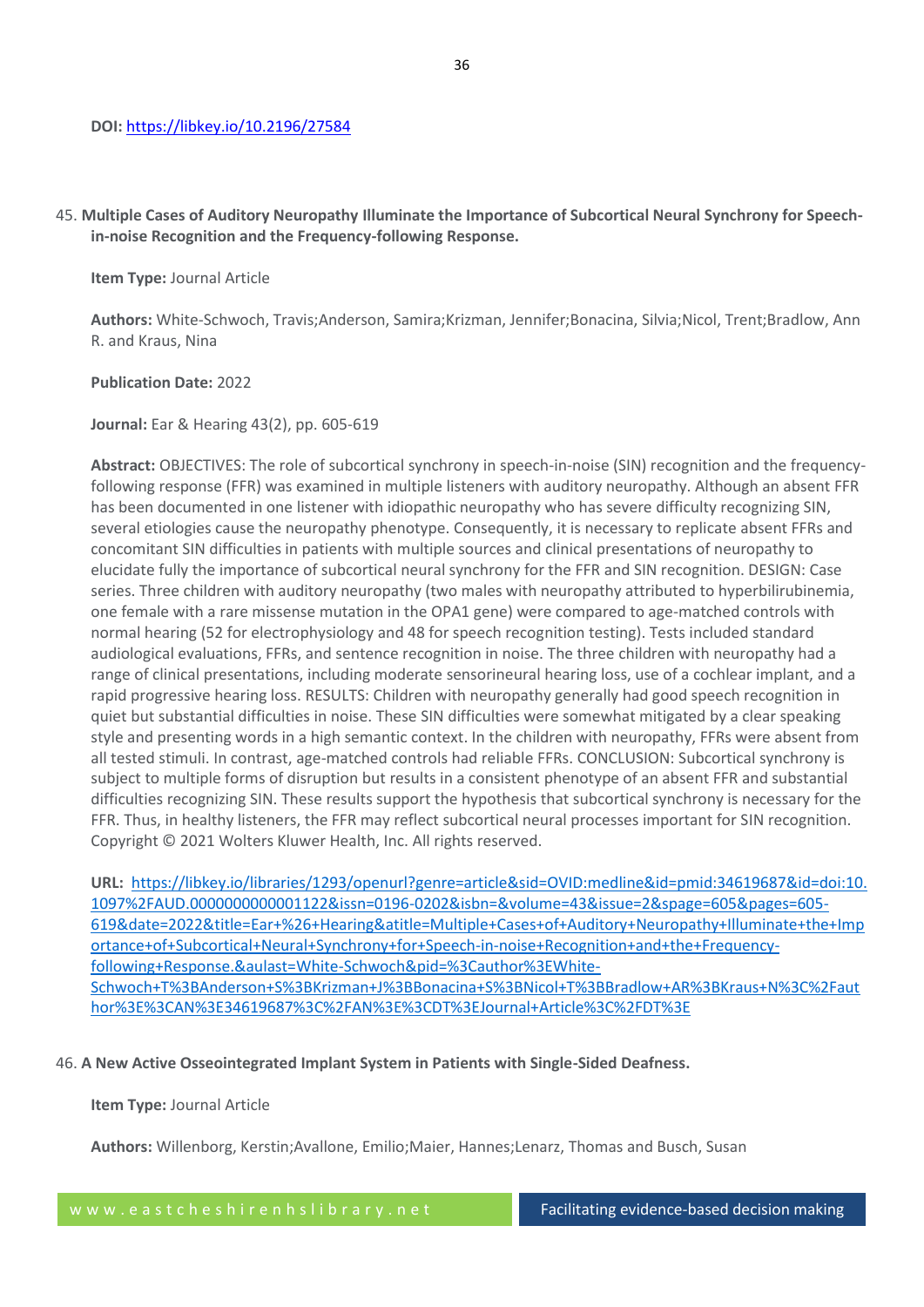**DOI:** https://libkey.io/10.2196/27584

45. **Multiple Cases of Auditory Neuropathy Illuminate the Importance of Subcortical Neural Synchrony for Speech-in-noise Recognition and the Frequency-following Response.**

    **Item Type:** Journal Article

    **Authors:** White-Schwoch, Travis;Anderson, Samira;Krizman, Jennifer;Bonacina, Silvia;Nicol, Trent;Bradlow, Ann R. and Kraus, Nina

    **Publication Date:** 2022

    **Journal:** Ear & Hearing 43(2), pp. 605-619

    **Abstract:** OBJECTIVES: The role of subcortical synchrony in speech-in-noise (SIN) recognition and the frequency-following response (FFR) was examined in multiple listeners with auditory neuropathy. Although an absent FFR has been documented in one listener with idiopathic neuropathy who has severe difficulty recognizing SIN, several etiologies cause the neuropathy phenotype. Consequently, it is necessary to replicate absent FFRs and concomitant SIN difficulties in patients with multiple sources and clinical presentations of neuropathy to elucidate fully the importance of subcortical neural synchrony for the FFR and SIN recognition. DESIGN: Case series. Three children with auditory neuropathy (two males with neuropathy attributed to hyperbilirubinemia, one female with a rare missense mutation in the OPA1 gene) were compared to age-matched controls with normal hearing (52 for electrophysiology and 48 for speech recognition testing). Tests included standard audiological evaluations, FFRs, and sentence recognition in noise. The three children with neuropathy had a range of clinical presentations, including moderate sensorineural hearing loss, use of a cochlear implant, and a rapid progressive hearing loss. RESULTS: Children with neuropathy generally had good speech recognition in quiet but substantial difficulties in noise. These SIN difficulties were somewhat mitigated by a clear speaking style and presenting words in a high semantic context. In the children with neuropathy, FFRs were absent from all tested stimuli. In contrast, age-matched controls had reliable FFRs. CONCLUSION: Subcortical synchrony is subject to multiple forms of disruption but results in a consistent phenotype of an absent FFR and substantial difficulties recognizing SIN. These results support the hypothesis that subcortical synchrony is necessary for the FFR. Thus, in healthy listeners, the FFR may reflect subcortical neural processes important for SIN recognition. Copyright © 2021 Wolters Kluwer Health, Inc. All rights reserved.

    **URL:** https://libkey.io/libraries/1293/openurl?genre=article&sid=OVID:medline&id=pmid:34619687&id=doi:10.1097%2FAUD.0000000000001122&issn=0196-0202&isbn=&volume=43&issue=2&spage=605&pages=605-619&date=2022&title=Ear+%26+Hearing&atitle=Multiple+Cases+of+Auditory+Neuropathy+Illuminate+the+Importance+of+Subcortical+Neural+Synchrony+for+Speech-in-noise+Recognition+and+the+Frequency-following+Response.&aulast=White-Schwoch&pid=%3Cauthor%3EWhite-Schwoch+T%3BAnderson+S%3BKrizman+J%3BBonacina+S%3BNicol+T%3BBradlow+AR%3BKraus+N%3C%2Fauthor%3E%3CAN%3E34619687%3C%2FAN%3E%3CDT%3EJournal+Article%3C%2FDT%3E

46. **A New Active Osseointegrated Implant System in Patients with Single-Sided Deafness.**

    **Item Type:** Journal Article

    **Authors:** Willenborg, Kerstin;Avallone, Emilio;Maier, Hannes;Lenarz, Thomas and Busch, Susan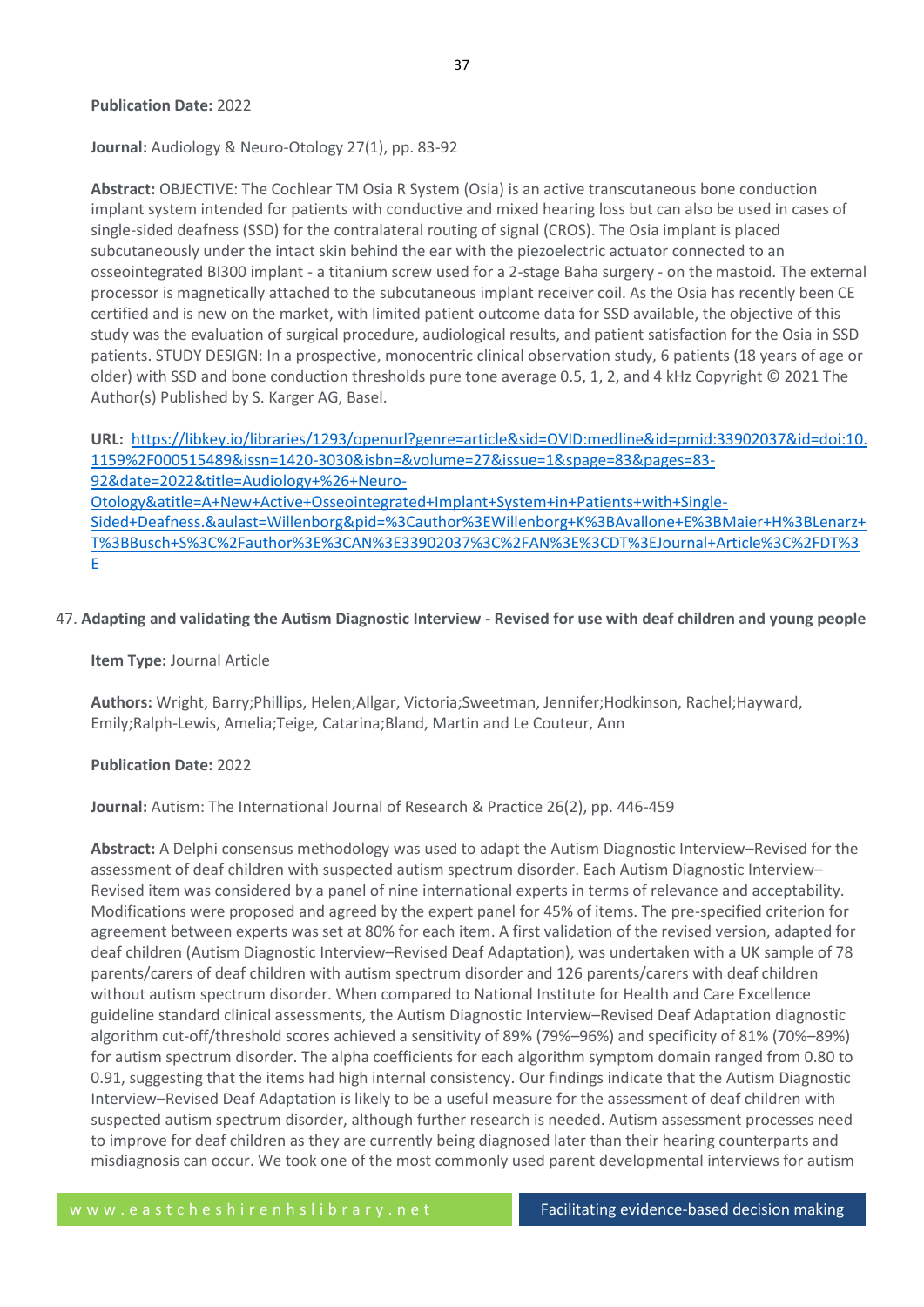**Publication Date:** 2022

**Journal:** Audiology & Neuro-Otology 27(1), pp. 83-92

**Abstract:** OBJECTIVE: The Cochlear TM Osia R System (Osia) is an active transcutaneous bone conduction implant system intended for patients with conductive and mixed hearing loss but can also be used in cases of single-sided deafness (SSD) for the contralateral routing of signal (CROS). The Osia implant is placed subcutaneously under the intact skin behind the ear with the piezoelectric actuator connected to an osseointegrated BI300 implant - a titanium screw used for a 2-stage Baha surgery - on the mastoid. The external processor is magnetically attached to the subcutaneous implant receiver coil. As the Osia has recently been CE certified and is new on the market, with limited patient outcome data for SSD available, the objective of this study was the evaluation of surgical procedure, audiological results, and patient satisfaction for the Osia in SSD patients. STUDY DESIGN: In a prospective, monocentric clinical observation study, 6 patients (18 years of age or older) with SSD and bone conduction thresholds pure tone average 0.5, 1, 2, and 4 kHz Copyright © 2021 The Author(s) Published by S. Karger AG, Basel.

**URL:** [https://libkey.io/libraries/1293/openurl?genre=article&sid=OVID:medline&id=pmid:33902037&id=doi:10.1159%2F000515489&issn=1420-3030&isbn=&volume=27&issue=1&spage=83&pages=83-92&date=2022&title=Audiology+%26+Neuro-Otology&atitle=A+New+Active+Osseointegrated+Implant+System+in+Patients+with+Single-Sided+Deafness.&aulast=Willenborg&pid=%3Cauthor%3EWillenborg+K%3BAvallone+E%3BMaier+H%3BLenarz+T%3BBusch+S%3C%2Fauthor%3E%3CAN%3E33902037%3C%2FAN%3E%3CDT%3EJournal+Article%3C%2FDT%3E](https://libkey.io/libraries/1293/openurl?genre=article&sid=OVID:medline&id=pmid:33902037&id=doi:10.1159%2F000515489&issn=1420-3030&isbn=&volume=27&issue=1&spage=83&pages=83-92&date=2022&title=Audiology+%26+Neuro-Otology&atitle=A+New+Active+Osseointegrated+Implant+System+in+Patients+with+Single-Sided+Deafness.&aulast=Willenborg&pid=%3Cauthor%3EWillenborg+K%3BAvallone+E%3BMaier+H%3BLenarz+T%3BBusch+S%3C%2Fauthor%3E%3CAN%3E33902037%3C%2FAN%3E%3CDT%3EJournal+Article%3C%2FDT%3E)

47. **Adapting and validating the Autism Diagnostic Interview - Revised for use with deaf children and young people**

**Item Type:** Journal Article

**Authors:** Wright, Barry;Phillips, Helen;Allgar, Victoria;Sweetman, Jennifer;Hodkinson, Rachel;Hayward, Emily;Ralph-Lewis, Amelia;Teige, Catarina;Bland, Martin and Le Couteur, Ann

**Publication Date:** 2022

**Journal:** Autism: The International Journal of Research & Practice 26(2), pp. 446-459

**Abstract:** A Delphi consensus methodology was used to adapt the Autism Diagnostic Interview–Revised for the assessment of deaf children with suspected autism spectrum disorder. Each Autism Diagnostic Interview–Revised item was considered by a panel of nine international experts in terms of relevance and acceptability. Modifications were proposed and agreed by the expert panel for 45% of items. The pre-specified criterion for agreement between experts was set at 80% for each item. A first validation of the revised version, adapted for deaf children (Autism Diagnostic Interview–Revised Deaf Adaptation), was undertaken with a UK sample of 78 parents/carers of deaf children with autism spectrum disorder and 126 parents/carers with deaf children without autism spectrum disorder. When compared to National Institute for Health and Care Excellence guideline standard clinical assessments, the Autism Diagnostic Interview–Revised Deaf Adaptation diagnostic algorithm cut-off/threshold scores achieved a sensitivity of 89% (79%–96%) and specificity of 81% (70%–89%) for autism spectrum disorder. The alpha coefficients for each algorithm symptom domain ranged from 0.80 to 0.91, suggesting that the items had high internal consistency. Our findings indicate that the Autism Diagnostic Interview–Revised Deaf Adaptation is likely to be a useful measure for the assessment of deaf children with suspected autism spectrum disorder, although further research is needed. Autism assessment processes need to improve for deaf children as they are currently being diagnosed later than their hearing counterparts and misdiagnosis can occur. We took one of the most commonly used parent developmental interviews for autism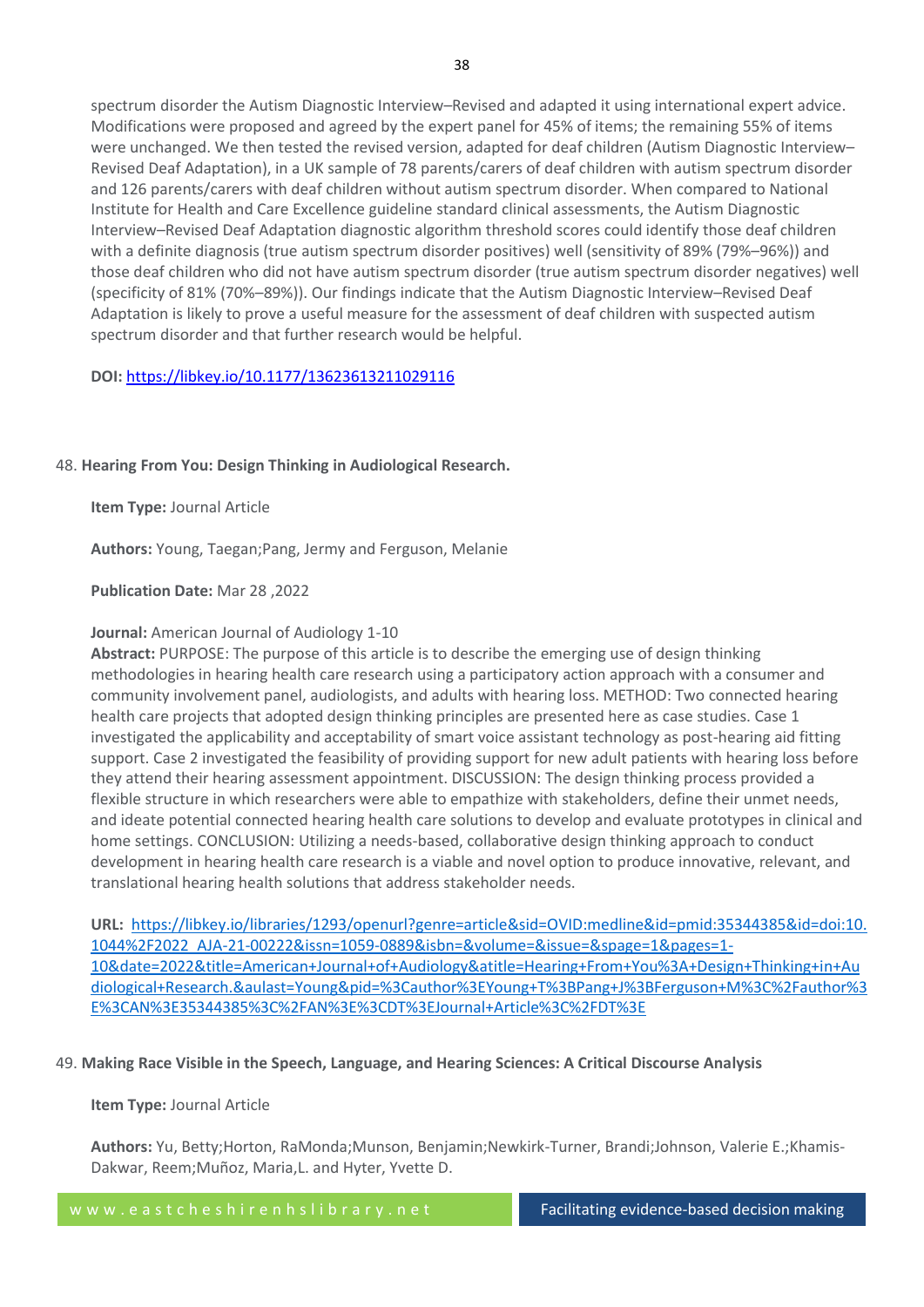spectrum disorder the Autism Diagnostic Interview–Revised and adapted it using international expert advice. Modifications were proposed and agreed by the expert panel for 45% of items; the remaining 55% of items were unchanged. We then tested the revised version, adapted for deaf children (Autism Diagnostic Interview–Revised Deaf Adaptation), in a UK sample of 78 parents/carers of deaf children with autism spectrum disorder and 126 parents/carers with deaf children without autism spectrum disorder. When compared to National Institute for Health and Care Excellence guideline standard clinical assessments, the Autism Diagnostic Interview–Revised Deaf Adaptation diagnostic algorithm threshold scores could identify those deaf children with a definite diagnosis (true autism spectrum disorder positives) well (sensitivity of 89% (79%–96%)) and those deaf children who did not have autism spectrum disorder (true autism spectrum disorder negatives) well (specificity of 81% (70%–89%)). Our findings indicate that the Autism Diagnostic Interview–Revised Deaf Adaptation is likely to prove a useful measure for the assessment of deaf children with suspected autism spectrum disorder and that further research would be helpful.

**DOI:** [https://libkey.io/10.1177/13623613211029116](https://libkey.io/10.1177/13623613211029116)

48. **Hearing From You: Design Thinking in Audiological Research.**

**Item Type:** Journal Article

**Authors:** Young, Taegan;Pang, Jermy and Ferguson, Melanie

**Publication Date:** Mar 28 ,2022

**Journal:** American Journal of Audiology 1-10

**Abstract:** PURPOSE: The purpose of this article is to describe the emerging use of design thinking methodologies in hearing health care research using a participatory action approach with a consumer and community involvement panel, audiologists, and adults with hearing loss. METHOD: Two connected hearing health care projects that adopted design thinking principles are presented here as case studies. Case 1 investigated the applicability and acceptability of smart voice assistant technology as post-hearing aid fitting support. Case 2 investigated the feasibility of providing support for new adult patients with hearing loss before they attend their hearing assessment appointment. DISCUSSION: The design thinking process provided a flexible structure in which researchers were able to empathize with stakeholders, define their unmet needs, and ideate potential connected hearing health care solutions to develop and evaluate prototypes in clinical and home settings. CONCLUSION: Utilizing a needs-based, collaborative design thinking approach to conduct development in hearing health care research is a viable and novel option to produce innovative, relevant, and translational hearing health solutions that address stakeholder needs.

**URL:** [https://libkey.io/libraries/1293/openurl?genre=article&sid=OVID:medline&id=pmid:35344385&id=doi:10.1044%2F2022_AJA-21-00222&issn=1059-0889&isbn=&volume=&issue=&spage=1&pages=1-10&date=2022&title=American+Journal+of+Audiology&atitle=Hearing+From+You%3A+Design+Thinking+in+Audiological+Research.&aulast=Young&pid=%3Cauthor%3EYoung+T%3BPang+J%3BFerguson+M%3C%2Fauthor%3E%3CAN%3E35344385%3C%2FAN%3E%3CDT%3EJournal+Article%3C%2FDT%3E](https://libkey.io/libraries/1293/openurl?genre=article&sid=OVID:medline&id=pmid:35344385&id=doi:10.1044%2F2022_AJA-21-00222&issn=1059-0889&isbn=&volume=&issue=&spage=1&pages=1-10&date=2022&title=American+Journal+of+Audiology&atitle=Hearing+From+You%3A+Design+Thinking+in+Audiological+Research.&aulast=Young&pid=%3Cauthor%3EYoung+T%3BPang+J%3BFerguson+M%3C%2Fauthor%3E%3CAN%3E35344385%3C%2FAN%3E%3CDT%3EJournal+Article%3C%2FDT%3E)

49. **Making Race Visible in the Speech, Language, and Hearing Sciences: A Critical Discourse Analysis**

**Item Type:** Journal Article

**Authors:** Yu, Betty;Horton, RaMonda;Munson, Benjamin;Newkirk-Turner, Brandi;Johnson, Valerie E.;Khamis-Dakwar, Reem;Muñoz, Maria,L. and Hyter, Yvette D.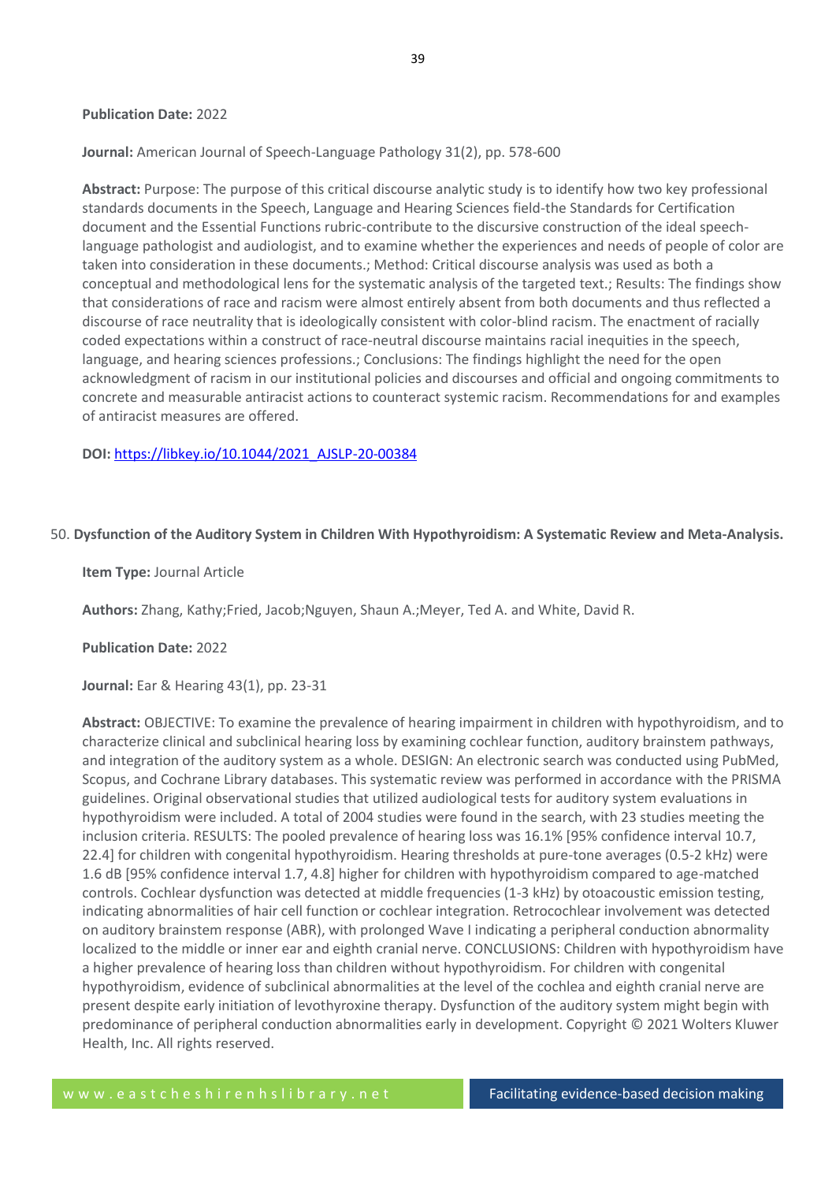**Publication Date:** 2022

**Journal:** American Journal of Speech-Language Pathology 31(2), pp. 578-600

**Abstract:** Purpose: The purpose of this critical discourse analytic study is to identify how two key professional standards documents in the Speech, Language and Hearing Sciences field-the Standards for Certification document and the Essential Functions rubric-contribute to the discursive construction of the ideal speech-language pathologist and audiologist, and to examine whether the experiences and needs of people of color are taken into consideration in these documents.; Method: Critical discourse analysis was used as both a conceptual and methodological lens for the systematic analysis of the targeted text.; Results: The findings show that considerations of race and racism were almost entirely absent from both documents and thus reflected a discourse of race neutrality that is ideologically consistent with color-blind racism. The enactment of racially coded expectations within a construct of race-neutral discourse maintains racial inequities in the speech, language, and hearing sciences professions.; Conclusions: The findings highlight the need for the open acknowledgment of racism in our institutional policies and discourses and official and ongoing commitments to concrete and measurable antiracist actions to counteract systemic racism. Recommendations for and examples of antiracist measures are offered.

**DOI:** [https://libkey.io/10.1044/2021_AJSLP-20-00384](https://libkey.io/10.1044/2021_AJSLP-20-00384)

50. **Dysfunction of the Auditory System in Children With Hypothyroidism: A Systematic Review and Meta-Analysis.**

**Item Type:** Journal Article

**Authors:** Zhang, Kathy;Fried, Jacob;Nguyen, Shaun A.;Meyer, Ted A. and White, David R.

**Publication Date:** 2022

**Journal:** Ear & Hearing 43(1), pp. 23-31

**Abstract:** OBJECTIVE: To examine the prevalence of hearing impairment in children with hypothyroidism, and to characterize clinical and subclinical hearing loss by examining cochlear function, auditory brainstem pathways, and integration of the auditory system as a whole. DESIGN: An electronic search was conducted using PubMed, Scopus, and Cochrane Library databases. This systematic review was performed in accordance with the PRISMA guidelines. Original observational studies that utilized audiological tests for auditory system evaluations in hypothyroidism were included. A total of 2004 studies were found in the search, with 23 studies meeting the inclusion criteria. RESULTS: The pooled prevalence of hearing loss was 16.1% [95% confidence interval 10.7, 22.4] for children with congenital hypothyroidism. Hearing thresholds at pure-tone averages (0.5-2 kHz) were 1.6 dB [95% confidence interval 1.7, 4.8] higher for children with hypothyroidism compared to age-matched controls. Cochlear dysfunction was detected at middle frequencies (1-3 kHz) by otoacoustic emission testing, indicating abnormalities of hair cell function or cochlear integration. Retrocochlear involvement was detected on auditory brainstem response (ABR), with prolonged Wave I indicating a peripheral conduction abnormality localized to the middle or inner ear and eighth cranial nerve. CONCLUSIONS: Children with hypothyroidism have a higher prevalence of hearing loss than children without hypothyroidism. For children with congenital hypothyroidism, evidence of subclinical abnormalities at the level of the cochlea and eighth cranial nerve are present despite early initiation of levothyroxine therapy. Dysfunction of the auditory system might begin with predominance of peripheral conduction abnormalities early in development. Copyright © 2021 Wolters Kluwer Health, Inc. All rights reserved.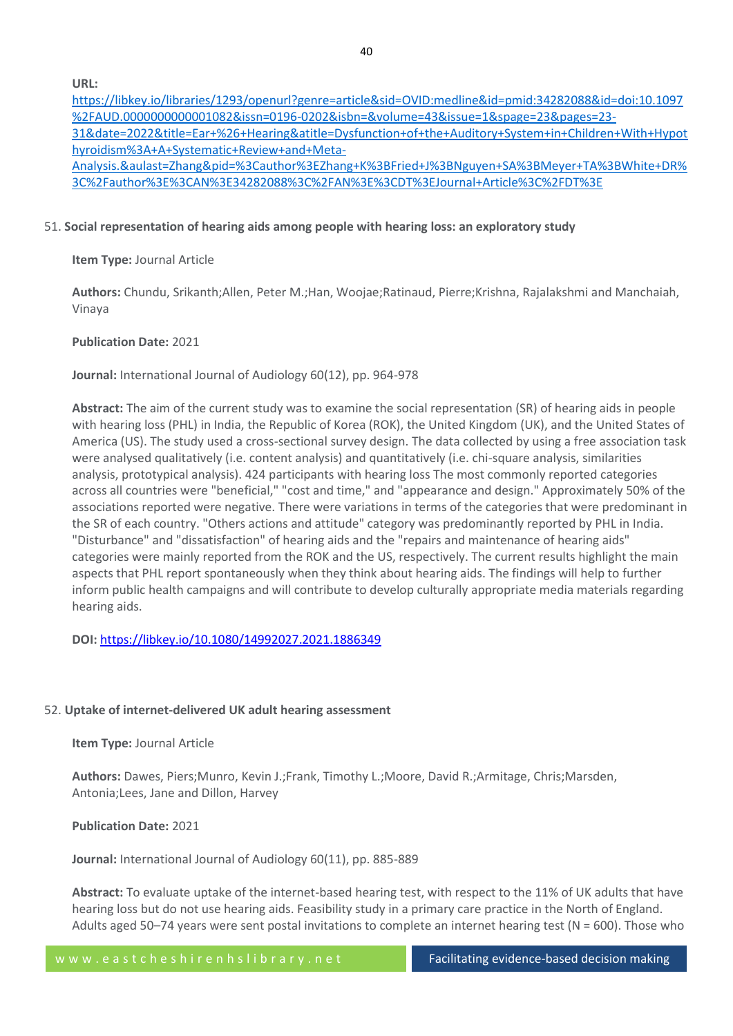**URL:** https://libkey.io/libraries/1293/openurl?genre=article&sid=OVID:medline&id=pmid:34282088&id=doi:10.1097%2FAUD.0000000000001082&issn=0196-0202&isbn=&volume=43&issue=1&spage=23&pages=23-31&date=2022&title=Ear+%26+Hearing&atitle=Dysfunction+of+the+Auditory+System+in+Children+With+Hypothyroidism%3A+A+Systematic+Review+and+Meta-Analysis.&aulast=Zhang&pid=%3Cauthor%3EZhang+K%3BFried+J%3BNguyen+SA%3BMeyer+TA%3BWhite+DR%3C%2Fauthor%3E%3CAN%3E34282088%3C%2FAN%3E%3CDT%3EJournal+Article%3C%2FDT%3E

51. **Social representation of hearing aids among people with hearing loss: an exploratory study**

**Item Type:** Journal Article

**Authors:** Chundu, Srikanth;Allen, Peter M.;Han, Woojae;Ratinaud, Pierre;Krishna, Rajalakshmi and Manchaiah, Vinaya

**Publication Date:** 2021

**Journal:** International Journal of Audiology 60(12), pp. 964-978

**Abstract:** The aim of the current study was to examine the social representation (SR) of hearing aids in people with hearing loss (PHL) in India, the Republic of Korea (ROK), the United Kingdom (UK), and the United States of America (US). The study used a cross-sectional survey design. The data collected by using a free association task were analysed qualitatively (i.e. content analysis) and quantitatively (i.e. chi-square analysis, similarities analysis, prototypical analysis). 424 participants with hearing loss The most commonly reported categories across all countries were "beneficial," "cost and time," and "appearance and design." Approximately 50% of the associations reported were negative. There were variations in terms of the categories that were predominant in the SR of each country. "Others actions and attitude" category was predominantly reported by PHL in India. "Disturbance" and "dissatisfaction" of hearing aids and the "repairs and maintenance of hearing aids" categories were mainly reported from the ROK and the US, respectively. The current results highlight the main aspects that PHL report spontaneously when they think about hearing aids. The findings will help to further inform public health campaigns and will contribute to develop culturally appropriate media materials regarding hearing aids.

**DOI:** https://libkey.io/10.1080/14992027.2021.1886349

52. **Uptake of internet-delivered UK adult hearing assessment**

**Item Type:** Journal Article

**Authors:** Dawes, Piers;Munro, Kevin J.;Frank, Timothy L.;Moore, David R.;Armitage, Chris;Marsden, Antonia;Lees, Jane and Dillon, Harvey

**Publication Date:** 2021

**Journal:** International Journal of Audiology 60(11), pp. 885-889

**Abstract:** To evaluate uptake of the internet-based hearing test, with respect to the 11% of UK adults that have hearing loss but do not use hearing aids. Feasibility study in a primary care practice in the North of England. Adults aged 50–74 years were sent postal invitations to complete an internet hearing test (N = 600). Those who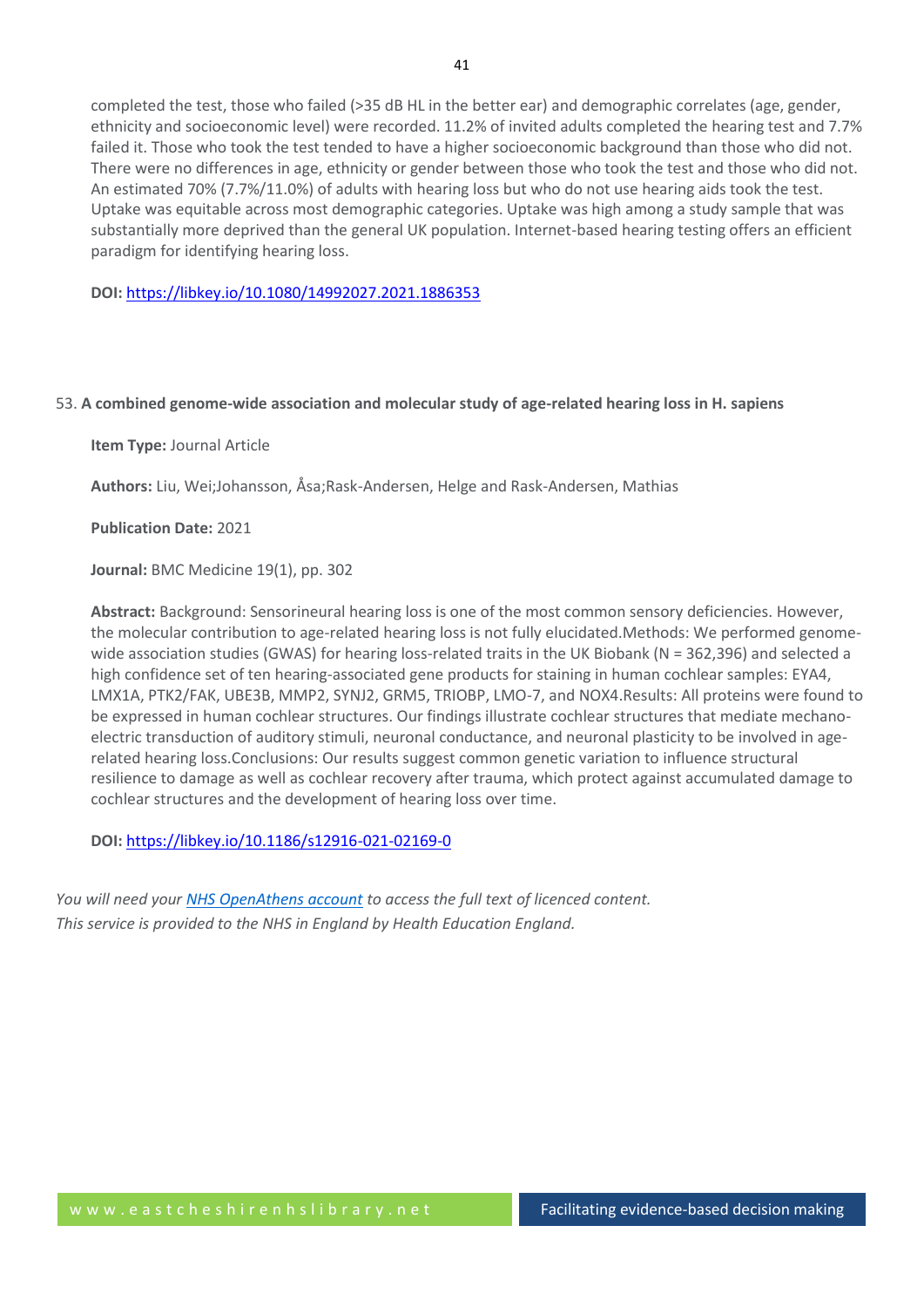completed the test, those who failed (>35 dB HL in the better ear) and demographic correlates (age, gender, ethnicity and socioeconomic level) were recorded. 11.2% of invited adults completed the hearing test and 7.7% failed it. Those who took the test tended to have a higher socioeconomic background than those who did not. There were no differences in age, ethnicity or gender between those who took the test and those who did not. An estimated 70% (7.7%/11.0%) of adults with hearing loss but who do not use hearing aids took the test. Uptake was equitable across most demographic categories. Uptake was high among a study sample that was substantially more deprived than the general UK population. Internet-based hearing testing offers an efficient paradigm for identifying hearing loss.

**DOI:** [https://libkey.io/10.1080/14992027.2021.1886353](https://libkey.io/10.1080/14992027.2021.1886353)

53. **A combined genome-wide association and molecular study of age-related hearing loss in H. sapiens**

**Item Type:** Journal Article

**Authors:** Liu, Wei;Johansson, Åsa;Rask-Andersen, Helge and Rask-Andersen, Mathias

**Publication Date:** 2021

**Journal:** BMC Medicine 19(1), pp. 302

**Abstract:** Background: Sensorineural hearing loss is one of the most common sensory deficiencies. However, the molecular contribution to age-related hearing loss is not fully elucidated.Methods: We performed genome-wide association studies (GWAS) for hearing loss-related traits in the UK Biobank (N = 362,396) and selected a high confidence set of ten hearing-associated gene products for staining in human cochlear samples: EYA4, LMX1A, PTK2/FAK, UBE3B, MMP2, SYNJ2, GRM5, TRIOBP, LMO-7, and NOX4.Results: All proteins were found to be expressed in human cochlear structures. Our findings illustrate cochlear structures that mediate mechano-electric transduction of auditory stimuli, neuronal conductance, and neuronal plasticity to be involved in age-related hearing loss.Conclusions: Our results suggest common genetic variation to influence structural resilience to damage as well as cochlear recovery after trauma, which protect against accumulated damage to cochlear structures and the development of hearing loss over time.

**DOI:** [https://libkey.io/10.1186/s12916-021-02169-0](https://libkey.io/10.1186/s12916-021-02169-0)

*You will need your NHS OpenAthens account to access the full text of licenced content.*
*This service is provided to the NHS in England by Health Education England.*